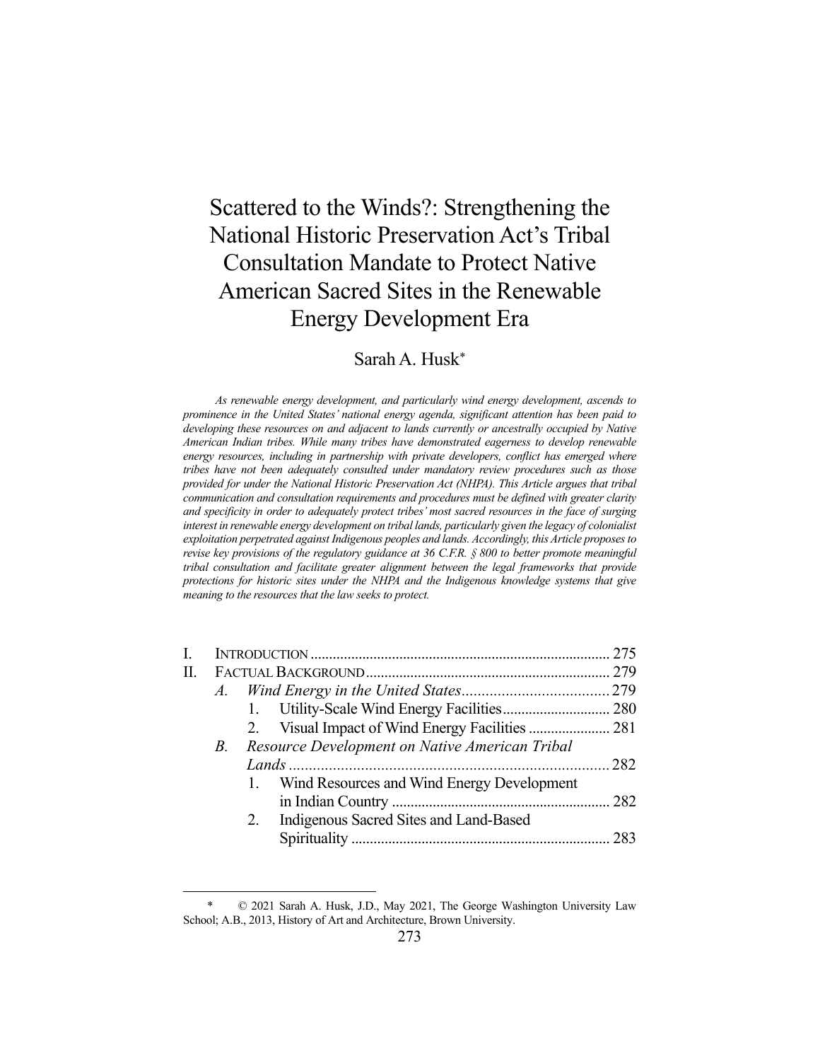# Scattered to the Winds?: Strengthening the National Historic Preservation Act's Tribal Consultation Mandate to Protect Native American Sacred Sites in the Renewable Energy Development Era

Sarah A. Husk*

*As renewable energy development, and particularly wind energy development, ascends to prominence in the United States' national energy agenda, significant attention has been paid to developing these resources on and adjacent to lands currently or ancestrally occupied by Native American Indian tribes. While many tribes have demonstrated eagerness to develop renewable energy resources, including in partnership with private developers, conflict has emerged where tribes have not been adequately consulted under mandatory review procedures such as those provided for under the National Historic Preservation Act (NHPA). This Article argues that tribal communication and consultation requirements and procedures must be defined with greater clarity and specificity in order to adequately protect tribes' most sacred resources in the face of surging interest in renewable energy development on tribal lands, particularly given the legacy of colonialist exploitation perpetrated against Indigenous peoples and lands. Accordingly, this Article proposes to revise key provisions of the regulatory guidance at 36 C.F.R. § 800 to better promote meaningful tribal consultation and facilitate greater alignment between the legal frameworks that provide protections for historic sites under the NHPA and the Indigenous knowledge systems that give meaning to the resources that the law seeks to protect.*

- I. INTRODUCTION ................................................................................ 275
- II. FACTUAL BACKGROUND ................................................................. 279
  - *A. Wind Energy in the United States* ..................................... 279
    - 1. Utility-Scale Wind Energy Facilities ............................ 280
    - 2. Visual Impact of Wind Energy Facilities ...................... 281
  - *B. Resource Development on Native American Tribal Lands* ................................................................................ 282
    - 1. Wind Resources and Wind Energy Development in Indian Country .......................................................... 282
    - 2. Indigenous Sacred Sites and Land-Based Spirituality ..................................................................... 283

---

\* © 2021 Sarah A. Husk, J.D., May 2021, The George Washington University Law School; A.B., 2013, History of Art and Architecture, Brown University.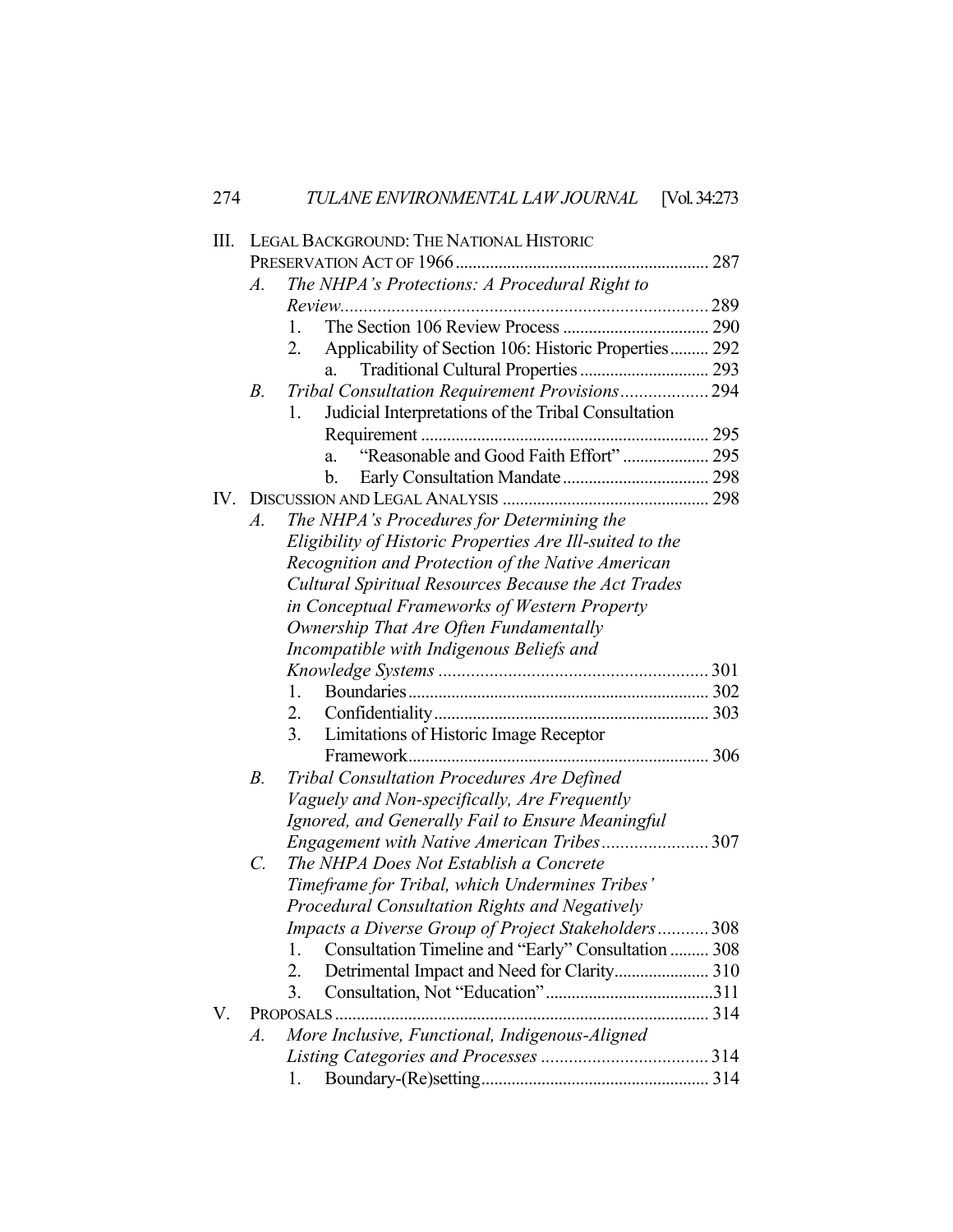III. LEGAL BACKGROUND: THE NATIONAL HISTORIC PRESERVATION ACT OF 1966 .......... 287

- A. *The NHPA's Protections: A Procedural Right to Review* .......... 289
  1. The Section 106 Review Process .......... 290
  2. Applicability of Section 106: Historic Properties .......... 292
     - a. Traditional Cultural Properties .......... 293
- B. *Tribal Consultation Requirement Provisions* .......... 294
  1. Judicial Interpretations of the Tribal Consultation Requirement .......... 295
     - a. "Reasonable and Good Faith Effort" .......... 295
     - b. Early Consultation Mandate .......... 298

IV. DISCUSSION AND LEGAL ANALYSIS .......... 298

- A. *The NHPA's Procedures for Determining the Eligibility of Historic Properties Are Ill-suited to the Recognition and Protection of the Native American Cultural Spiritual Resources Because the Act Trades in Conceptual Frameworks of Western Property Ownership That Are Often Fundamentally Incompatible with Indigenous Beliefs and Knowledge Systems* .......... 301
  1. Boundaries .......... 302
  2. Confidentiality .......... 303
  3. Limitations of Historic Image Receptor Framework .......... 306
- B. *Tribal Consultation Procedures Are Defined Vaguely and Non-specifically, Are Frequently Ignored, and Generally Fail to Ensure Meaningful Engagement with Native American Tribes* .......... 307
- C. *The NHPA Does Not Establish a Concrete Timeframe for Tribal, which Undermines Tribes' Procedural Consultation Rights and Negatively Impacts a Diverse Group of Project Stakeholders* .......... 308
  1. Consultation Timeline and "Early" Consultation .......... 308
  2. Detrimental Impact and Need for Clarity .......... 310
  3. Consultation, Not "Education" .......... 311

V. PROPOSALS .......... 314

- A. *More Inclusive, Functional, Indigenous-Aligned Listing Categories and Processes* .......... 314
  1. Boundary-(Re)setting .......... 314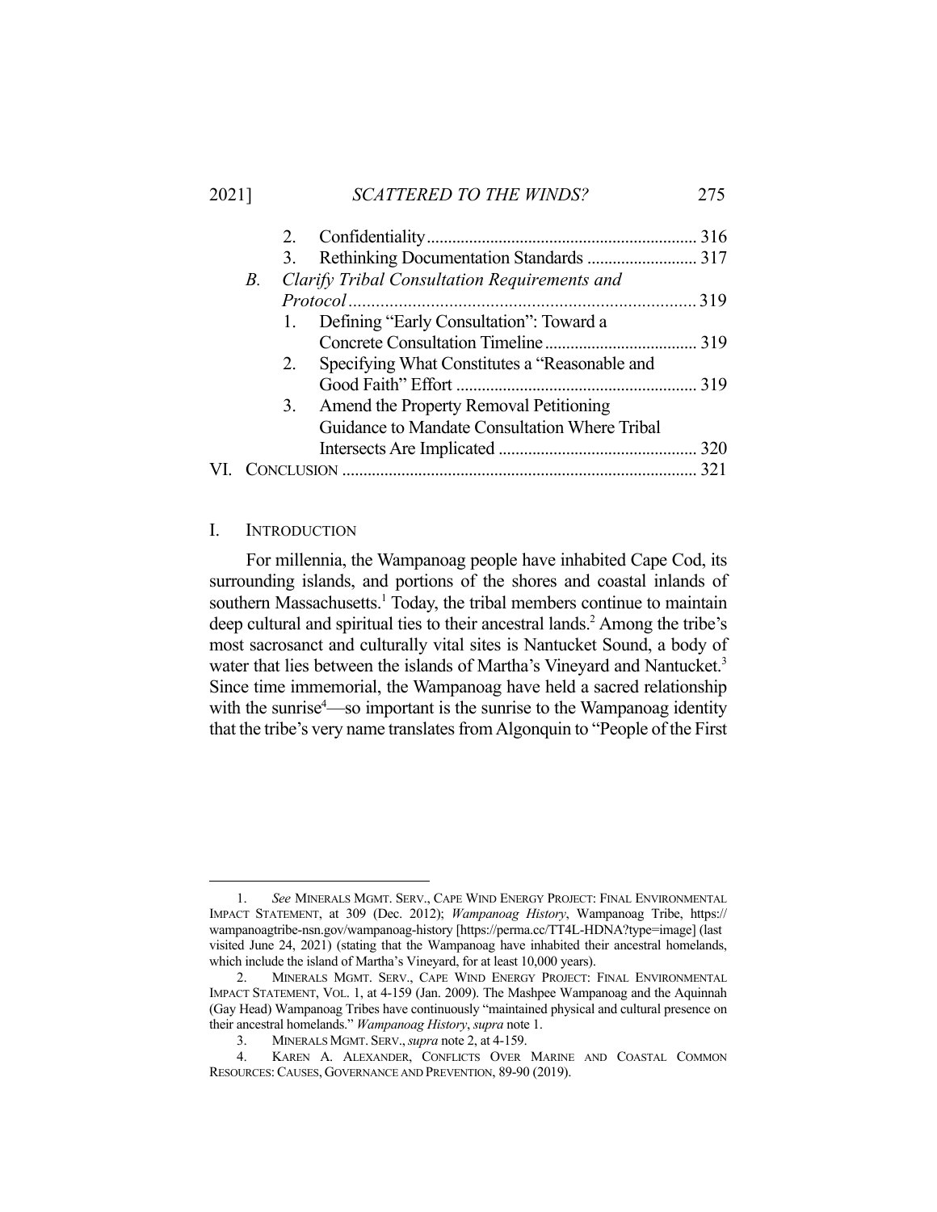2. Confidentiality ........................................................................ 316
3. Rethinking Documentation Standards .......................... 317

B. *Clarify Tribal Consultation Requirements and Protocol* ........................................................................ 319

1. Defining "Early Consultation": Toward a Concrete Consultation Timeline .................................... 319
2. Specifying What Constitutes a "Reasonable and Good Faith" Effort .......................................................... 319
3. Amend the Property Removal Petitioning Guidance to Mandate Consultation Where Tribal Intersects Are Implicated ............................................... 320

VI. CONCLUSION ................................................................................... 321

## I. INTRODUCTION

For millennia, the Wampanoag people have inhabited Cape Cod, its surrounding islands, and portions of the shores and coastal inlands of southern Massachusetts.[1] Today, the tribal members continue to maintain deep cultural and spiritual ties to their ancestral lands.[2] Among the tribe's most sacrosanct and culturally vital sites is Nantucket Sound, a body of water that lies between the islands of Martha's Vineyard and Nantucket.[3] Since time immemorial, the Wampanoag have held a sacred relationship with the sunrise[4]—so important is the sunrise to the Wampanoag identity that the tribe's very name translates from Algonquin to "People of the First

---

1. *See* MINERALS MGMT. SERV., CAPE WIND ENERGY PROJECT: FINAL ENVIRONMENTAL IMPACT STATEMENT, at 309 (Dec. 2012); *Wampanoag History*, Wampanoag Tribe, https://wampanoagtribe-nsn.gov/wampanoag-history [https://perma.cc/TT4L-HDNA?type=image] (last visited June 24, 2021) (stating that the Wampanoag have inhabited their ancestral homelands, which include the island of Martha's Vineyard, for at least 10,000 years).

2. MINERALS MGMT. SERV., CAPE WIND ENERGY PROJECT: FINAL ENVIRONMENTAL IMPACT STATEMENT, VOL. 1, at 4-159 (Jan. 2009). The Mashpee Wampanoag and the Aquinnah (Gay Head) Wampanoag Tribes have continuously "maintained physical and cultural presence on their ancestral homelands." *Wampanoag History*, *supra* note 1.

3. MINERALS MGMT. SERV., *supra* note 2, at 4-159.

4. KAREN A. ALEXANDER, CONFLICTS OVER MARINE AND COASTAL COMMON RESOURCES: CAUSES, GOVERNANCE AND PREVENTION, 89-90 (2019).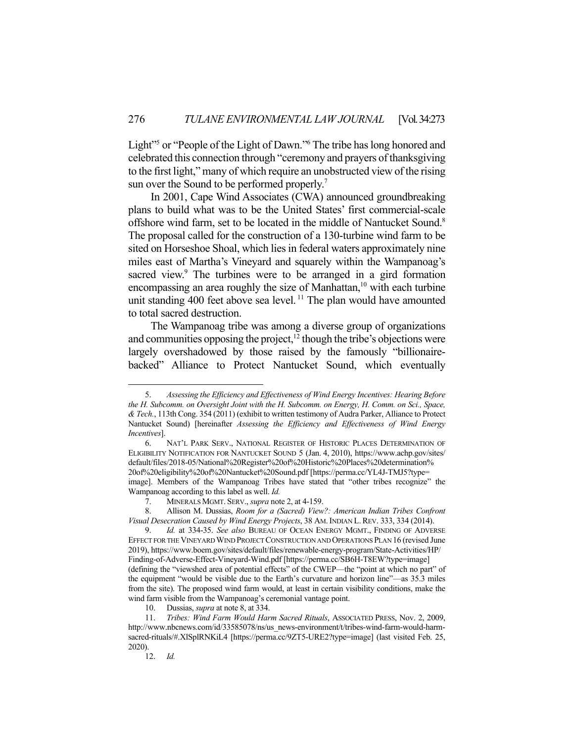Light"[5] or "People of the Light of Dawn."[6] The tribe has long honored and celebrated this connection through "ceremony and prayers of thanksgiving to the first light," many of which require an unobstructed view of the rising sun over the Sound to be performed properly.[7]

In 2001, Cape Wind Associates (CWA) announced groundbreaking plans to build what was to be the United States' first commercial-scale offshore wind farm, set to be located in the middle of Nantucket Sound.[8] The proposal called for the construction of a 130-turbine wind farm to be sited on Horseshoe Shoal, which lies in federal waters approximately nine miles east of Martha's Vineyard and squarely within the Wampanoag's sacred view.[9] The turbines were to be arranged in a gird formation encompassing an area roughly the size of Manhattan,[10] with each turbine unit standing 400 feet above sea level.[11] The plan would have amounted to total sacred destruction.

The Wampanoag tribe was among a diverse group of organizations and communities opposing the project,[12] though the tribe's objections were largely overshadowed by those raised by the famously "billionaire-backed" Alliance to Protect Nantucket Sound, which eventually

---

5. *Assessing the Efficiency and Effectiveness of Wind Energy Incentives: Hearing Before the H. Subcomm. on Oversight Joint with the H. Subcomm. on Energy, H. Comm. on Sci., Space, & Tech.*, 113th Cong. 354 (2011) (exhibit to written testimony of Audra Parker, Alliance to Protect Nantucket Sound) [hereinafter *Assessing the Efficiency and Effectiveness of Wind Energy Incentives*].

6. NAT'L PARK SERV., NATIONAL REGISTER OF HISTORIC PLACES DETERMINATION OF ELIGIBILITY NOTIFICATION FOR NANTUCKET SOUND 5 (Jan. 4, 2010), https://www.achp.gov/sites/default/files/2018-05/National%20Register%20of%20Historic%20Places%20determination%20of%20eligibility%20of%20Nantucket%20Sound.pdf [https://perma.cc/YL4J-TMJ5?type=image]. Members of the Wampanoag Tribes have stated that "other tribes recognize" the Wampanoag according to this label as well. *Id.*

7. MINERALS MGMT. SERV., *supra* note 2, at 4-159.

8. Allison M. Dussias, *Room for a (Sacred) View?: American Indian Tribes Confront Visual Desecration Caused by Wind Energy Projects*, 38 AM. INDIAN L. REV. 333, 334 (2014).

9. *Id.* at 334-35. *See also* BUREAU OF OCEAN ENERGY MGMT., FINDING OF ADVERSE EFFECT FOR THE VINEYARD WIND PROJECT CONSTRUCTION AND OPERATIONS PLAN 16 (revised June 2019), https://www.boem.gov/sites/default/files/renewable-energy-program/State-Activities/HP/Finding-of-Adverse-Effect-Vineyard-Wind.pdf [https://perma.cc/SB6H-T8EW?type=image] (defining the "viewshed area of potential effects" of the CWEP—the "point at which no part" of the equipment "would be visible due to the Earth's curvature and horizon line"—as 35.3 miles from the site). The proposed wind farm would, at least in certain visibility conditions, make the wind farm visible from the Wampanoag's ceremonial vantage point.

10. Dussias, *supra* at note 8, at 334.

11. *Tribes: Wind Farm Would Harm Sacred Rituals*, ASSOCIATED PRESS, Nov. 2, 2009, http://www.nbcnews.com/id/33585078/ns/us_news-environment/t/tribes-wind-farm-would-harm-sacred-rituals/#.XlSplRNKiL4 [https://perma.cc/9ZT5-URE2?type=image] (last visited Feb. 25, 2020).

12. *Id.*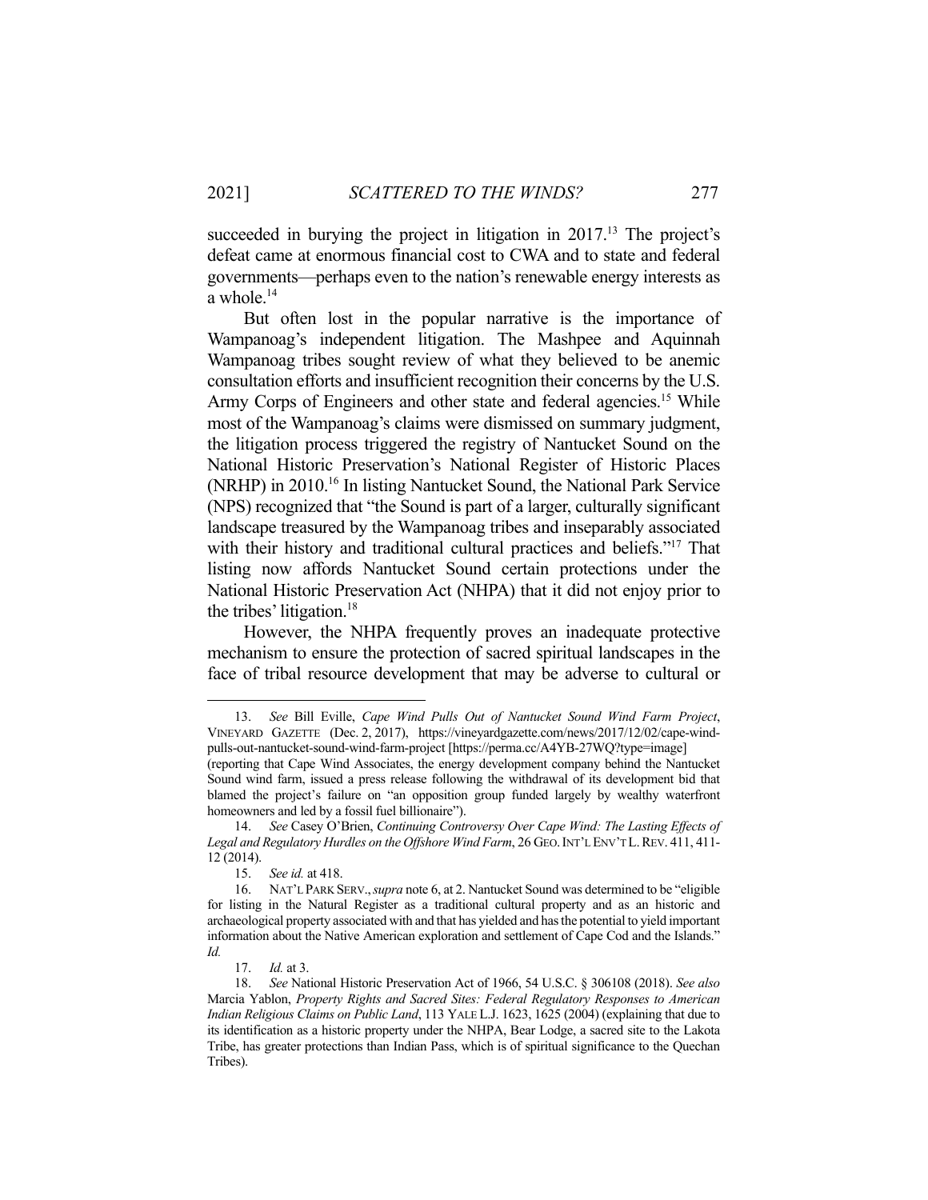succeeded in burying the project in litigation in 2017.[13] The project's defeat came at enormous financial cost to CWA and to state and federal governments—perhaps even to the nation's renewable energy interests as a whole.[14]

But often lost in the popular narrative is the importance of Wampanoag's independent litigation. The Mashpee and Aquinnah Wampanoag tribes sought review of what they believed to be anemic consultation efforts and insufficient recognition their concerns by the U.S. Army Corps of Engineers and other state and federal agencies.[15] While most of the Wampanoag's claims were dismissed on summary judgment, the litigation process triggered the registry of Nantucket Sound on the National Historic Preservation's National Register of Historic Places (NRHP) in 2010.[16] In listing Nantucket Sound, the National Park Service (NPS) recognized that "the Sound is part of a larger, culturally significant landscape treasured by the Wampanoag tribes and inseparably associated with their history and traditional cultural practices and beliefs."[17] That listing now affords Nantucket Sound certain protections under the National Historic Preservation Act (NHPA) that it did not enjoy prior to the tribes' litigation.[18]

However, the NHPA frequently proves an inadequate protective mechanism to ensure the protection of sacred spiritual landscapes in the face of tribal resource development that may be adverse to cultural or

---

13. *See* Bill Eville, *Cape Wind Pulls Out of Nantucket Sound Wind Farm Project*, VINEYARD GAZETTE (Dec. 2, 2017), https://vineyardgazette.com/news/2017/12/02/cape-wind-pulls-out-nantucket-sound-wind-farm-project [https://perma.cc/A4YB-27WQ?type=image] (reporting that Cape Wind Associates, the energy development company behind the Nantucket Sound wind farm, issued a press release following the withdrawal of its development bid that blamed the project's failure on "an opposition group funded largely by wealthy waterfront homeowners and led by a fossil fuel billionaire").

14. *See* Casey O'Brien, *Continuing Controversy Over Cape Wind: The Lasting Effects of Legal and Regulatory Hurdles on the Offshore Wind Farm*, 26 GEO. INT'L ENV'T L. REV. 411, 411-12 (2014).

15. *See id.* at 418.

16. NAT'L PARK SERV., *supra* note 6, at 2. Nantucket Sound was determined to be "eligible for listing in the Natural Register as a traditional cultural property and as an historic and archaeological property associated with and that has yielded and has the potential to yield important information about the Native American exploration and settlement of Cape Cod and the Islands." *Id.*

17. *Id.* at 3.

18. *See* National Historic Preservation Act of 1966, 54 U.S.C. § 306108 (2018). *See also* Marcia Yablon, *Property Rights and Sacred Sites: Federal Regulatory Responses to American Indian Religious Claims on Public Land*, 113 YALE L.J. 1623, 1625 (2004) (explaining that due to its identification as a historic property under the NHPA, Bear Lodge, a sacred site to the Lakota Tribe, has greater protections than Indian Pass, which is of spiritual significance to the Quechan Tribes).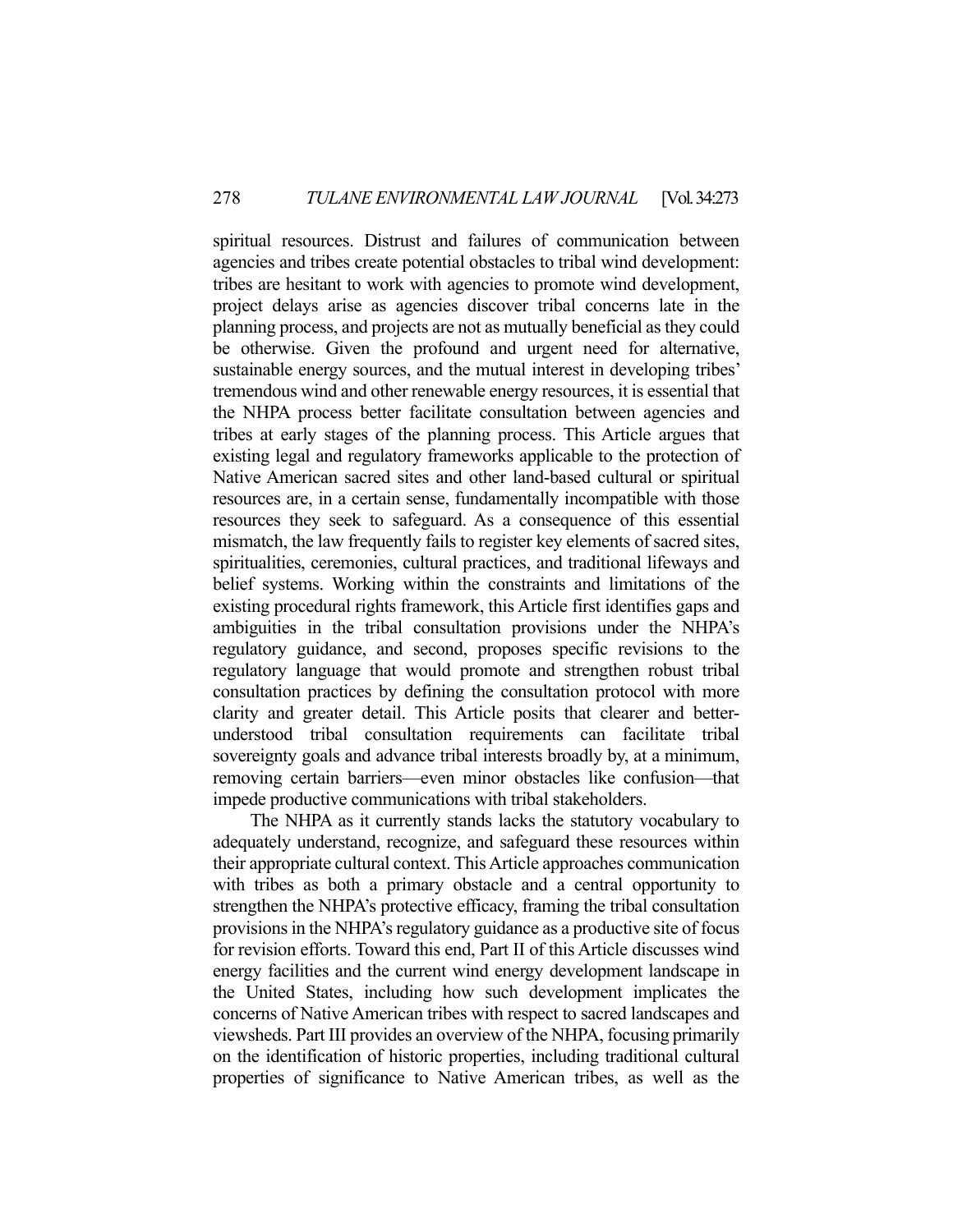spiritual resources. Distrust and failures of communication between agencies and tribes create potential obstacles to tribal wind development: tribes are hesitant to work with agencies to promote wind development, project delays arise as agencies discover tribal concerns late in the planning process, and projects are not as mutually beneficial as they could be otherwise. Given the profound and urgent need for alternative, sustainable energy sources, and the mutual interest in developing tribes' tremendous wind and other renewable energy resources, it is essential that the NHPA process better facilitate consultation between agencies and tribes at early stages of the planning process. This Article argues that existing legal and regulatory frameworks applicable to the protection of Native American sacred sites and other land-based cultural or spiritual resources are, in a certain sense, fundamentally incompatible with those resources they seek to safeguard. As a consequence of this essential mismatch, the law frequently fails to register key elements of sacred sites, spiritualities, ceremonies, cultural practices, and traditional lifeways and belief systems. Working within the constraints and limitations of the existing procedural rights framework, this Article first identifies gaps and ambiguities in the tribal consultation provisions under the NHPA's regulatory guidance, and second, proposes specific revisions to the regulatory language that would promote and strengthen robust tribal consultation practices by defining the consultation protocol with more clarity and greater detail. This Article posits that clearer and better-understood tribal consultation requirements can facilitate tribal sovereignty goals and advance tribal interests broadly by, at a minimum, removing certain barriers—even minor obstacles like confusion—that impede productive communications with tribal stakeholders.

The NHPA as it currently stands lacks the statutory vocabulary to adequately understand, recognize, and safeguard these resources within their appropriate cultural context. This Article approaches communication with tribes as both a primary obstacle and a central opportunity to strengthen the NHPA's protective efficacy, framing the tribal consultation provisions in the NHPA's regulatory guidance as a productive site of focus for revision efforts. Toward this end, Part II of this Article discusses wind energy facilities and the current wind energy development landscape in the United States, including how such development implicates the concerns of Native American tribes with respect to sacred landscapes and viewsheds. Part III provides an overview of the NHPA, focusing primarily on the identification of historic properties, including traditional cultural properties of significance to Native American tribes, as well as the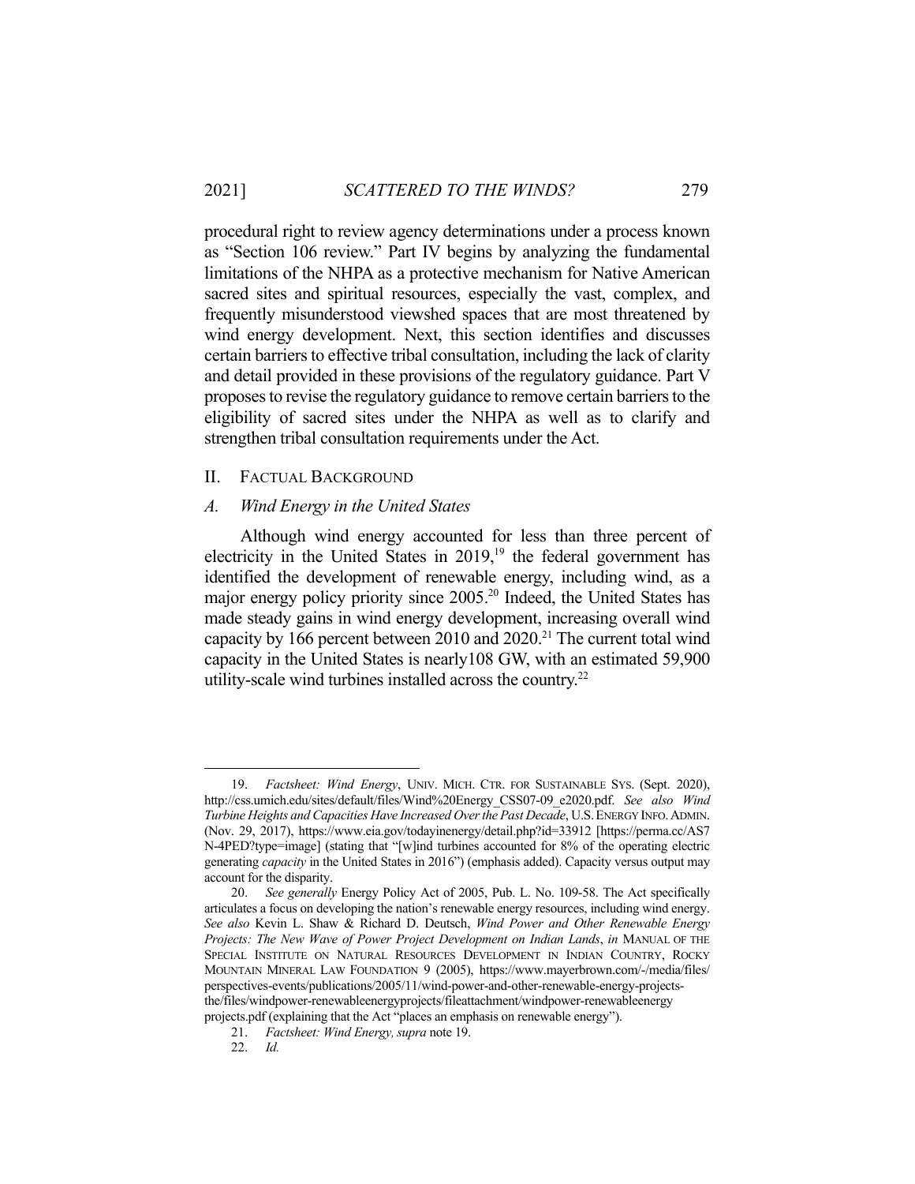procedural right to review agency determinations under a process known as "Section 106 review." Part IV begins by analyzing the fundamental limitations of the NHPA as a protective mechanism for Native American sacred sites and spiritual resources, especially the vast, complex, and frequently misunderstood viewshed spaces that are most threatened by wind energy development. Next, this section identifies and discusses certain barriers to effective tribal consultation, including the lack of clarity and detail provided in these provisions of the regulatory guidance. Part V proposes to revise the regulatory guidance to remove certain barriers to the eligibility of sacred sites under the NHPA as well as to clarify and strengthen tribal consultation requirements under the Act.

## II. FACTUAL BACKGROUND

### *A. Wind Energy in the United States*

Although wind energy accounted for less than three percent of electricity in the United States in 2019,[19] the federal government has identified the development of renewable energy, including wind, as a major energy policy priority since 2005.[20] Indeed, the United States has made steady gains in wind energy development, increasing overall wind capacity by 166 percent between 2010 and 2020.[21] The current total wind capacity in the United States is nearly108 GW, with an estimated 59,900 utility-scale wind turbines installed across the country.[22]

---

19. *Factsheet: Wind Energy*, UNIV. MICH. CTR. FOR SUSTAINABLE SYS. (Sept. 2020), http://css.umich.edu/sites/default/files/Wind%20Energy_CSS07-09_e2020.pdf. *See also Wind Turbine Heights and Capacities Have Increased Over the Past Decade*, U.S. ENERGY INFO. ADMIN. (Nov. 29, 2017), https://www.eia.gov/todayinenergy/detail.php?id=33912 [https://perma.cc/AS7N-4PED?type=image] (stating that "[w]ind turbines accounted for 8% of the operating electric generating *capacity* in the United States in 2016") (emphasis added). Capacity versus output may account for the disparity.

20. *See generally* Energy Policy Act of 2005, Pub. L. No. 109-58. The Act specifically articulates a focus on developing the nation's renewable energy resources, including wind energy. *See also* Kevin L. Shaw & Richard D. Deutsch, *Wind Power and Other Renewable Energy Projects: The New Wave of Power Project Development on Indian Lands*, *in* MANUAL OF THE SPECIAL INSTITUTE ON NATURAL RESOURCES DEVELOPMENT IN INDIAN COUNTRY, ROCKY MOUNTAIN MINERAL LAW FOUNDATION 9 (2005), https://www.mayerbrown.com/-/media/files/perspectives-events/publications/2005/11/wind-power-and-other-renewable-energy-projects-the/files/windpower-renewableenergyprojects/fileattachment/windpower-renewableenergyprojects.pdf (explaining that the Act "places an emphasis on renewable energy").

21. *Factsheet: Wind Energy, supra* note 19.

22. *Id.*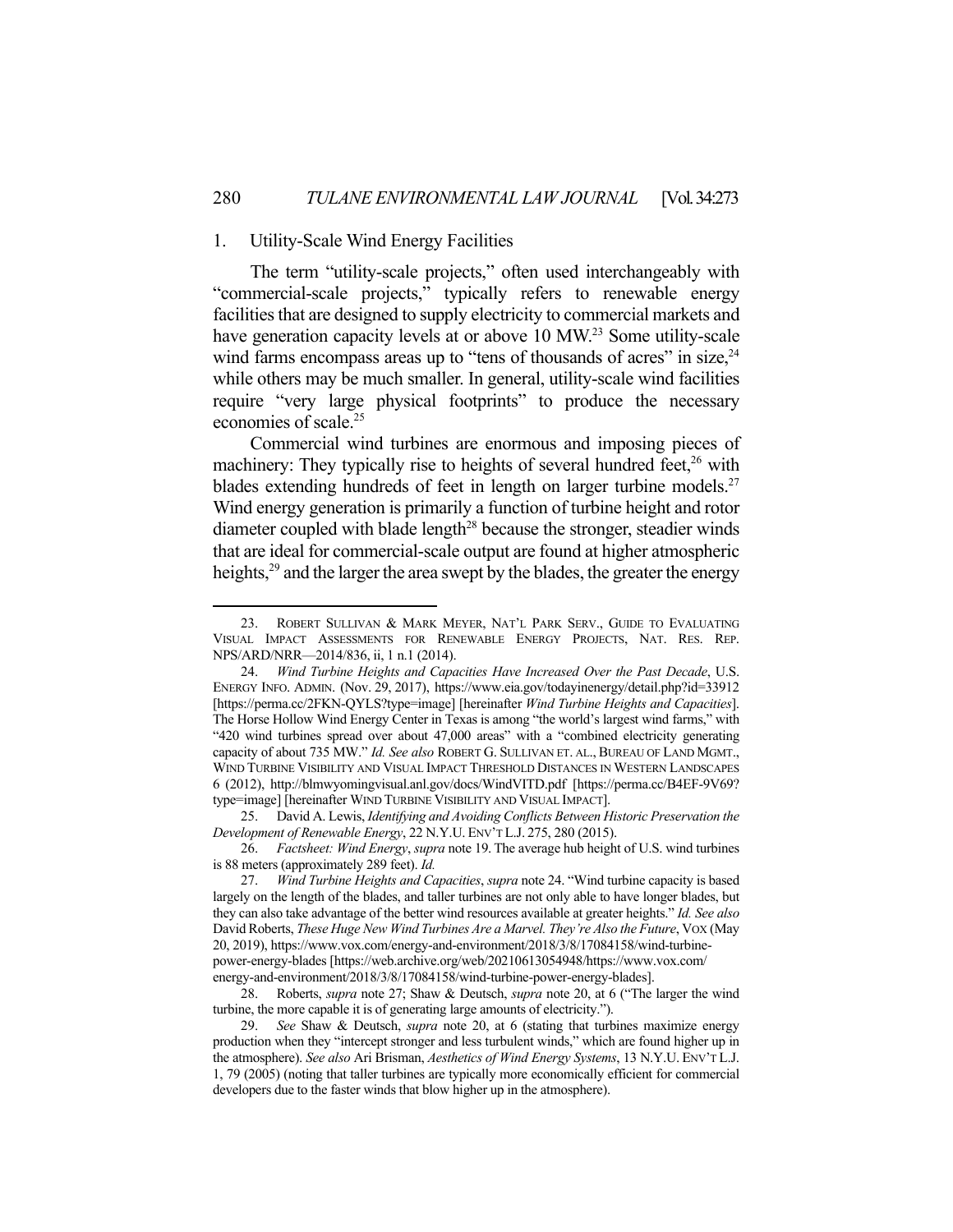### 1. Utility-Scale Wind Energy Facilities

The term "utility-scale projects," often used interchangeably with "commercial-scale projects," typically refers to renewable energy facilities that are designed to supply electricity to commercial markets and have generation capacity levels at or above 10 MW.[23] Some utility-scale wind farms encompass areas up to "tens of thousands of acres" in size,[24] while others may be much smaller. In general, utility-scale wind facilities require "very large physical footprints" to produce the necessary economies of scale.[25]

Commercial wind turbines are enormous and imposing pieces of machinery: They typically rise to heights of several hundred feet,[26] with blades extending hundreds of feet in length on larger turbine models.[27] Wind energy generation is primarily a function of turbine height and rotor diameter coupled with blade length[28] because the stronger, steadier winds that are ideal for commercial-scale output are found at higher atmospheric heights,[29] and the larger the area swept by the blades, the greater the energy

---

23. ROBERT SULLIVAN & MARK MEYER, NAT'L PARK SERV., GUIDE TO EVALUATING VISUAL IMPACT ASSESSMENTS FOR RENEWABLE ENERGY PROJECTS, NAT. RES. REP. NPS/ARD/NRR—2014/836, ii, 1 n.1 (2014).

24. *Wind Turbine Heights and Capacities Have Increased Over the Past Decade*, U.S. ENERGY INFO. ADMIN. (Nov. 29, 2017), https://www.eia.gov/todayinenergy/detail.php?id=33912 [https://perma.cc/2FKN-QYLS?type=image] [hereinafter *Wind Turbine Heights and Capacities*]. The Horse Hollow Wind Energy Center in Texas is among "the world's largest wind farms," with "420 wind turbines spread over about 47,000 areas" with a "combined electricity generating capacity of about 735 MW." *Id. See also* ROBERT G. SULLIVAN ET. AL., BUREAU OF LAND MGMT., WIND TURBINE VISIBILITY AND VISUAL IMPACT THRESHOLD DISTANCES IN WESTERN LANDSCAPES 6 (2012), http://blmwyomingvisual.anl.gov/docs/WindVITD.pdf [https://perma.cc/B4EF-9V69?type=image] [hereinafter WIND TURBINE VISIBILITY AND VISUAL IMPACT].

25. David A. Lewis, *Identifying and Avoiding Conflicts Between Historic Preservation the Development of Renewable Energy*, 22 N.Y.U. ENV'T L.J. 275, 280 (2015).

26. *Factsheet: Wind Energy*, *supra* note 19. The average hub height of U.S. wind turbines is 88 meters (approximately 289 feet). *Id.*

27. *Wind Turbine Heights and Capacities*, *supra* note 24. "Wind turbine capacity is based largely on the length of the blades, and taller turbines are not only able to have longer blades, but they can also take advantage of the better wind resources available at greater heights." *Id. See also* David Roberts, *These Huge New Wind Turbines Are a Marvel. They're Also the Future*, VOX (May 20, 2019), https://www.vox.com/energy-and-environment/2018/3/8/17084158/wind-turbine-power-energy-blades [https://web.archive.org/web/20210613054948/https://www.vox.com/energy-and-environment/2018/3/8/17084158/wind-turbine-power-energy-blades].

28. Roberts, *supra* note 27; Shaw & Deutsch, *supra* note 20, at 6 ("The larger the wind turbine, the more capable it is of generating large amounts of electricity.").

29. *See* Shaw & Deutsch, *supra* note 20, at 6 (stating that turbines maximize energy production when they "intercept stronger and less turbulent winds," which are found higher up in the atmosphere). *See also* Ari Brisman, *Aesthetics of Wind Energy Systems*, 13 N.Y.U. ENV'T L.J. 1, 79 (2005) (noting that taller turbines are typically more economically efficient for commercial developers due to the faster winds that blow higher up in the atmosphere).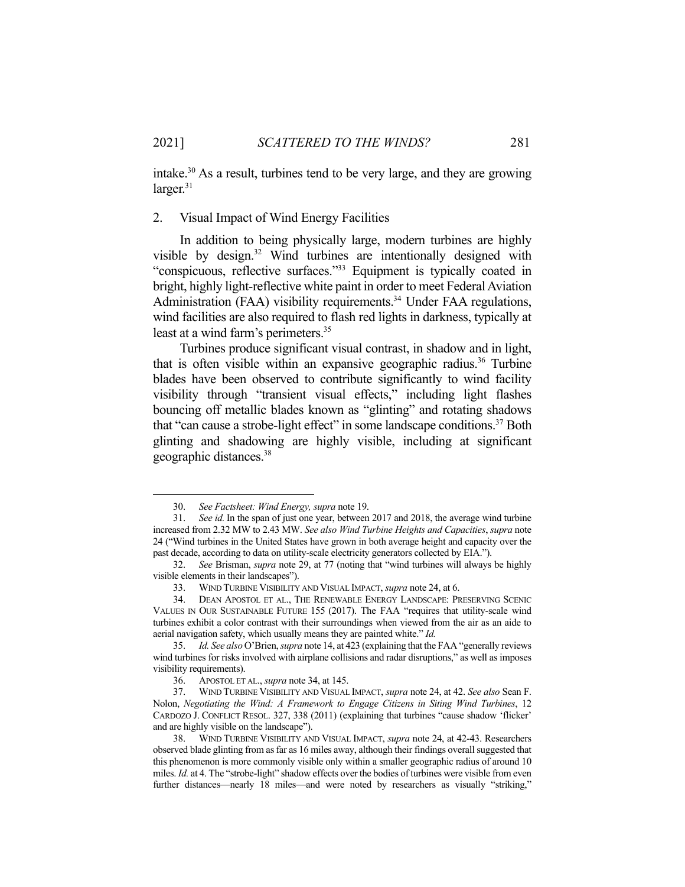intake.[30] As a result, turbines tend to be very large, and they are growing larger.[31]

## 2. Visual Impact of Wind Energy Facilities

In addition to being physically large, modern turbines are highly visible by design.[32] Wind turbines are intentionally designed with "conspicuous, reflective surfaces."[33] Equipment is typically coated in bright, highly light-reflective white paint in order to meet Federal Aviation Administration (FAA) visibility requirements.[34] Under FAA regulations, wind facilities are also required to flash red lights in darkness, typically at least at a wind farm's perimeters.[35]

Turbines produce significant visual contrast, in shadow and in light, that is often visible within an expansive geographic radius.[36] Turbine blades have been observed to contribute significantly to wind facility visibility through "transient visual effects," including light flashes bouncing off metallic blades known as "glinting" and rotating shadows that "can cause a strobe-light effect" in some landscape conditions.[37] Both glinting and shadowing are highly visible, including at significant geographic distances.[38]

---

30. *See Factsheet: Wind Energy, supra* note 19.

31. *See id.* In the span of just one year, between 2017 and 2018, the average wind turbine increased from 2.32 MW to 2.43 MW. *See also Wind Turbine Heights and Capacities*, *supra* note 24 ("Wind turbines in the United States have grown in both average height and capacity over the past decade, according to data on utility-scale electricity generators collected by EIA.").

32. *See* Brisman, *supra* note 29, at 77 (noting that "wind turbines will always be highly visible elements in their landscapes").

33. WIND TURBINE VISIBILITY AND VISUAL IMPACT, *supra* note 24, at 6.

34. DEAN APOSTOL ET AL., THE RENEWABLE ENERGY LANDSCAPE: PRESERVING SCENIC VALUES IN OUR SUSTAINABLE FUTURE 155 (2017). The FAA "requires that utility-scale wind turbines exhibit a color contrast with their surroundings when viewed from the air as an aide to aerial navigation safety, which usually means they are painted white." *Id.*

35. *Id. See also* O'Brien, *supra* note 14, at 423 (explaining that the FAA "generally reviews wind turbines for risks involved with airplane collisions and radar disruptions," as well as imposes visibility requirements).

36. APOSTOL ET AL., *supra* note 34, at 145.

37. WIND TURBINE VISIBILITY AND VISUAL IMPACT, *supra* note 24, at 42. *See also* Sean F. Nolon, *Negotiating the Wind: A Framework to Engage Citizens in Siting Wind Turbines*, 12 CARDOZO J. CONFLICT RESOL. 327, 338 (2011) (explaining that turbines "cause shadow 'flicker' and are highly visible on the landscape").

38. WIND TURBINE VISIBILITY AND VISUAL IMPACT, *supra* note 24, at 42-43. Researchers observed blade glinting from as far as 16 miles away, although their findings overall suggested that this phenomenon is more commonly visible only within a smaller geographic radius of around 10 miles. *Id.* at 4. The "strobe-light" shadow effects over the bodies of turbines were visible from even further distances—nearly 18 miles—and were noted by researchers as visually "striking,"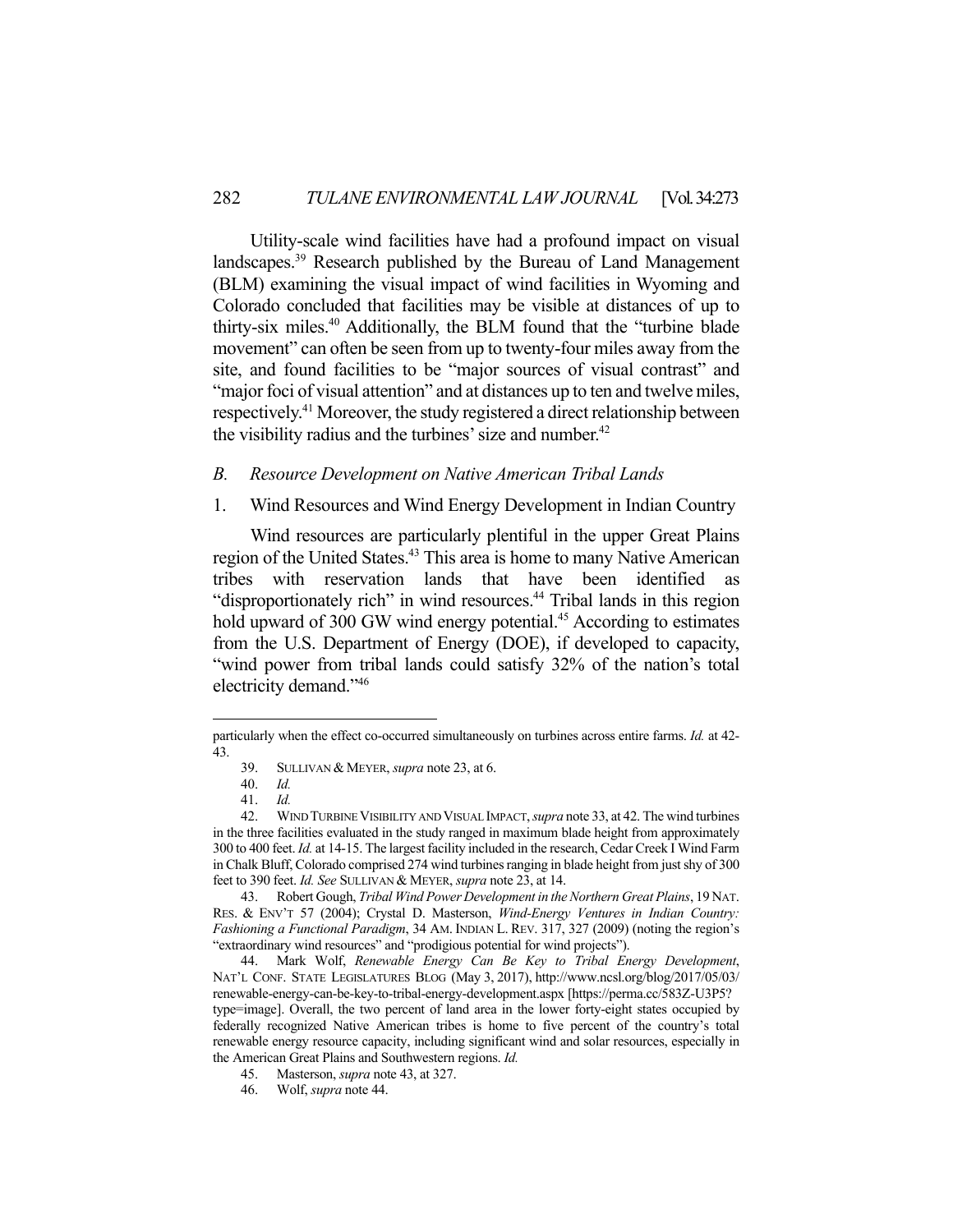Utility-scale wind facilities have had a profound impact on visual landscapes.[39] Research published by the Bureau of Land Management (BLM) examining the visual impact of wind facilities in Wyoming and Colorado concluded that facilities may be visible at distances of up to thirty-six miles.[40] Additionally, the BLM found that the "turbine blade movement" can often be seen from up to twenty-four miles away from the site, and found facilities to be "major sources of visual contrast" and "major foci of visual attention" and at distances up to ten and twelve miles, respectively.[41] Moreover, the study registered a direct relationship between the visibility radius and the turbines' size and number.[42]

### *B. Resource Development on Native American Tribal Lands*

#### 1. Wind Resources and Wind Energy Development in Indian Country

Wind resources are particularly plentiful in the upper Great Plains region of the United States.[43] This area is home to many Native American tribes with reservation lands that have been identified as "disproportionately rich" in wind resources.[44] Tribal lands in this region hold upward of 300 GW wind energy potential.[45] According to estimates from the U.S. Department of Energy (DOE), if developed to capacity, "wind power from tribal lands could satisfy 32% of the nation's total electricity demand."[46]

---

particularly when the effect co-occurred simultaneously on turbines across entire farms. *Id.* at 42-43.

39. SULLIVAN & MEYER, *supra* note 23, at 6.

40. *Id.*

41. *Id.*

42. WIND TURBINE VISIBILITY AND VISUAL IMPACT, *supra* note 33, at 42. The wind turbines in the three facilities evaluated in the study ranged in maximum blade height from approximately 300 to 400 feet. *Id.* at 14-15. The largest facility included in the research, Cedar Creek I Wind Farm in Chalk Bluff, Colorado comprised 274 wind turbines ranging in blade height from just shy of 300 feet to 390 feet. *Id. See* SULLIVAN & MEYER, *supra* note 23, at 14.

43. Robert Gough, *Tribal Wind Power Development in the Northern Great Plains*, 19 NAT. RES. & ENV'T 57 (2004); Crystal D. Masterson, *Wind-Energy Ventures in Indian Country: Fashioning a Functional Paradigm*, 34 AM. INDIAN L. REV. 317, 327 (2009) (noting the region's "extraordinary wind resources" and "prodigious potential for wind projects").

44. Mark Wolf, *Renewable Energy Can Be Key to Tribal Energy Development*, NAT'L CONF. STATE LEGISLATURES BLOG (May 3, 2017), http://www.ncsl.org/blog/2017/05/03/renewable-energy-can-be-key-to-tribal-energy-development.aspx [https://perma.cc/583Z-U3P5?type=image]. Overall, the two percent of land area in the lower forty-eight states occupied by federally recognized Native American tribes is home to five percent of the country's total renewable energy resource capacity, including significant wind and solar resources, especially in the American Great Plains and Southwestern regions. *Id.*

45. Masterson, *supra* note 43, at 327.

46. Wolf, *supra* note 44.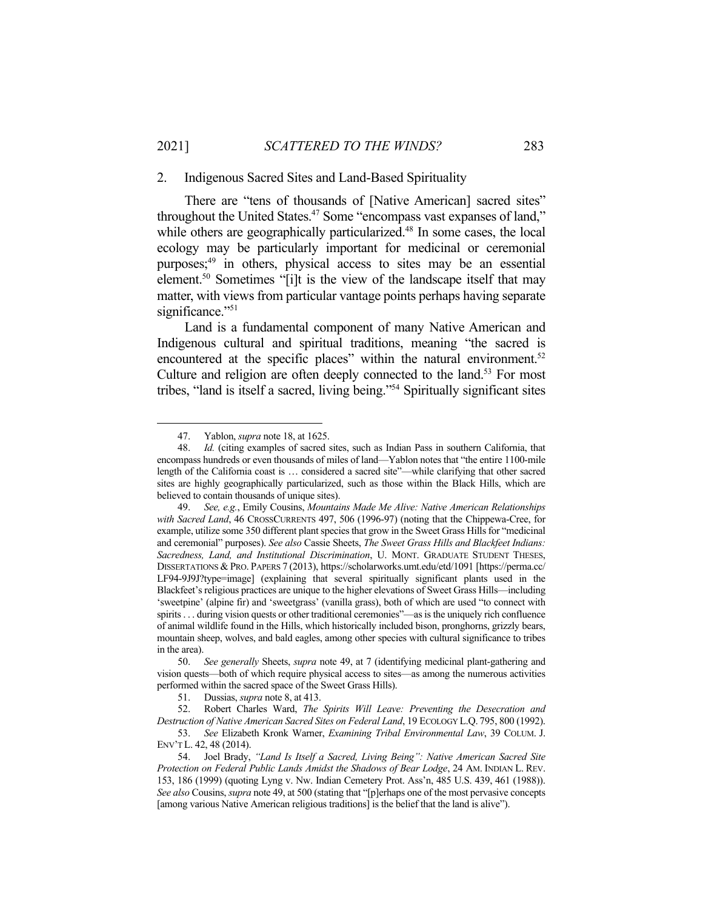### 2. Indigenous Sacred Sites and Land-Based Spirituality

There are "tens of thousands of [Native American] sacred sites" throughout the United States.[47] Some "encompass vast expanses of land," while others are geographically particularized.[48] In some cases, the local ecology may be particularly important for medicinal or ceremonial purposes;[49] in others, physical access to sites may be an essential element.[50] Sometimes "[i]t is the view of the landscape itself that may matter, with views from particular vantage points perhaps having separate significance."[51]

Land is a fundamental component of many Native American and Indigenous cultural and spiritual traditions, meaning "the sacred is encountered at the specific places" within the natural environment.[52] Culture and religion are often deeply connected to the land.[53] For most tribes, "land is itself a sacred, living being."[54] Spiritually significant sites

---

47. Yablon, *supra* note 18, at 1625.

48. *Id.* (citing examples of sacred sites, such as Indian Pass in southern California, that encompass hundreds or even thousands of miles of land—Yablon notes that "the entire 1100-mile length of the California coast is … considered a sacred site"—while clarifying that other sacred sites are highly geographically particularized, such as those within the Black Hills, which are believed to contain thousands of unique sites).

49. *See, e.g.*, Emily Cousins, *Mountains Made Me Alive: Native American Relationships with Sacred Land*, 46 CROSSCURRENTS 497, 506 (1996-97) (noting that the Chippewa-Cree, for example, utilize some 350 different plant species that grow in the Sweet Grass Hills for "medicinal and ceremonial" purposes). *See also* Cassie Sheets, *The Sweet Grass Hills and Blackfeet Indians: Sacredness, Land, and Institutional Discrimination*, U. MONT. GRADUATE STUDENT THESES, DISSERTATIONS & PRO. PAPERS 7 (2013), https://scholarworks.umt.edu/etd/1091 [https://perma.cc/LF94-9J9J?type=image] (explaining that several spiritually significant plants used in the Blackfeet's religious practices are unique to the higher elevations of Sweet Grass Hills—including 'sweetpine' (alpine fir) and 'sweetgrass' (vanilla grass), both of which are used "to connect with spirits . . . during vision quests or other traditional ceremonies"—as is the uniquely rich confluence of animal wildlife found in the Hills, which historically included bison, pronghorns, grizzly bears, mountain sheep, wolves, and bald eagles, among other species with cultural significance to tribes in the area).

50. *See generally* Sheets, *supra* note 49, at 7 (identifying medicinal plant-gathering and vision quests—both of which require physical access to sites—as among the numerous activities performed within the sacred space of the Sweet Grass Hills).

51. Dussias, *supra* note 8, at 413.

52. Robert Charles Ward, *The Spirits Will Leave: Preventing the Desecration and Destruction of Native American Sacred Sites on Federal Land*, 19 ECOLOGY L.Q. 795, 800 (1992).

53. *See* Elizabeth Kronk Warner, *Examining Tribal Environmental Law*, 39 COLUM. J. ENV'T L. 42, 48 (2014).

54. Joel Brady, *"Land Is Itself a Sacred, Living Being": Native American Sacred Site Protection on Federal Public Lands Amidst the Shadows of Bear Lodge*, 24 AM. INDIAN L. REV. 153, 186 (1999) (quoting Lyng v. Nw. Indian Cemetery Prot. Ass'n, 485 U.S. 439, 461 (1988)). *See also* Cousins, *supra* note 49, at 500 (stating that "[p]erhaps one of the most pervasive concepts [among various Native American religious traditions] is the belief that the land is alive").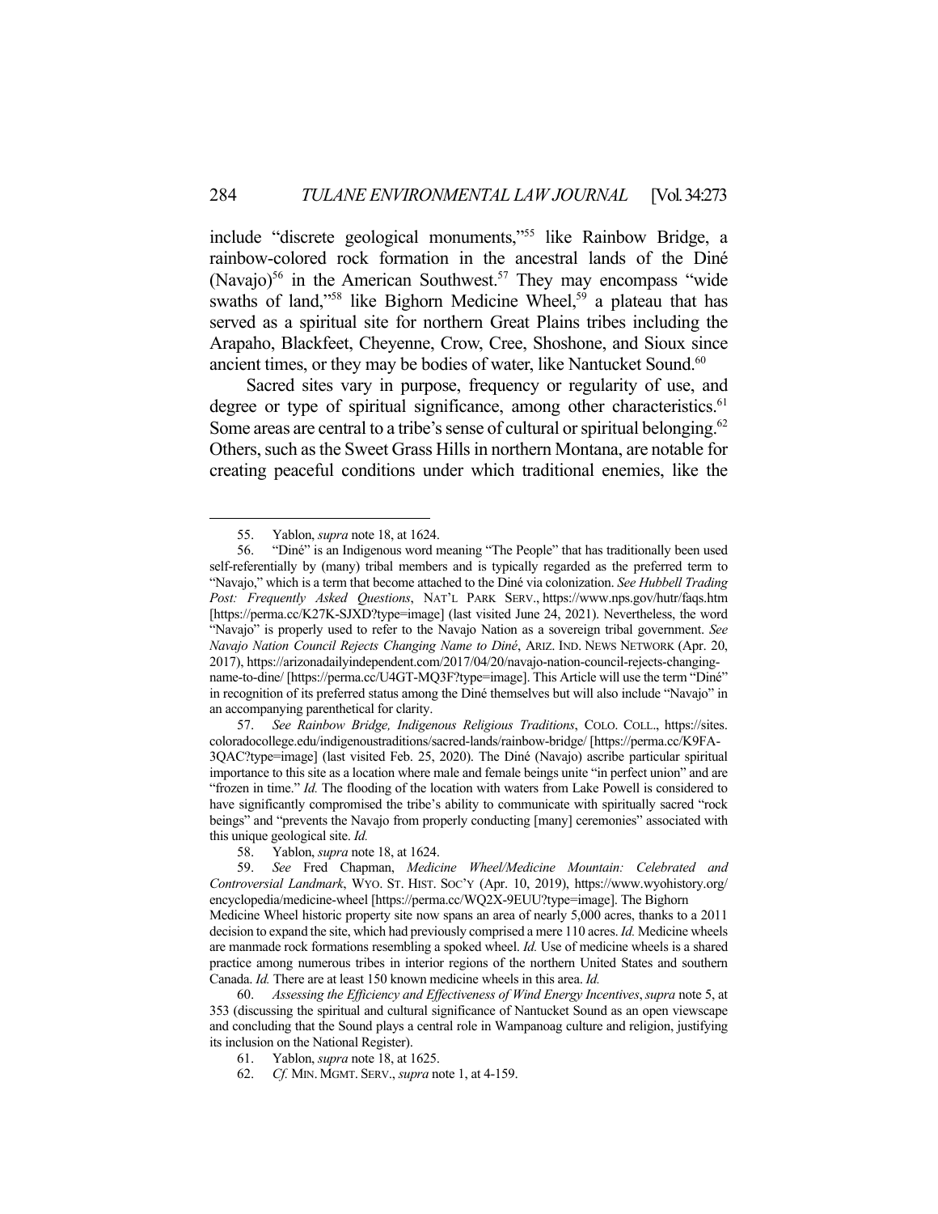include "discrete geological monuments,"[55] like Rainbow Bridge, a rainbow-colored rock formation in the ancestral lands of the Diné (Navajo)[56] in the American Southwest.[57] They may encompass "wide swaths of land,"[58] like Bighorn Medicine Wheel,[59] a plateau that has served as a spiritual site for northern Great Plains tribes including the Arapaho, Blackfeet, Cheyenne, Crow, Cree, Shoshone, and Sioux since ancient times, or they may be bodies of water, like Nantucket Sound.[60]

Sacred sites vary in purpose, frequency or regularity of use, and degree or type of spiritual significance, among other characteristics.[61] Some areas are central to a tribe's sense of cultural or spiritual belonging.[62] Others, such as the Sweet Grass Hills in northern Montana, are notable for creating peaceful conditions under which traditional enemies, like the

---

55. Yablon, *supra* note 18, at 1624.

56. "Diné" is an Indigenous word meaning "The People" that has traditionally been used self-referentially by (many) tribal members and is typically regarded as the preferred term to "Navajo," which is a term that become attached to the Diné via colonization. *See Hubbell Trading Post: Frequently Asked Questions*, NAT'L PARK SERV., https://www.nps.gov/hutr/faqs.htm [https://perma.cc/K27K-SJXD?type=image] (last visited June 24, 2021). Nevertheless, the word "Navajo" is properly used to refer to the Navajo Nation as a sovereign tribal government. *See Navajo Nation Council Rejects Changing Name to Diné*, ARIZ. IND. NEWS NETWORK (Apr. 20, 2017), https://arizonadailyindependent.com/2017/04/20/navajo-nation-council-rejects-changing-name-to-dine/ [https://perma.cc/U4GT-MQ3F?type=image]. This Article will use the term "Diné" in recognition of its preferred status among the Diné themselves but will also include "Navajo" in an accompanying parenthetical for clarity.

57. *See Rainbow Bridge, Indigenous Religious Traditions*, COLO. COLL., https://sites.coloradocollege.edu/indigenoustraditions/sacred-lands/rainbow-bridge/ [https://perma.cc/K9FA-3QAC?type=image] (last visited Feb. 25, 2020). The Diné (Navajo) ascribe particular spiritual importance to this site as a location where male and female beings unite "in perfect union" and are "frozen in time." *Id.* The flooding of the location with waters from Lake Powell is considered to have significantly compromised the tribe's ability to communicate with spiritually sacred "rock beings" and "prevents the Navajo from properly conducting [many] ceremonies" associated with this unique geological site. *Id.*

58. Yablon, *supra* note 18, at 1624.

59. *See* Fred Chapman, *Medicine Wheel/Medicine Mountain: Celebrated and Controversial Landmark*, WYO. ST. HIST. SOC'Y (Apr. 10, 2019), https://www.wyohistory.org/encyclopedia/medicine-wheel [https://perma.cc/WQ2X-9EUU?type=image]. The Bighorn Medicine Wheel historic property site now spans an area of nearly 5,000 acres, thanks to a 2011 decision to expand the site, which had previously comprised a mere 110 acres. *Id.* Medicine wheels are manmade rock formations resembling a spoked wheel. *Id.* Use of medicine wheels is a shared practice among numerous tribes in interior regions of the northern United States and southern Canada. *Id.* There are at least 150 known medicine wheels in this area. *Id.*

60. *Assessing the Efficiency and Effectiveness of Wind Energy Incentives*, *supra* note 5, at 353 (discussing the spiritual and cultural significance of Nantucket Sound as an open viewscape and concluding that the Sound plays a central role in Wampanoag culture and religion, justifying its inclusion on the National Register).

61. Yablon, *supra* note 18, at 1625.

62. *Cf.* MIN. MGMT. SERV., *supra* note 1, at 4-159.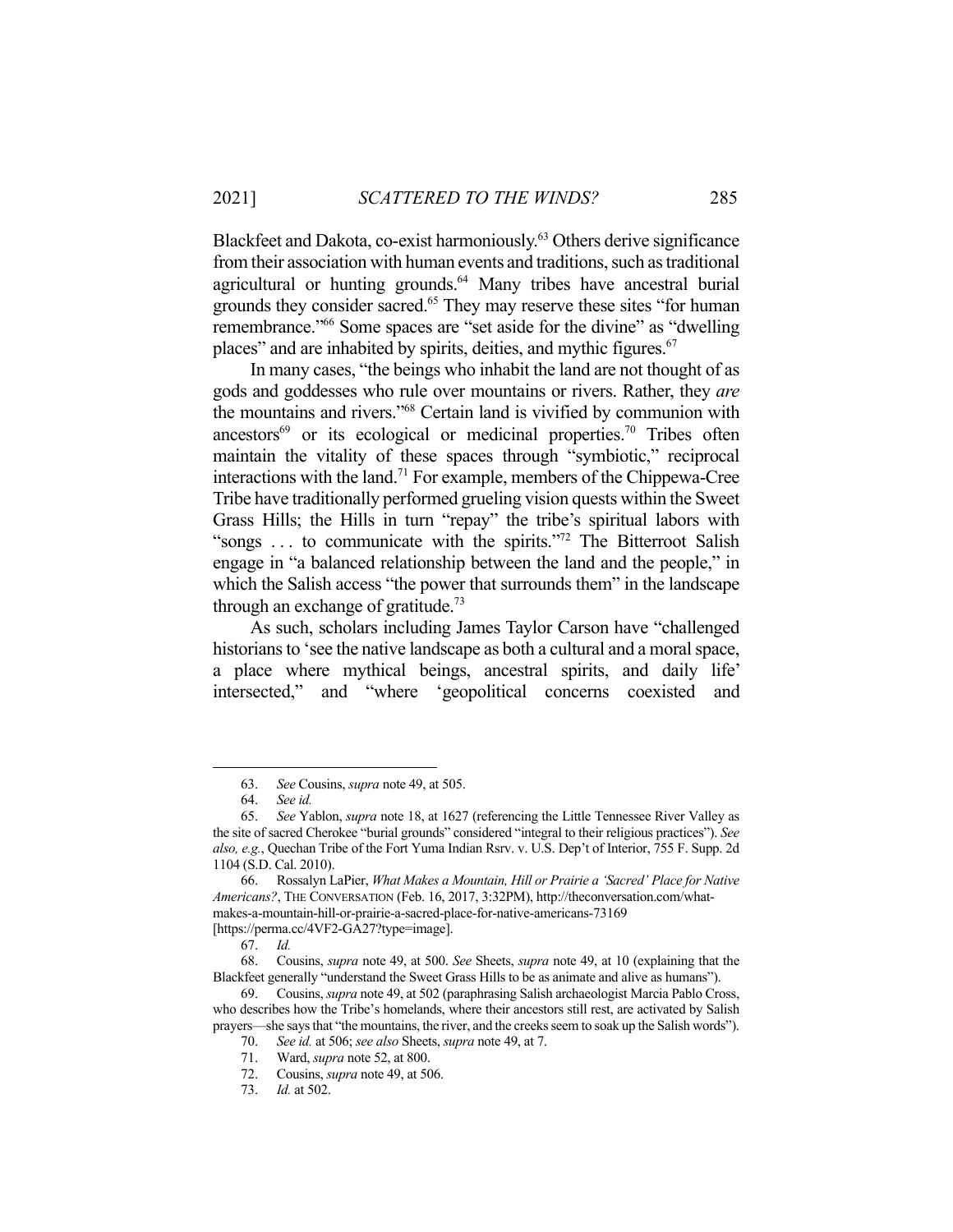Blackfeet and Dakota, co-exist harmoniously.[63] Others derive significance from their association with human events and traditions, such as traditional agricultural or hunting grounds.[64] Many tribes have ancestral burial grounds they consider sacred.[65] They may reserve these sites "for human remembrance."[66] Some spaces are "set aside for the divine" as "dwelling places" and are inhabited by spirits, deities, and mythic figures.[67]

In many cases, "the beings who inhabit the land are not thought of as gods and goddesses who rule over mountains or rivers. Rather, they *are* the mountains and rivers."[68] Certain land is vivified by communion with ancestors[69] or its ecological or medicinal properties.[70] Tribes often maintain the vitality of these spaces through "symbiotic," reciprocal interactions with the land.[71] For example, members of the Chippewa-Cree Tribe have traditionally performed grueling vision quests within the Sweet Grass Hills; the Hills in turn "repay" the tribe's spiritual labors with "songs . . . to communicate with the spirits."[72] The Bitterroot Salish engage in "a balanced relationship between the land and the people," in which the Salish access "the power that surrounds them" in the landscape through an exchange of gratitude.[73]

As such, scholars including James Taylor Carson have "challenged historians to 'see the native landscape as both a cultural and a moral space, a place where mythical beings, ancestral spirits, and daily life' intersected," and "where 'geopolitical concerns coexisted and

---

63. *See* Cousins, *supra* note 49, at 505.

64. *See id.*

65. *See* Yablon, *supra* note 18, at 1627 (referencing the Little Tennessee River Valley as the site of sacred Cherokee "burial grounds" considered "integral to their religious practices"). *See also, e.g.*, Quechan Tribe of the Fort Yuma Indian Rsrv. v. U.S. Dep't of Interior, 755 F. Supp. 2d 1104 (S.D. Cal. 2010).

66. Rossalyn LaPier, *What Makes a Mountain, Hill or Prairie a 'Sacred' Place for Native Americans?*, THE CONVERSATION (Feb. 16, 2017, 3:32PM), http://theconversation.com/what-makes-a-mountain-hill-or-prairie-a-sacred-place-for-native-americans-73169 [https://perma.cc/4VF2-GA27?type=image].

67. *Id.*

68. Cousins, *supra* note 49, at 500. *See* Sheets, *supra* note 49, at 10 (explaining that the Blackfeet generally "understand the Sweet Grass Hills to be as animate and alive as humans").

69. Cousins, *supra* note 49, at 502 (paraphrasing Salish archaeologist Marcia Pablo Cross, who describes how the Tribe's homelands, where their ancestors still rest, are activated by Salish prayers—she says that "the mountains, the river, and the creeks seem to soak up the Salish words").

70. *See id.* at 506; *see also* Sheets, *supra* note 49, at 7.

71. Ward, *supra* note 52, at 800.

72. Cousins, *supra* note 49, at 506.

73. *Id.* at 502.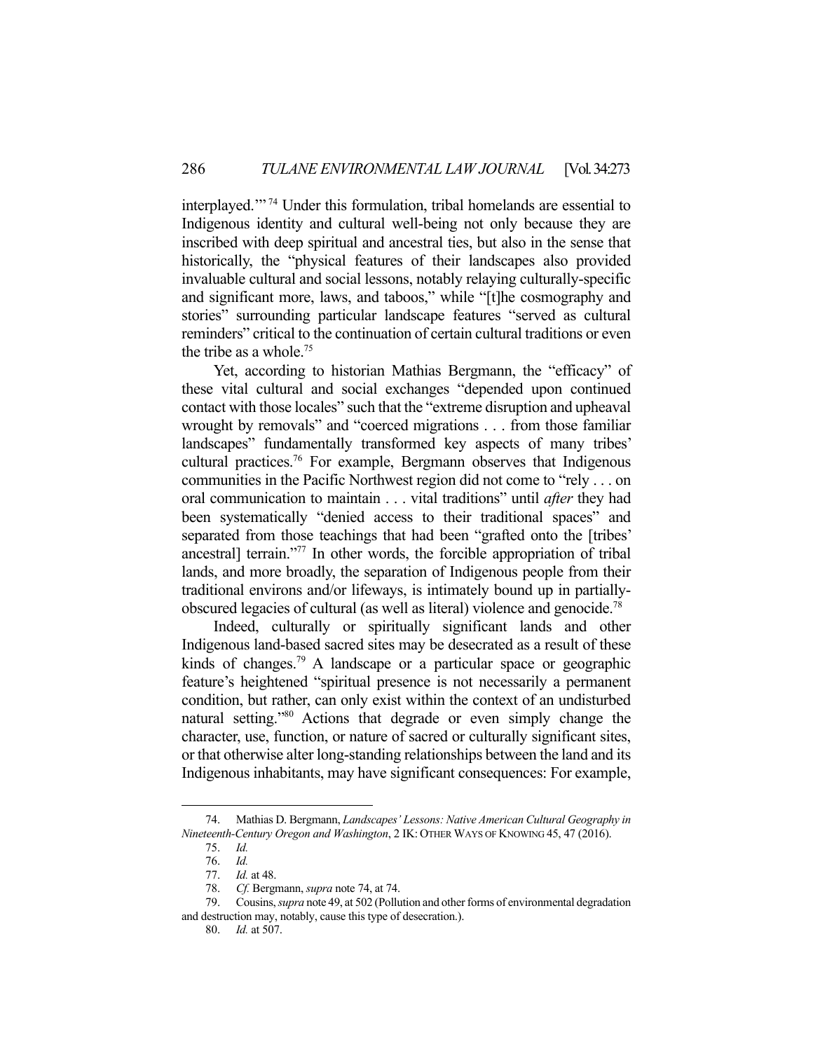interplayed.'"[74] Under this formulation, tribal homelands are essential to Indigenous identity and cultural well-being not only because they are inscribed with deep spiritual and ancestral ties, but also in the sense that historically, the "physical features of their landscapes also provided invaluable cultural and social lessons, notably relaying culturally-specific and significant more, laws, and taboos," while "[t]he cosmography and stories" surrounding particular landscape features "served as cultural reminders" critical to the continuation of certain cultural traditions or even the tribe as a whole.[75]

Yet, according to historian Mathias Bergmann, the "efficacy" of these vital cultural and social exchanges "depended upon continued contact with those locales" such that the "extreme disruption and upheaval wrought by removals" and "coerced migrations . . . from those familiar landscapes" fundamentally transformed key aspects of many tribes' cultural practices.[76] For example, Bergmann observes that Indigenous communities in the Pacific Northwest region did not come to "rely . . . on oral communication to maintain . . . vital traditions" until *after* they had been systematically "denied access to their traditional spaces" and separated from those teachings that had been "grafted onto the [tribes' ancestral] terrain."[77] In other words, the forcible appropriation of tribal lands, and more broadly, the separation of Indigenous people from their traditional environs and/or lifeways, is intimately bound up in partially-obscured legacies of cultural (as well as literal) violence and genocide.[78]

Indeed, culturally or spiritually significant lands and other Indigenous land-based sacred sites may be desecrated as a result of these kinds of changes.[79] A landscape or a particular space or geographic feature's heightened "spiritual presence is not necessarily a permanent condition, but rather, can only exist within the context of an undisturbed natural setting."[80] Actions that degrade or even simply change the character, use, function, or nature of sacred or culturally significant sites, or that otherwise alter long-standing relationships between the land and its Indigenous inhabitants, may have significant consequences: For example,

---

74. Mathias D. Bergmann, *Landscapes' Lessons: Native American Cultural Geography in Nineteenth-Century Oregon and Washington*, 2 IK: OTHER WAYS OF KNOWING 45, 47 (2016).

75. *Id.*

76. *Id.*

77. *Id.* at 48.

78. *Cf.* Bergmann, *supra* note 74, at 74.

79. Cousins, *supra* note 49, at 502 (Pollution and other forms of environmental degradation and destruction may, notably, cause this type of desecration.).

80. *Id.* at 507.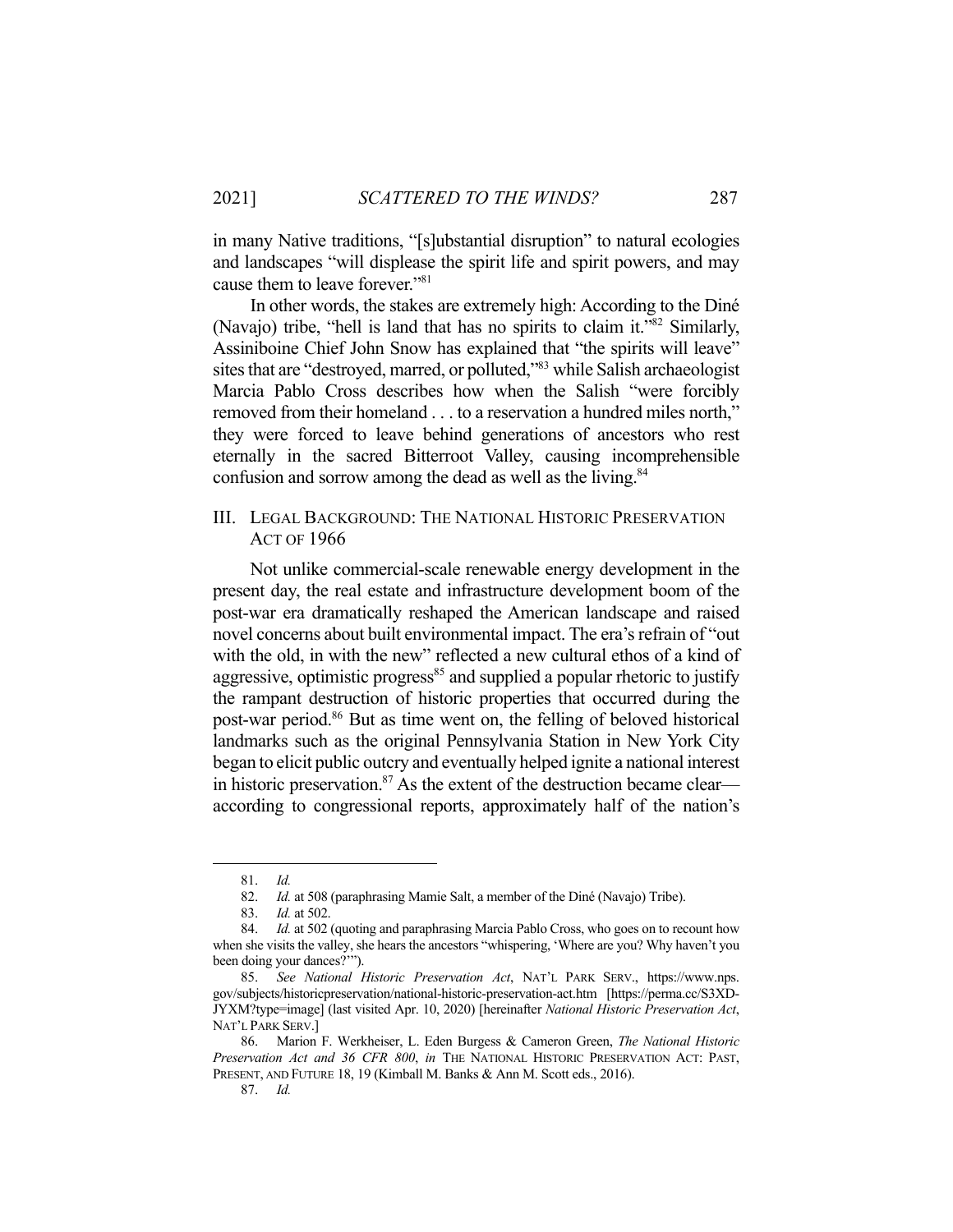in many Native traditions, "[s]ubstantial disruption" to natural ecologies and landscapes "will displease the spirit life and spirit powers, and may cause them to leave forever."[81]

In other words, the stakes are extremely high: According to the Diné (Navajo) tribe, "hell is land that has no spirits to claim it."[82] Similarly, Assiniboine Chief John Snow has explained that "the spirits will leave" sites that are "destroyed, marred, or polluted,"[83] while Salish archaeologist Marcia Pablo Cross describes how when the Salish "were forcibly removed from their homeland . . . to a reservation a hundred miles north," they were forced to leave behind generations of ancestors who rest eternally in the sacred Bitterroot Valley, causing incomprehensible confusion and sorrow among the dead as well as the living.[84]

## III. LEGAL BACKGROUND: THE NATIONAL HISTORIC PRESERVATION ACT OF 1966

Not unlike commercial-scale renewable energy development in the present day, the real estate and infrastructure development boom of the post-war era dramatically reshaped the American landscape and raised novel concerns about built environmental impact. The era's refrain of "out with the old, in with the new" reflected a new cultural ethos of a kind of aggressive, optimistic progress[85] and supplied a popular rhetoric to justify the rampant destruction of historic properties that occurred during the post-war period.[86] But as time went on, the felling of beloved historical landmarks such as the original Pennsylvania Station in New York City began to elicit public outcry and eventually helped ignite a national interest in historic preservation.[87] As the extent of the destruction became clear—according to congressional reports, approximately half of the nation's

---

81. *Id.*

82. *Id.* at 508 (paraphrasing Mamie Salt, a member of the Diné (Navajo) Tribe).

83. *Id.* at 502.

84. *Id.* at 502 (quoting and paraphrasing Marcia Pablo Cross, who goes on to recount how when she visits the valley, she hears the ancestors "whispering, 'Where are you? Why haven't you been doing your dances?'").

85. *See National Historic Preservation Act*, NAT'L PARK SERV., https://www.nps.gov/subjects/historicpreservation/national-historic-preservation-act.htm [https://perma.cc/S3XD-JYXM?type=image] (last visited Apr. 10, 2020) [hereinafter *National Historic Preservation Act*, NAT'L PARK SERV.]

86. Marion F. Werkheiser, L. Eden Burgess & Cameron Green, *The National Historic Preservation Act and 36 CFR 800*, *in* THE NATIONAL HISTORIC PRESERVATION ACT: PAST, PRESENT, AND FUTURE 18, 19 (Kimball M. Banks & Ann M. Scott eds., 2016).

87. *Id.*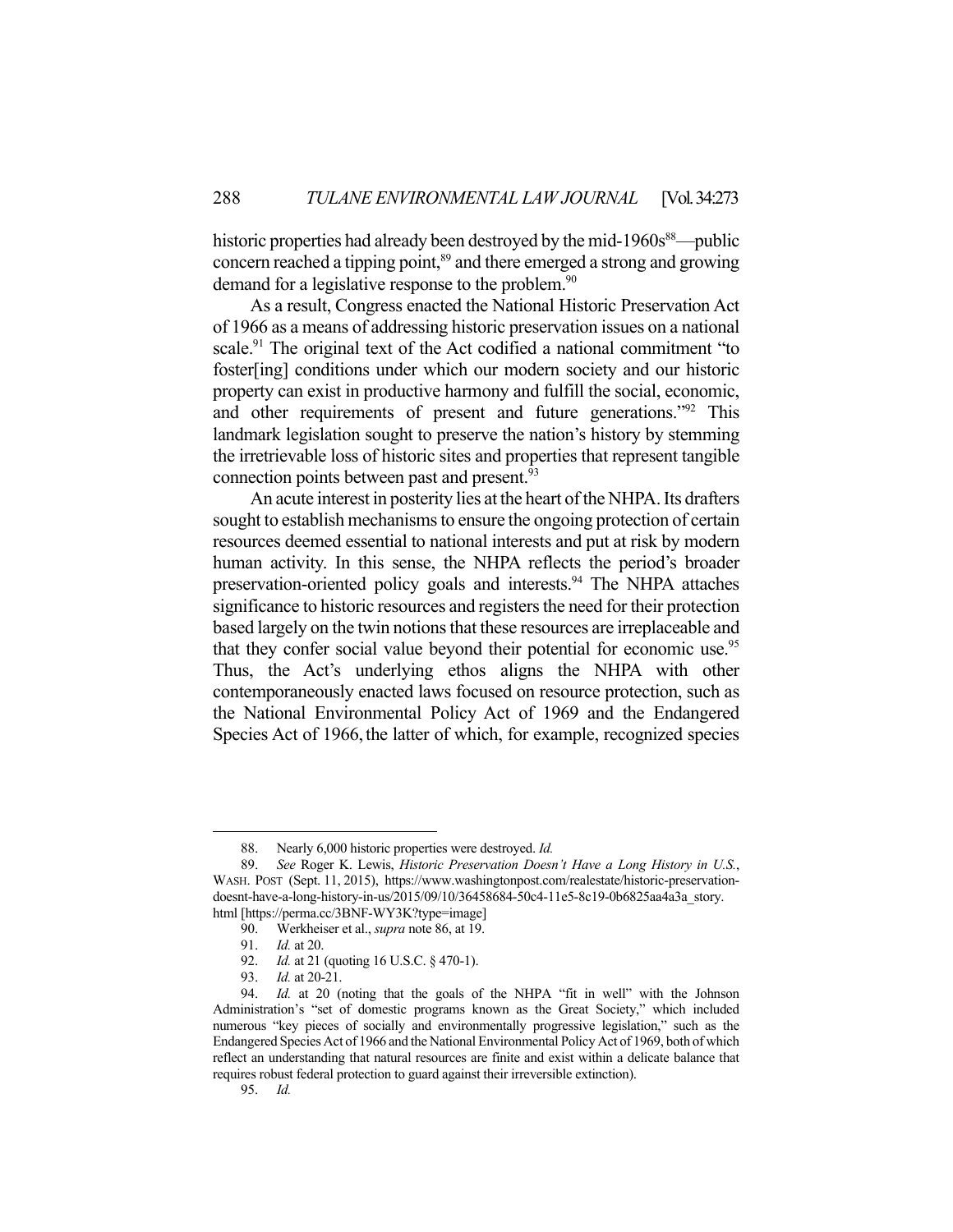historic properties had already been destroyed by the mid-1960s[88]—public concern reached a tipping point,[89] and there emerged a strong and growing demand for a legislative response to the problem.[90]

As a result, Congress enacted the National Historic Preservation Act of 1966 as a means of addressing historic preservation issues on a national scale.[91] The original text of the Act codified a national commitment "to foster[ing] conditions under which our modern society and our historic property can exist in productive harmony and fulfill the social, economic, and other requirements of present and future generations."[92] This landmark legislation sought to preserve the nation's history by stemming the irretrievable loss of historic sites and properties that represent tangible connection points between past and present.[93]

An acute interest in posterity lies at the heart of the NHPA. Its drafters sought to establish mechanisms to ensure the ongoing protection of certain resources deemed essential to national interests and put at risk by modern human activity. In this sense, the NHPA reflects the period's broader preservation-oriented policy goals and interests.[94] The NHPA attaches significance to historic resources and registers the need for their protection based largely on the twin notions that these resources are irreplaceable and that they confer social value beyond their potential for economic use.[95] Thus, the Act's underlying ethos aligns the NHPA with other contemporaneously enacted laws focused on resource protection, such as the National Environmental Policy Act of 1969 and the Endangered Species Act of 1966, the latter of which, for example, recognized species

---

88. Nearly 6,000 historic properties were destroyed. *Id.*

89. *See* Roger K. Lewis, *Historic Preservation Doesn't Have a Long History in U.S.*, WASH. POST (Sept. 11, 2015), https://www.washingtonpost.com/realestate/historic-preservation-doesnt-have-a-long-history-in-us/2015/09/10/36458684-50c4-11e5-8c19-0b6825aa4a3a_story.html [https://perma.cc/3BNF-WY3K?type=image]

90. Werkheiser et al., *supra* note 86, at 19.

91. *Id.* at 20.

92. *Id.* at 21 (quoting 16 U.S.C. § 470-1).

93. *Id.* at 20-21.

94. *Id.* at 20 (noting that the goals of the NHPA "fit in well" with the Johnson Administration's "set of domestic programs known as the Great Society," which included numerous "key pieces of socially and environmentally progressive legislation," such as the Endangered Species Act of 1966 and the National Environmental Policy Act of 1969, both of which reflect an understanding that natural resources are finite and exist within a delicate balance that requires robust federal protection to guard against their irreversible extinction).

95. *Id.*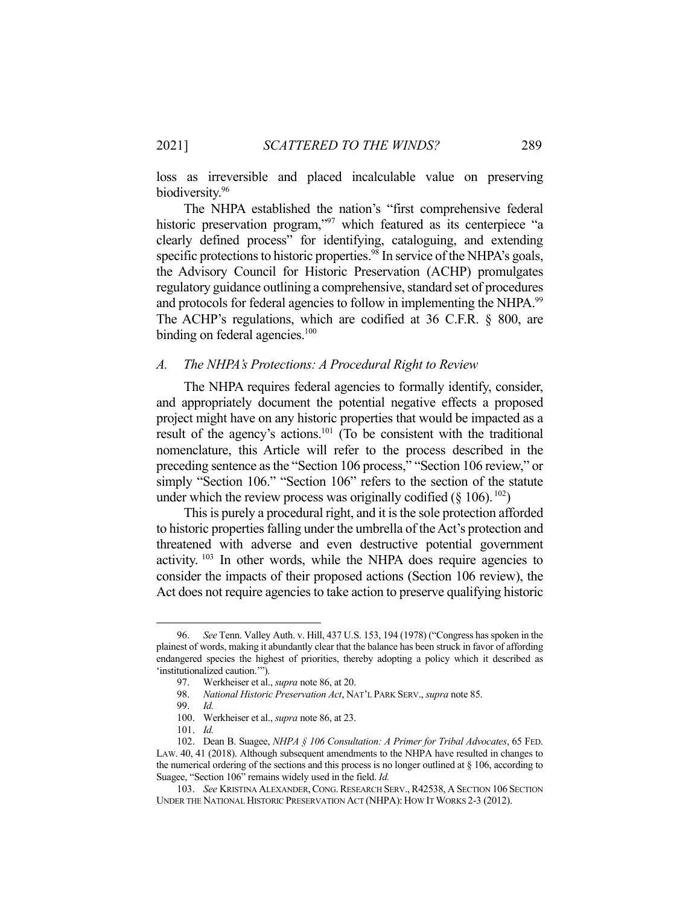loss as irreversible and placed incalculable value on preserving biodiversity.[96]

The NHPA established the nation's "first comprehensive federal historic preservation program,"[97] which featured as its centerpiece "a clearly defined process" for identifying, cataloguing, and extending specific protections to historic properties.[98] In service of the NHPA's goals, the Advisory Council for Historic Preservation (ACHP) promulgates regulatory guidance outlining a comprehensive, standard set of procedures and protocols for federal agencies to follow in implementing the NHPA.[99] The ACHP's regulations, which are codified at 36 C.F.R. § 800, are binding on federal agencies.[100]

### *A. The NHPA's Protections: A Procedural Right to Review*

The NHPA requires federal agencies to formally identify, consider, and appropriately document the potential negative effects a proposed project might have on any historic properties that would be impacted as a result of the agency's actions.[101] (To be consistent with the traditional nomenclature, this Article will refer to the process described in the preceding sentence as the "Section 106 process," "Section 106 review," or simply "Section 106." "Section 106" refers to the section of the statute under which the review process was originally codified (§ 106).[102])

This is purely a procedural right, and it is the sole protection afforded to historic properties falling under the umbrella of the Act's protection and threatened with adverse and even destructive potential government activity.[103] In other words, while the NHPA does require agencies to consider the impacts of their proposed actions (Section 106 review), the Act does not require agencies to take action to preserve qualifying historic

---

96. *See* Tenn. Valley Auth. v. Hill, 437 U.S. 153, 194 (1978) ("Congress has spoken in the plainest of words, making it abundantly clear that the balance has been struck in favor of affording endangered species the highest of priorities, thereby adopting a policy which it described as 'institutionalized caution.'").

97. Werkheiser et al., *supra* note 86, at 20.

98. *National Historic Preservation Act*, NAT'L PARK SERV., *supra* note 85.

99. *Id.*

100. Werkheiser et al., *supra* note 86, at 23.

101. *Id.*

102. Dean B. Suagee, *NHPA § 106 Consultation: A Primer for Tribal Advocates*, 65 FED. LAW. 40, 41 (2018). Although subsequent amendments to the NHPA have resulted in changes to the numerical ordering of the sections and this process is no longer outlined at § 106, according to Suagee, "Section 106" remains widely used in the field. *Id.*

103. *See* KRISTINA ALEXANDER, CONG. RESEARCH SERV., R42538, A SECTION 106 SECTION UNDER THE NATIONAL HISTORIC PRESERVATION ACT (NHPA): HOW IT WORKS 2-3 (2012).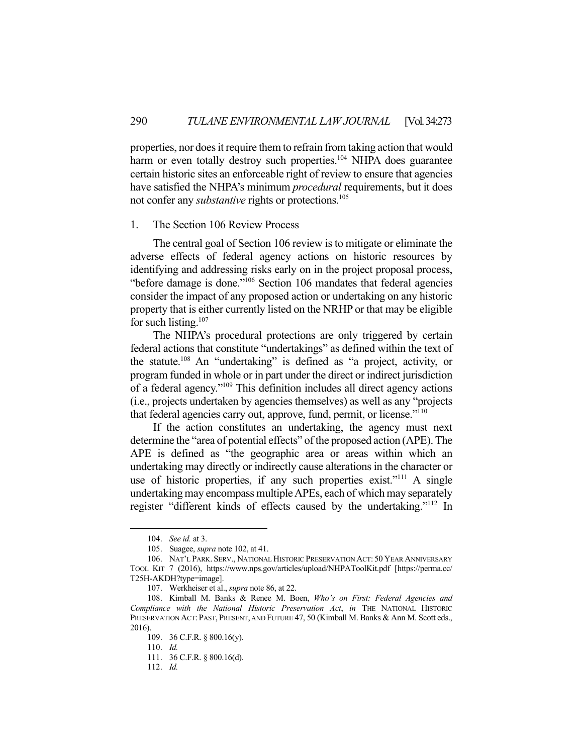properties, nor does it require them to refrain from taking action that would harm or even totally destroy such properties.[104] NHPA does guarantee certain historic sites an enforceable right of review to ensure that agencies have satisfied the NHPA's minimum *procedural* requirements, but it does not confer any *substantive* rights or protections.[105]

### 1. The Section 106 Review Process

The central goal of Section 106 review is to mitigate or eliminate the adverse effects of federal agency actions on historic resources by identifying and addressing risks early on in the project proposal process, "before damage is done."[106] Section 106 mandates that federal agencies consider the impact of any proposed action or undertaking on any historic property that is either currently listed on the NRHP or that may be eligible for such listing.[107]

The NHPA's procedural protections are only triggered by certain federal actions that constitute "undertakings" as defined within the text of the statute.[108] An "undertaking" is defined as "a project, activity, or program funded in whole or in part under the direct or indirect jurisdiction of a federal agency."[109] This definition includes all direct agency actions (i.e., projects undertaken by agencies themselves) as well as any "projects that federal agencies carry out, approve, fund, permit, or license."[110]

If the action constitutes an undertaking, the agency must next determine the "area of potential effects" of the proposed action (APE). The APE is defined as "the geographic area or areas within which an undertaking may directly or indirectly cause alterations in the character or use of historic properties, if any such properties exist."[111] A single undertaking may encompass multiple APEs, each of which may separately register "different kinds of effects caused by the undertaking."[112] In

---

104. *See id.* at 3.

105. Suagee, *supra* note 102, at 41.

106. NAT'L PARK. SERV., NATIONAL HISTORIC PRESERVATION ACT: 50 YEAR ANNIVERSARY TOOL KIT 7 (2016), https://www.nps.gov/articles/upload/NHPAToolKit.pdf [https://perma.cc/T25H-AKDH?type=image].

107. Werkheiser et al., *supra* note 86, at 22.

108. Kimball M. Banks & Renee M. Boen, *Who's on First: Federal Agencies and Compliance with the National Historic Preservation Act*, *in* THE NATIONAL HISTORIC PRESERVATION ACT: PAST, PRESENT, AND FUTURE 47, 50 (Kimball M. Banks & Ann M. Scott eds., 2016).

109. 36 C.F.R. § 800.16(y).

110. *Id.*

111. 36 C.F.R. § 800.16(d).

112. *Id.*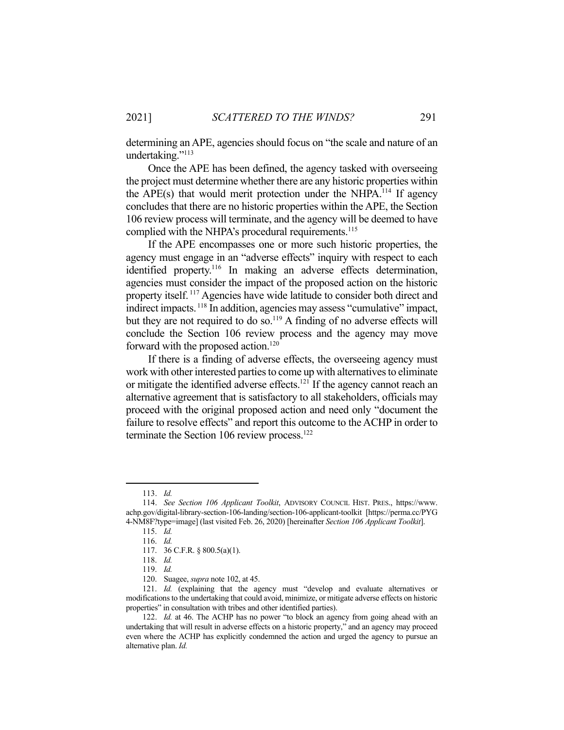determining an APE, agencies should focus on "the scale and nature of an undertaking."[113]

Once the APE has been defined, the agency tasked with overseeing the project must determine whether there are any historic properties within the APE(s) that would merit protection under the NHPA.[114] If agency concludes that there are no historic properties within the APE, the Section 106 review process will terminate, and the agency will be deemed to have complied with the NHPA's procedural requirements.[115]

If the APE encompasses one or more such historic properties, the agency must engage in an "adverse effects" inquiry with respect to each identified property.[116] In making an adverse effects determination, agencies must consider the impact of the proposed action on the historic property itself.[117] Agencies have wide latitude to consider both direct and indirect impacts.[118] In addition, agencies may assess "cumulative" impact, but they are not required to do so.[119] A finding of no adverse effects will conclude the Section 106 review process and the agency may move forward with the proposed action.[120]

If there is a finding of adverse effects, the overseeing agency must work with other interested parties to come up with alternatives to eliminate or mitigate the identified adverse effects.[121] If the agency cannot reach an alternative agreement that is satisfactory to all stakeholders, officials may proceed with the original proposed action and need only "document the failure to resolve effects" and report this outcome to the ACHP in order to terminate the Section 106 review process.[122]

---

113. *Id.*

114. *See Section 106 Applicant Toolkit*, ADVISORY COUNCIL HIST. PRES., https://www.achp.gov/digital-library-section-106-landing/section-106-applicant-toolkit [https://perma.cc/PYG4-NM8F?type=image] (last visited Feb. 26, 2020) [hereinafter *Section 106 Applicant Toolkit*].

115. *Id.*

116. *Id.*

117. 36 C.F.R. § 800.5(a)(1).

118. *Id.*

119. *Id.*

120. Suagee, *supra* note 102, at 45.

121. *Id.* (explaining that the agency must "develop and evaluate alternatives or modifications to the undertaking that could avoid, minimize, or mitigate adverse effects on historic properties" in consultation with tribes and other identified parties).

122. *Id.* at 46. The ACHP has no power "to block an agency from going ahead with an undertaking that will result in adverse effects on a historic property," and an agency may proceed even where the ACHP has explicitly condemned the action and urged the agency to pursue an alternative plan. *Id.*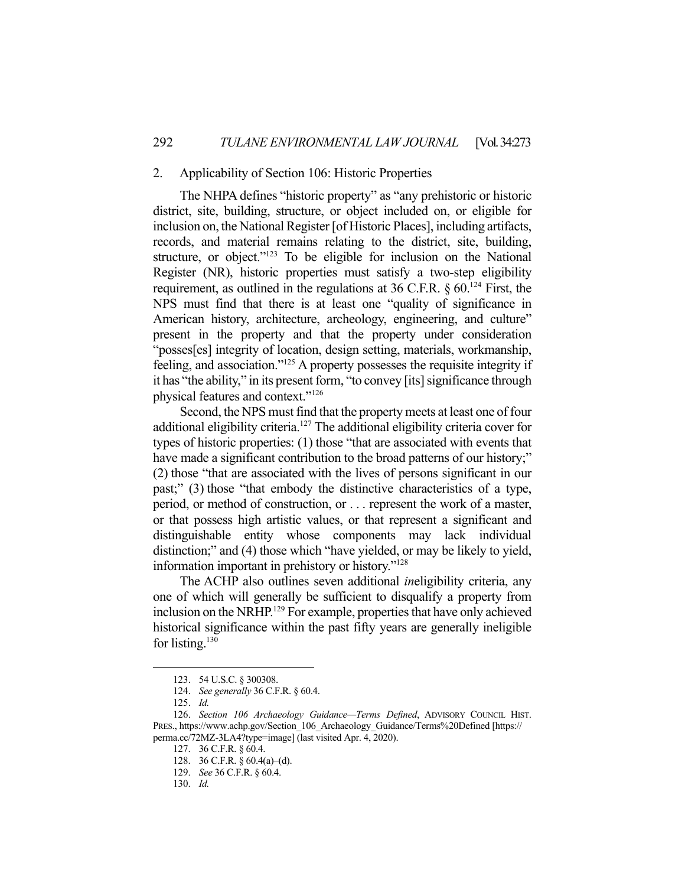## 2. Applicability of Section 106: Historic Properties

The NHPA defines "historic property" as "any prehistoric or historic district, site, building, structure, or object included on, or eligible for inclusion on, the National Register [of Historic Places], including artifacts, records, and material remains relating to the district, site, building, structure, or object."[123] To be eligible for inclusion on the National Register (NR), historic properties must satisfy a two-step eligibility requirement, as outlined in the regulations at 36 C.F.R. § 60.[124] First, the NPS must find that there is at least one "quality of significance in American history, architecture, archeology, engineering, and culture" present in the property and that the property under consideration "posses[es] integrity of location, design setting, materials, workmanship, feeling, and association."[125] A property possesses the requisite integrity if it has "the ability," in its present form, "to convey [its] significance through physical features and context."[126]

Second, the NPS must find that the property meets at least one of four additional eligibility criteria.[127] The additional eligibility criteria cover for types of historic properties: (1) those "that are associated with events that have made a significant contribution to the broad patterns of our history;" (2) those "that are associated with the lives of persons significant in our past;" (3) those "that embody the distinctive characteristics of a type, period, or method of construction, or . . . represent the work of a master, or that possess high artistic values, or that represent a significant and distinguishable entity whose components may lack individual distinction;" and (4) those which "have yielded, or may be likely to yield, information important in prehistory or history."[128]

The ACHP also outlines seven additional *in*eligibility criteria, any one of which will generally be sufficient to disqualify a property from inclusion on the NRHP.[129] For example, properties that have only achieved historical significance within the past fifty years are generally ineligible for listing.[130]

---

123. 54 U.S.C. § 300308.

124. *See generally* 36 C.F.R. § 60.4.

125. *Id.*

126. *Section 106 Archaeology Guidance—Terms Defined*, ADVISORY COUNCIL HIST. PRES., https://www.achp.gov/Section_106_Archaeology_Guidance/Terms%20Defined [https://perma.cc/72MZ-3LA4?type=image] (last visited Apr. 4, 2020).

127. 36 C.F.R. § 60.4.

128. 36 C.F.R. § 60.4(a)–(d).

129. *See* 36 C.F.R. § 60.4.

130. *Id.*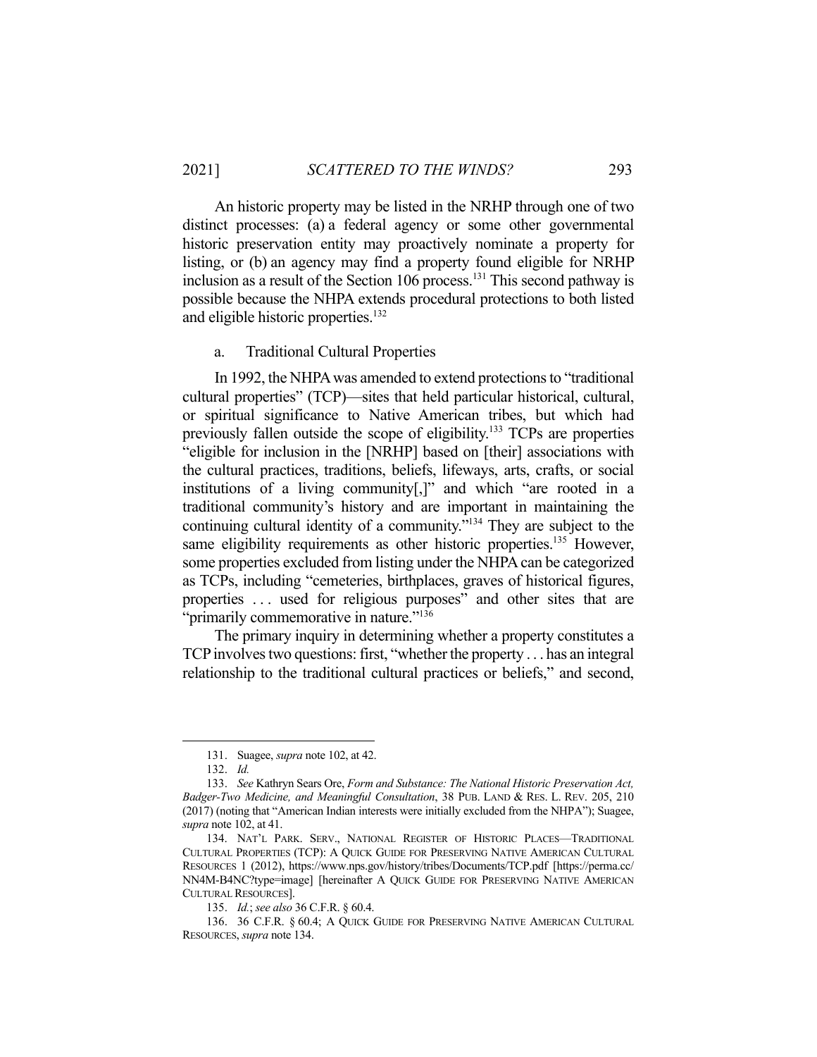An historic property may be listed in the NRHP through one of two distinct processes: (a) a federal agency or some other governmental historic preservation entity may proactively nominate a property for listing, or (b) an agency may find a property found eligible for NRHP inclusion as a result of the Section 106 process.[131] This second pathway is possible because the NHPA extends procedural protections to both listed and eligible historic properties.[132]

a. Traditional Cultural Properties

In 1992, the NHPA was amended to extend protections to "traditional cultural properties" (TCP)—sites that held particular historical, cultural, or spiritual significance to Native American tribes, but which had previously fallen outside the scope of eligibility.[133] TCPs are properties "eligible for inclusion in the [NRHP] based on [their] associations with the cultural practices, traditions, beliefs, lifeways, arts, crafts, or social institutions of a living community[,]" and which "are rooted in a traditional community's history and are important in maintaining the continuing cultural identity of a community."[134] They are subject to the same eligibility requirements as other historic properties.[135] However, some properties excluded from listing under the NHPA can be categorized as TCPs, including "cemeteries, birthplaces, graves of historical figures, properties . . . used for religious purposes" and other sites that are "primarily commemorative in nature."[136]

The primary inquiry in determining whether a property constitutes a TCP involves two questions: first, "whether the property . . . has an integral relationship to the traditional cultural practices or beliefs," and second,

---

131. Suagee, *supra* note 102, at 42.

132. *Id.*

133. *See* Kathryn Sears Ore, *Form and Substance: The National Historic Preservation Act, Badger-Two Medicine, and Meaningful Consultation*, 38 PUB. LAND & RES. L. REV. 205, 210 (2017) (noting that "American Indian interests were initially excluded from the NHPA"); Suagee, *supra* note 102, at 41.

134. NAT'L PARK. SERV., NATIONAL REGISTER OF HISTORIC PLACES—TRADITIONAL CULTURAL PROPERTIES (TCP): A QUICK GUIDE FOR PRESERVING NATIVE AMERICAN CULTURAL RESOURCES 1 (2012), https://www.nps.gov/history/tribes/Documents/TCP.pdf [https://perma.cc/NN4M-B4NC?type=image] [hereinafter A QUICK GUIDE FOR PRESERVING NATIVE AMERICAN CULTURAL RESOURCES].

135. *Id.*; *see also* 36 C.F.R. § 60.4.

136. 36 C.F.R. § 60.4; A QUICK GUIDE FOR PRESERVING NATIVE AMERICAN CULTURAL RESOURCES, *supra* note 134.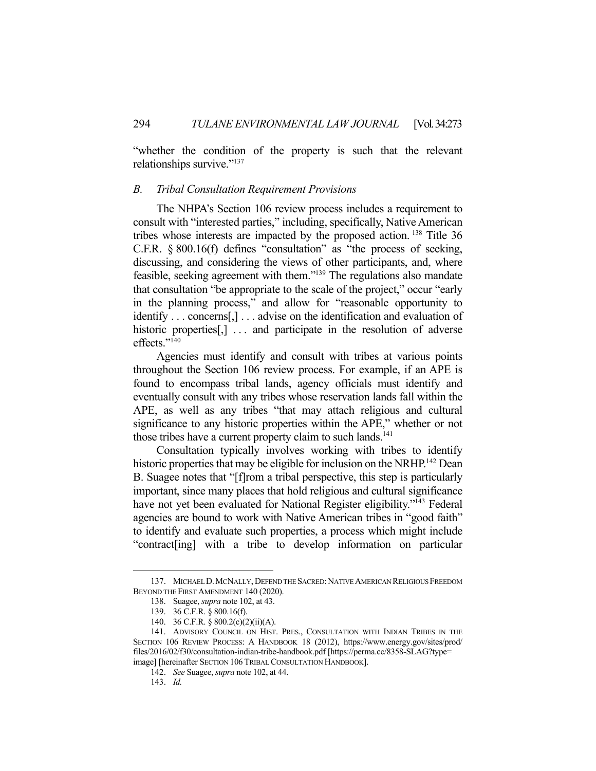"whether the condition of the property is such that the relevant relationships survive."[137]

### B. Tribal Consultation Requirement Provisions

The NHPA's Section 106 review process includes a requirement to consult with "interested parties," including, specifically, Native American tribes whose interests are impacted by the proposed action.[138] Title 36 C.F.R. § 800.16(f) defines "consultation" as "the process of seeking, discussing, and considering the views of other participants, and, where feasible, seeking agreement with them."[139] The regulations also mandate that consultation "be appropriate to the scale of the project," occur "early in the planning process," and allow for "reasonable opportunity to identify . . . concerns[,] . . . advise on the identification and evaluation of historic properties[,] . . . and participate in the resolution of adverse effects."[140]

Agencies must identify and consult with tribes at various points throughout the Section 106 review process. For example, if an APE is found to encompass tribal lands, agency officials must identify and eventually consult with any tribes whose reservation lands fall within the APE, as well as any tribes "that may attach religious and cultural significance to any historic properties within the APE," whether or not those tribes have a current property claim to such lands.[141]

Consultation typically involves working with tribes to identify historic properties that may be eligible for inclusion on the NRHP.[142] Dean B. Suagee notes that "[f]rom a tribal perspective, this step is particularly important, since many places that hold religious and cultural significance have not yet been evaluated for National Register eligibility."[143] Federal agencies are bound to work with Native American tribes in "good faith" to identify and evaluate such properties, a process which might include "contract[ing] with a tribe to develop information on particular

---

137. MICHAEL D. MCNALLY, DEFEND THE SACRED: NATIVE AMERICAN RELIGIOUS FREEDOM BEYOND THE FIRST AMENDMENT 140 (2020).

138. Suagee, *supra* note 102, at 43.

139. 36 C.F.R. § 800.16(f).

140. 36 C.F.R. § 800.2(c)(2)(ii)(A).

141. ADVISORY COUNCIL ON HIST. PRES., CONSULTATION WITH INDIAN TRIBES IN THE SECTION 106 REVIEW PROCESS: A HANDBOOK 18 (2012), https://www.energy.gov/sites/prod/files/2016/02/f30/consultation-indian-tribe-handbook.pdf [https://perma.cc/8358-SLAG?type=image] [hereinafter SECTION 106 TRIBAL CONSULTATION HANDBOOK].

142. *See* Suagee, *supra* note 102, at 44.

143. *Id.*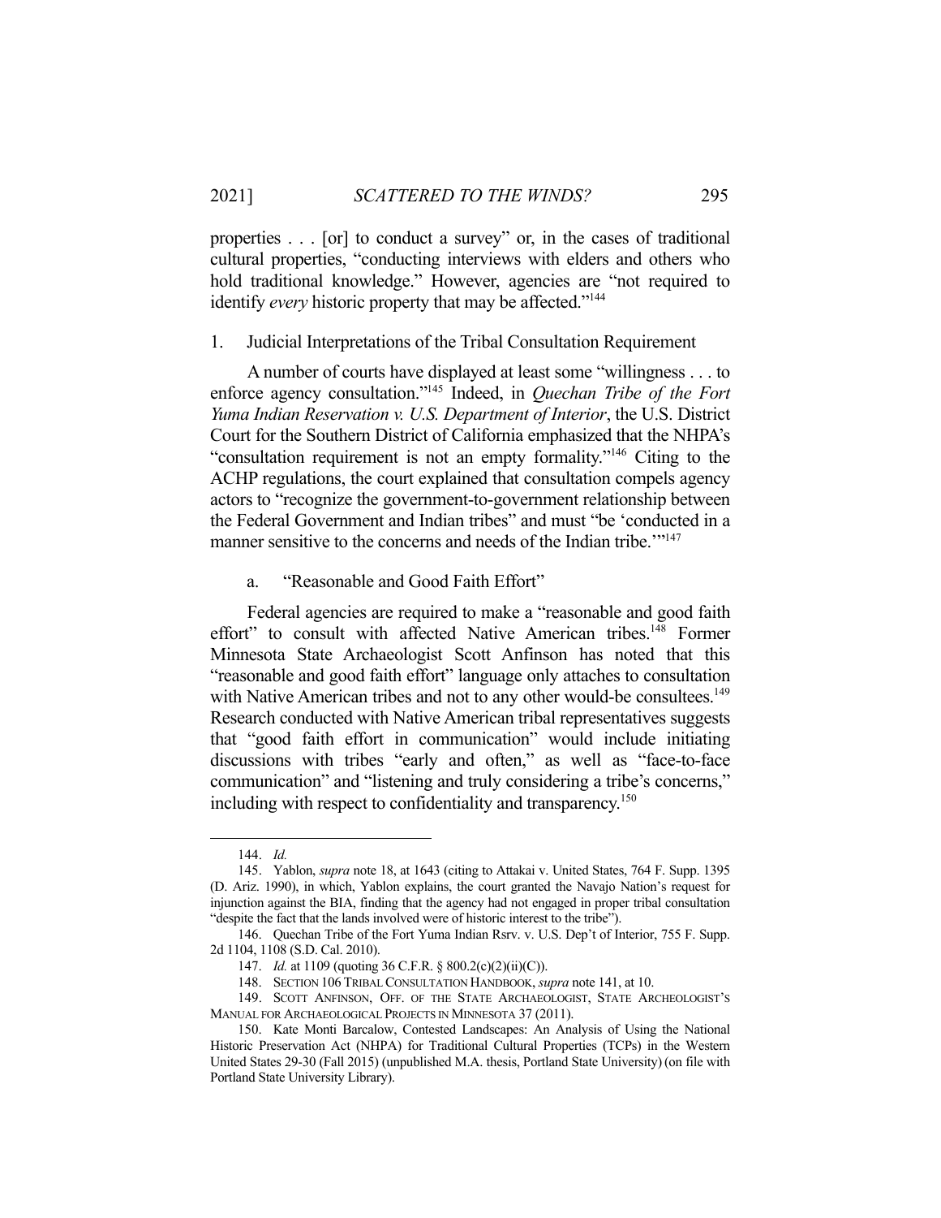properties . . . [or] to conduct a survey" or, in the cases of traditional cultural properties, "conducting interviews with elders and others who hold traditional knowledge." However, agencies are "not required to identify *every* historic property that may be affected."[144]

### 1. Judicial Interpretations of the Tribal Consultation Requirement

A number of courts have displayed at least some "willingness . . . to enforce agency consultation."[145] Indeed, in *Quechan Tribe of the Fort Yuma Indian Reservation v. U.S. Department of Interior*, the U.S. District Court for the Southern District of California emphasized that the NHPA's "consultation requirement is not an empty formality."[146] Citing to the ACHP regulations, the court explained that consultation compels agency actors to "recognize the government-to-government relationship between the Federal Government and Indian tribes" and must "be 'conducted in a manner sensitive to the concerns and needs of the Indian tribe.'"[147]

#### a. "Reasonable and Good Faith Effort"

Federal agencies are required to make a "reasonable and good faith effort" to consult with affected Native American tribes.[148] Former Minnesota State Archaeologist Scott Anfinson has noted that this "reasonable and good faith effort" language only attaches to consultation with Native American tribes and not to any other would-be consultees.[149] Research conducted with Native American tribal representatives suggests that "good faith effort in communication" would include initiating discussions with tribes "early and often," as well as "face-to-face communication" and "listening and truly considering a tribe's concerns," including with respect to confidentiality and transparency.[150]

---

144. *Id.*

145. Yablon, *supra* note 18, at 1643 (citing to Attakai v. United States, 764 F. Supp. 1395 (D. Ariz. 1990), in which, Yablon explains, the court granted the Navajo Nation's request for injunction against the BIA, finding that the agency had not engaged in proper tribal consultation "despite the fact that the lands involved were of historic interest to the tribe").

146. Quechan Tribe of the Fort Yuma Indian Rsrv. v. U.S. Dep't of Interior, 755 F. Supp. 2d 1104, 1108 (S.D. Cal. 2010).

147. *Id.* at 1109 (quoting 36 C.F.R. § 800.2(c)(2)(ii)(C)).

148. SECTION 106 TRIBAL CONSULTATION HANDBOOK, *supra* note 141, at 10.

149. SCOTT ANFINSON, OFF. OF THE STATE ARCHAEOLOGIST, STATE ARCHEOLOGIST'S MANUAL FOR ARCHAEOLOGICAL PROJECTS IN MINNESOTA 37 (2011).

150. Kate Monti Barcalow, Contested Landscapes: An Analysis of Using the National Historic Preservation Act (NHPA) for Traditional Cultural Properties (TCPs) in the Western United States 29-30 (Fall 2015) (unpublished M.A. thesis, Portland State University) (on file with Portland State University Library).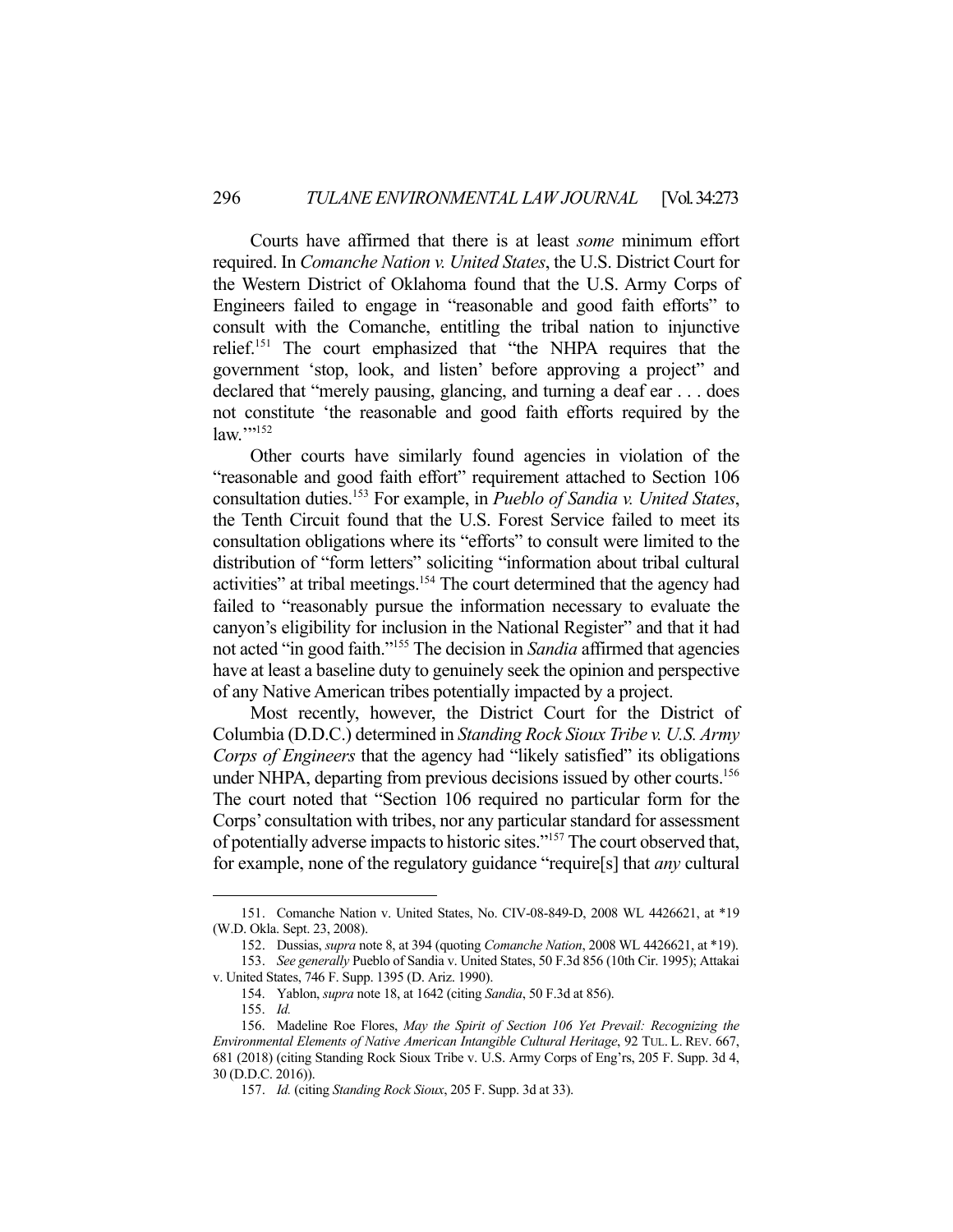Courts have affirmed that there is at least *some* minimum effort required. In *Comanche Nation v. United States*, the U.S. District Court for the Western District of Oklahoma found that the U.S. Army Corps of Engineers failed to engage in "reasonable and good faith efforts" to consult with the Comanche, entitling the tribal nation to injunctive relief.[151] The court emphasized that "the NHPA requires that the government 'stop, look, and listen' before approving a project" and declared that "merely pausing, glancing, and turning a deaf ear . . . does not constitute 'the reasonable and good faith efforts required by the law.'"[152]

Other courts have similarly found agencies in violation of the "reasonable and good faith effort" requirement attached to Section 106 consultation duties.[153] For example, in *Pueblo of Sandia v. United States*, the Tenth Circuit found that the U.S. Forest Service failed to meet its consultation obligations where its "efforts" to consult were limited to the distribution of "form letters" soliciting "information about tribal cultural activities" at tribal meetings.[154] The court determined that the agency had failed to "reasonably pursue the information necessary to evaluate the canyon's eligibility for inclusion in the National Register" and that it had not acted "in good faith."[155] The decision in *Sandia* affirmed that agencies have at least a baseline duty to genuinely seek the opinion and perspective of any Native American tribes potentially impacted by a project.

Most recently, however, the District Court for the District of Columbia (D.D.C.) determined in *Standing Rock Sioux Tribe v. U.S. Army Corps of Engineers* that the agency had "likely satisfied" its obligations under NHPA, departing from previous decisions issued by other courts.[156] The court noted that "Section 106 required no particular form for the Corps' consultation with tribes, nor any particular standard for assessment of potentially adverse impacts to historic sites."[157] The court observed that, for example, none of the regulatory guidance "require[s] that *any* cultural

---

151. Comanche Nation v. United States, No. CIV-08-849-D, 2008 WL 4426621, at *19 (W.D. Okla. Sept. 23, 2008).

152. Dussias, *supra* note 8, at 394 (quoting *Comanche Nation*, 2008 WL 4426621, at *19).

153. *See generally* Pueblo of Sandia v. United States, 50 F.3d 856 (10th Cir. 1995); Attakai v. United States, 746 F. Supp. 1395 (D. Ariz. 1990).

154. Yablon, *supra* note 18, at 1642 (citing *Sandia*, 50 F.3d at 856).

155. *Id.*

156. Madeline Roe Flores, *May the Spirit of Section 106 Yet Prevail: Recognizing the Environmental Elements of Native American Intangible Cultural Heritage*, 92 TUL. L. REV. 667, 681 (2018) (citing Standing Rock Sioux Tribe v. U.S. Army Corps of Eng'rs, 205 F. Supp. 3d 4, 30 (D.D.C. 2016)).

157. *Id.* (citing *Standing Rock Sioux*, 205 F. Supp. 3d at 33).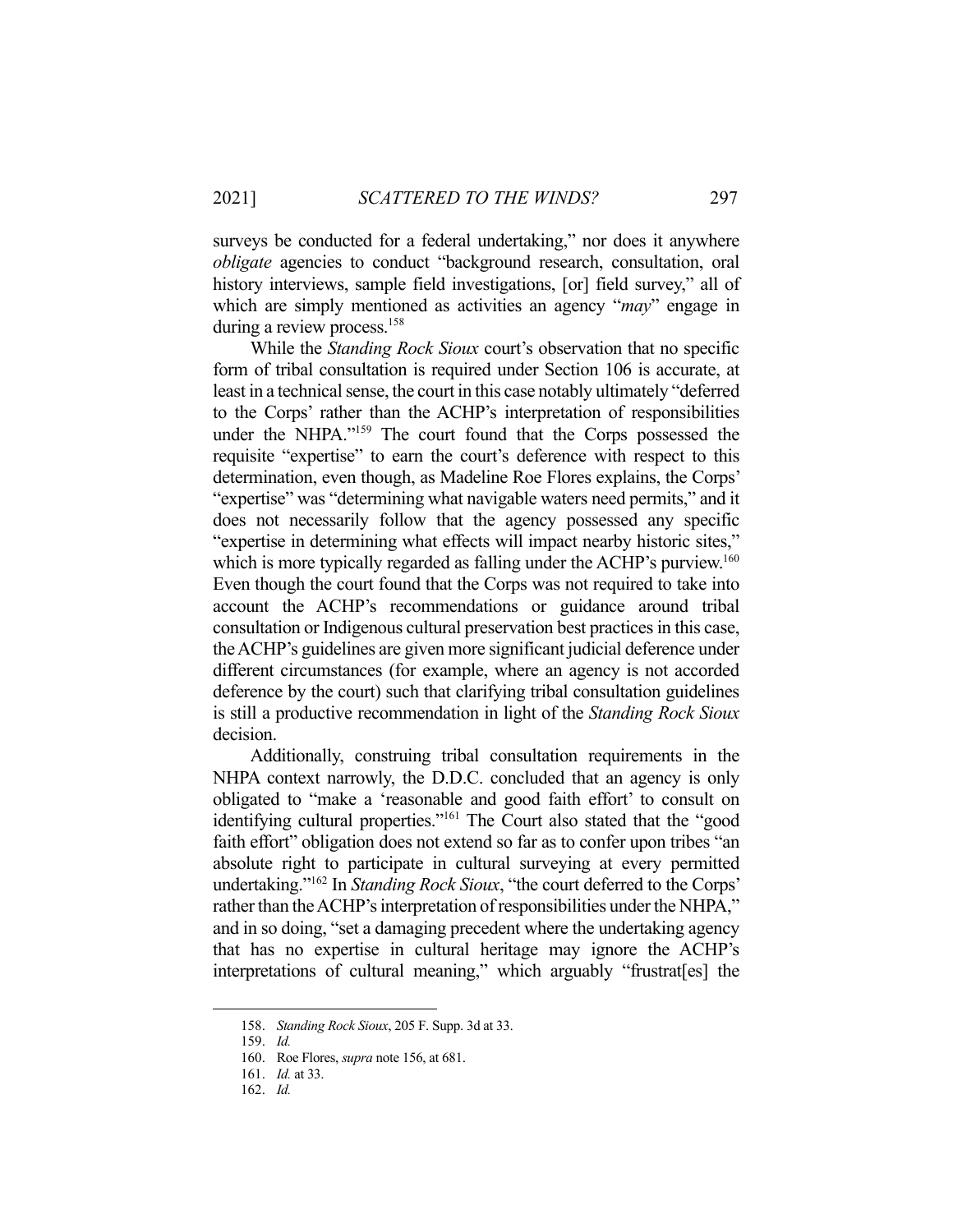surveys be conducted for a federal undertaking," nor does it anywhere *obligate* agencies to conduct "background research, consultation, oral history interviews, sample field investigations, [or] field survey," all of which are simply mentioned as activities an agency "*may*" engage in during a review process.[158]

While the *Standing Rock Sioux* court's observation that no specific form of tribal consultation is required under Section 106 is accurate, at least in a technical sense, the court in this case notably ultimately "deferred to the Corps' rather than the ACHP's interpretation of responsibilities under the NHPA."[159] The court found that the Corps possessed the requisite "expertise" to earn the court's deference with respect to this determination, even though, as Madeline Roe Flores explains, the Corps' "expertise" was "determining what navigable waters need permits," and it does not necessarily follow that the agency possessed any specific "expertise in determining what effects will impact nearby historic sites," which is more typically regarded as falling under the ACHP's purview.[160] Even though the court found that the Corps was not required to take into account the ACHP's recommendations or guidance around tribal consultation or Indigenous cultural preservation best practices in this case, the ACHP's guidelines are given more significant judicial deference under different circumstances (for example, where an agency is not accorded deference by the court) such that clarifying tribal consultation guidelines is still a productive recommendation in light of the *Standing Rock Sioux* decision.

Additionally, construing tribal consultation requirements in the NHPA context narrowly, the D.D.C. concluded that an agency is only obligated to "make a 'reasonable and good faith effort' to consult on identifying cultural properties."[161] The Court also stated that the "good faith effort" obligation does not extend so far as to confer upon tribes "an absolute right to participate in cultural surveying at every permitted undertaking."[162] In *Standing Rock Sioux*, "the court deferred to the Corps' rather than the ACHP's interpretation of responsibilities under the NHPA," and in so doing, "set a damaging precedent where the undertaking agency that has no expertise in cultural heritage may ignore the ACHP's interpretations of cultural meaning," which arguably "frustrat[es] the

---

158. *Standing Rock Sioux*, 205 F. Supp. 3d at 33.

159. *Id.*

160. Roe Flores, *supra* note 156, at 681.

161. *Id.* at 33.

162. *Id.*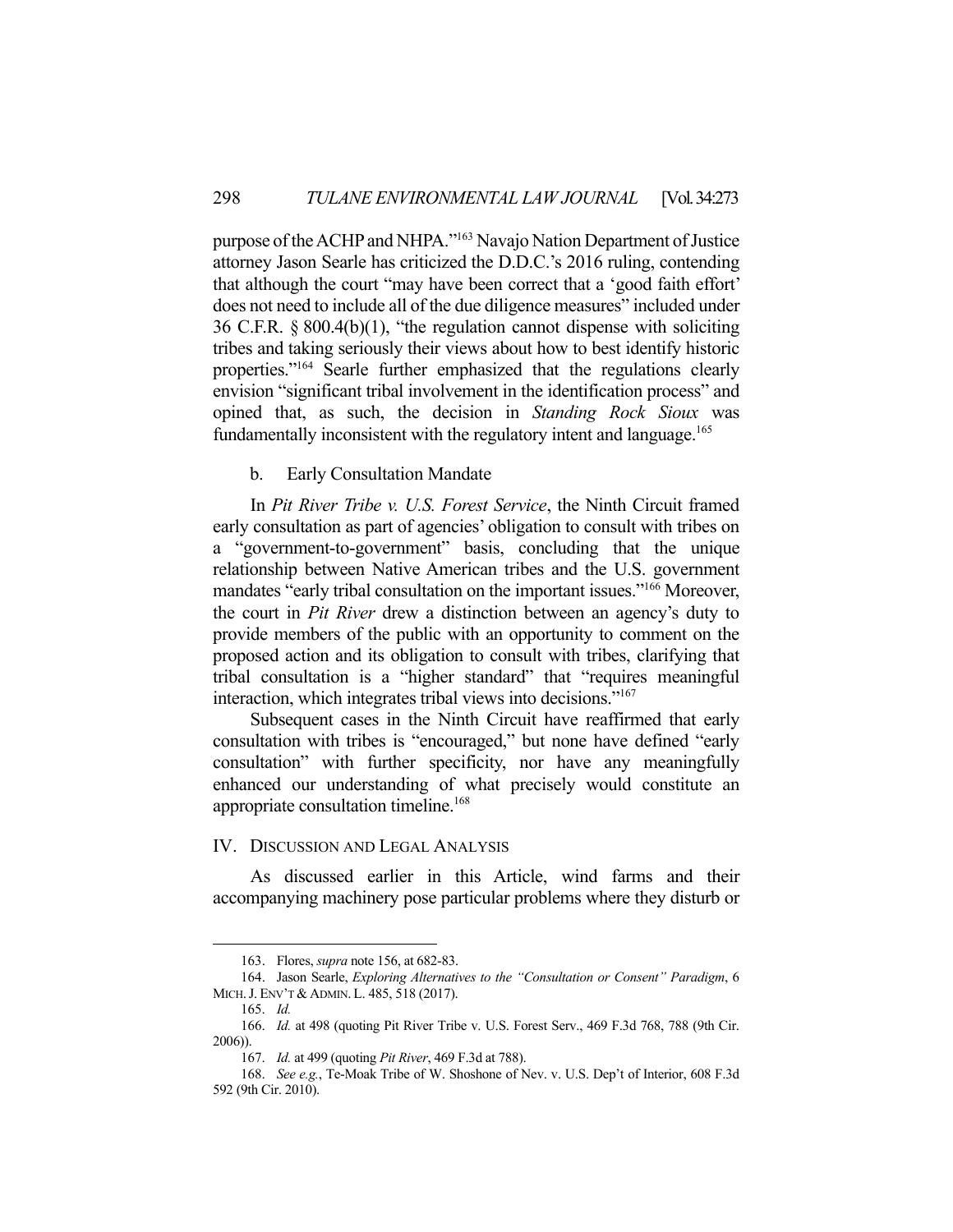purpose of the ACHP and NHPA."[163] Navajo Nation Department of Justice attorney Jason Searle has criticized the D.D.C.'s 2016 ruling, contending that although the court "may have been correct that a 'good faith effort' does not need to include all of the due diligence measures" included under 36 C.F.R. § 800.4(b)(1), "the regulation cannot dispense with soliciting tribes and taking seriously their views about how to best identify historic properties."[164] Searle further emphasized that the regulations clearly envision "significant tribal involvement in the identification process" and opined that, as such, the decision in *Standing Rock Sioux* was fundamentally inconsistent with the regulatory intent and language.[165]

### b. Early Consultation Mandate

In *Pit River Tribe v. U.S. Forest Service*, the Ninth Circuit framed early consultation as part of agencies' obligation to consult with tribes on a "government-to-government" basis, concluding that the unique relationship between Native American tribes and the U.S. government mandates "early tribal consultation on the important issues."[166] Moreover, the court in *Pit River* drew a distinction between an agency's duty to provide members of the public with an opportunity to comment on the proposed action and its obligation to consult with tribes, clarifying that tribal consultation is a "higher standard" that "requires meaningful interaction, which integrates tribal views into decisions."[167]

Subsequent cases in the Ninth Circuit have reaffirmed that early consultation with tribes is "encouraged," but none have defined "early consultation" with further specificity, nor have any meaningfully enhanced our understanding of what precisely would constitute an appropriate consultation timeline.[168]

## IV. Discussion and Legal Analysis

As discussed earlier in this Article, wind farms and their accompanying machinery pose particular problems where they disturb or

---

163. Flores, *supra* note 156, at 682-83.

164. Jason Searle, *Exploring Alternatives to the "Consultation or Consent" Paradigm*, 6 MICH. J. ENV'T & ADMIN. L. 485, 518 (2017).

165. *Id.*

166. *Id.* at 498 (quoting Pit River Tribe v. U.S. Forest Serv., 469 F.3d 768, 788 (9th Cir. 2006)).

167. *Id.* at 499 (quoting *Pit River*, 469 F.3d at 788).

168. *See e.g.*, Te-Moak Tribe of W. Shoshone of Nev. v. U.S. Dep't of Interior, 608 F.3d 592 (9th Cir. 2010).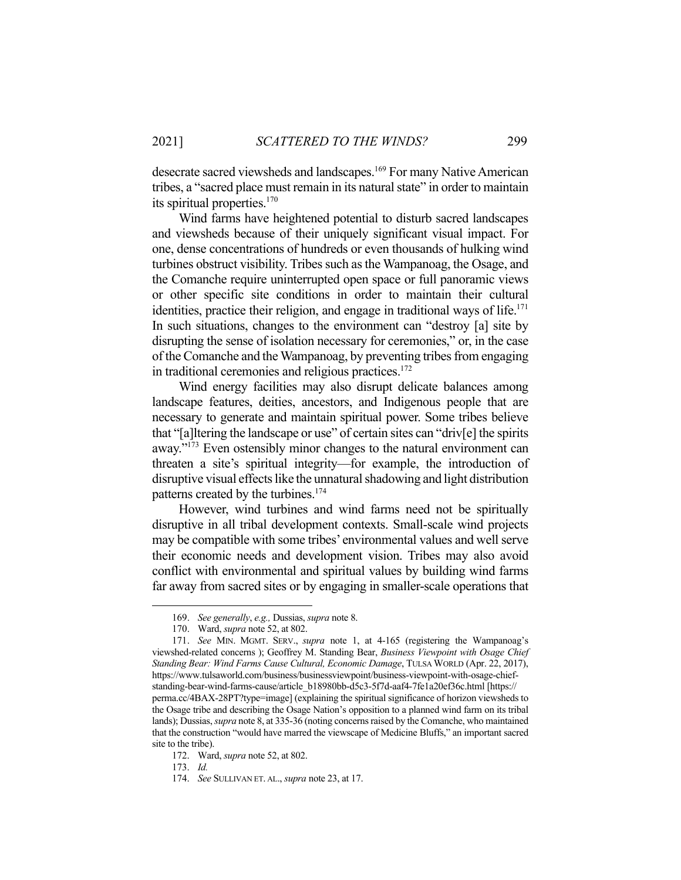desecrate sacred viewsheds and landscapes.[169] For many Native American tribes, a "sacred place must remain in its natural state" in order to maintain its spiritual properties.[170]

Wind farms have heightened potential to disturb sacred landscapes and viewsheds because of their uniquely significant visual impact. For one, dense concentrations of hundreds or even thousands of hulking wind turbines obstruct visibility. Tribes such as the Wampanoag, the Osage, and the Comanche require uninterrupted open space or full panoramic views or other specific site conditions in order to maintain their cultural identities, practice their religion, and engage in traditional ways of life.[171] In such situations, changes to the environment can "destroy [a] site by disrupting the sense of isolation necessary for ceremonies," or, in the case of the Comanche and the Wampanoag, by preventing tribes from engaging in traditional ceremonies and religious practices.[172]

Wind energy facilities may also disrupt delicate balances among landscape features, deities, ancestors, and Indigenous people that are necessary to generate and maintain spiritual power. Some tribes believe that "[a]ltering the landscape or use" of certain sites can "driv[e] the spirits away."[173] Even ostensibly minor changes to the natural environment can threaten a site's spiritual integrity—for example, the introduction of disruptive visual effects like the unnatural shadowing and light distribution patterns created by the turbines.[174]

However, wind turbines and wind farms need not be spiritually disruptive in all tribal development contexts. Small-scale wind projects may be compatible with some tribes' environmental values and well serve their economic needs and development vision. Tribes may also avoid conflict with environmental and spiritual values by building wind farms far away from sacred sites or by engaging in smaller-scale operations that

---

169. *See generally*, *e.g.,* Dussias, *supra* note 8.

170. Ward, *supra* note 52, at 802.

171. *See* MIN. MGMT. SERV., *supra* note 1, at 4-165 (registering the Wampanoag's viewshed-related concerns ); Geoffrey M. Standing Bear, *Business Viewpoint with Osage Chief Standing Bear: Wind Farms Cause Cultural, Economic Damage*, TULSA WORLD (Apr. 22, 2017), https://www.tulsaworld.com/business/businessviewpoint/business-viewpoint-with-osage-chief-standing-bear-wind-farms-cause/article_b18980bb-d5c3-5f7d-aaf4-7fe1a20ef36c.html [https://perma.cc/4BAX-28PT?type=image] (explaining the spiritual significance of horizon viewsheds to the Osage tribe and describing the Osage Nation's opposition to a planned wind farm on its tribal lands); Dussias, *supra* note 8, at 335-36 (noting concerns raised by the Comanche, who maintained that the construction "would have marred the viewscape of Medicine Bluffs," an important sacred site to the tribe).

172. Ward, *supra* note 52, at 802.

173. *Id.*

174. *See* SULLIVAN ET. AL., *supra* note 23, at 17.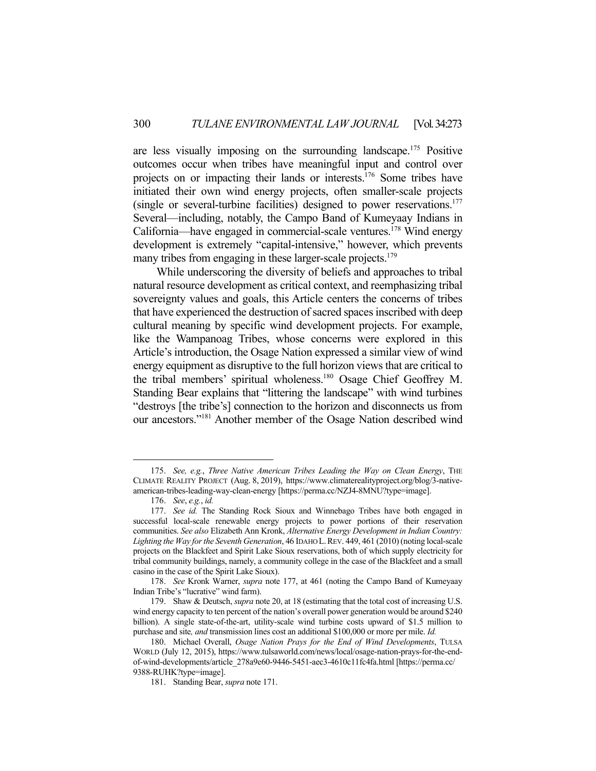are less visually imposing on the surrounding landscape.[175] Positive outcomes occur when tribes have meaningful input and control over projects on or impacting their lands or interests.[176] Some tribes have initiated their own wind energy projects, often smaller-scale projects (single or several-turbine facilities) designed to power reservations.[177] Several—including, notably, the Campo Band of Kumeyaay Indians in California—have engaged in commercial-scale ventures.[178] Wind energy development is extremely "capital-intensive," however, which prevents many tribes from engaging in these larger-scale projects.[179]

While underscoring the diversity of beliefs and approaches to tribal natural resource development as critical context, and reemphasizing tribal sovereignty values and goals, this Article centers the concerns of tribes that have experienced the destruction of sacred spaces inscribed with deep cultural meaning by specific wind development projects. For example, like the Wampanoag Tribes, whose concerns were explored in this Article's introduction, the Osage Nation expressed a similar view of wind energy equipment as disruptive to the full horizon views that are critical to the tribal members' spiritual wholeness.[180] Osage Chief Geoffrey M. Standing Bear explains that "littering the landscape" with wind turbines "destroys [the tribe's] connection to the horizon and disconnects us from our ancestors."[181] Another member of the Osage Nation described wind

---

175. *See, e.g.*, *Three Native American Tribes Leading the Way on Clean Energy*, THE CLIMATE REALITY PROJECT (Aug. 8, 2019), https://www.climaterealityproject.org/blog/3-native-american-tribes-leading-way-clean-energy [https://perma.cc/NZJ4-8MNU?type=image].

176. *See*, *e.g.*, *id.*

177. *See id.* The Standing Rock Sioux and Winnebago Tribes have both engaged in successful local-scale renewable energy projects to power portions of their reservation communities. *See also* Elizabeth Ann Kronk, *Alternative Energy Development in Indian Country: Lighting the Way for the Seventh Generation*, 46 IDAHO L. REV. 449, 461 (2010) (noting local-scale projects on the Blackfeet and Spirit Lake Sioux reservations, both of which supply electricity for tribal community buildings, namely, a community college in the case of the Blackfeet and a small casino in the case of the Spirit Lake Sioux).

178. *See* Kronk Warner, *supra* note 177, at 461 (noting the Campo Band of Kumeyaay Indian Tribe's "lucrative" wind farm).

179. Shaw & Deutsch, *supra* note 20, at 18 (estimating that the total cost of increasing U.S. wind energy capacity to ten percent of the nation's overall power generation would be around $240 billion). A single state-of-the-art, utility-scale wind turbine costs upward of $1.5 million to purchase and site*, and* transmission lines cost an additional $100,000 or more per mile. *Id.*

180. Michael Overall, *Osage Nation Prays for the End of Wind Developments*, TULSA WORLD (July 12, 2015), https://www.tulsaworld.com/news/local/osage-nation-prays-for-the-end-of-wind-developments/article_278a9e60-9446-5451-aec3-4610c11fc4fa.html [https://perma.cc/9388-RUHK?type=image].

181. Standing Bear, *supra* note 171.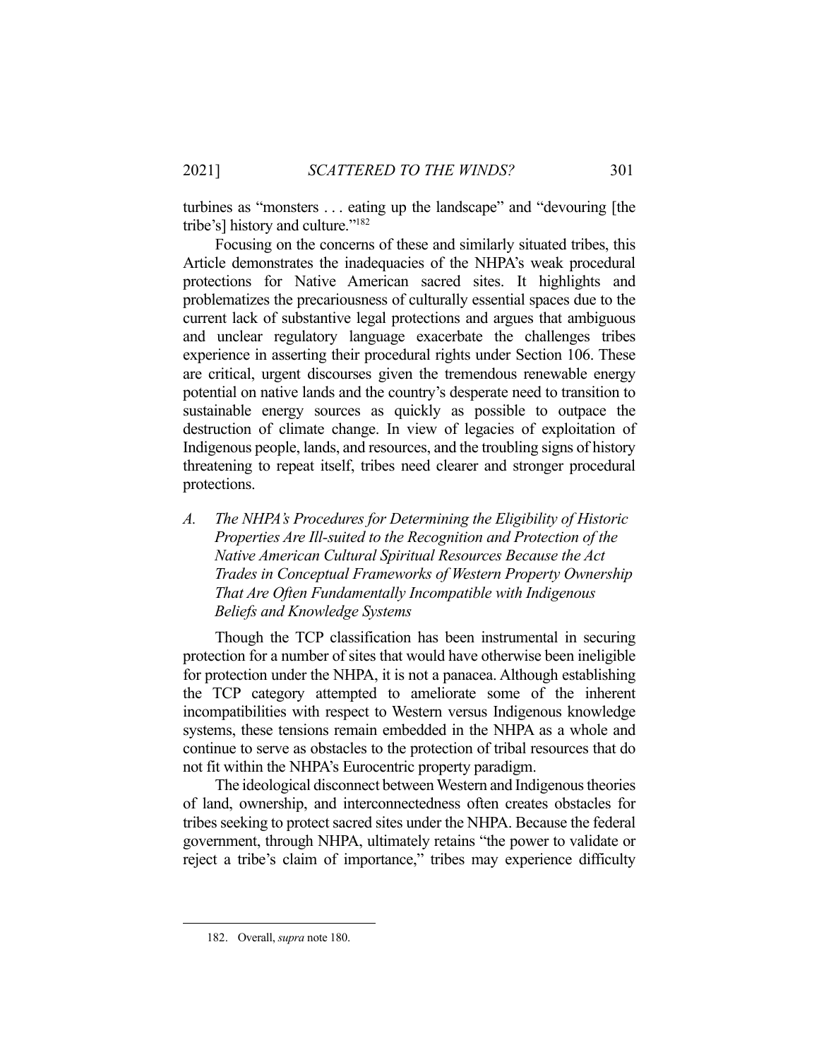turbines as "monsters . . . eating up the landscape" and "devouring [the tribe's] history and culture."[182]

Focusing on the concerns of these and similarly situated tribes, this Article demonstrates the inadequacies of the NHPA's weak procedural protections for Native American sacred sites. It highlights and problematizes the precariousness of culturally essential spaces due to the current lack of substantive legal protections and argues that ambiguous and unclear regulatory language exacerbate the challenges tribes experience in asserting their procedural rights under Section 106. These are critical, urgent discourses given the tremendous renewable energy potential on native lands and the country's desperate need to transition to sustainable energy sources as quickly as possible to outpace the destruction of climate change. In view of legacies of exploitation of Indigenous people, lands, and resources, and the troubling signs of history threatening to repeat itself, tribes need clearer and stronger procedural protections.

### *A. The NHPA's Procedures for Determining the Eligibility of Historic Properties Are Ill-suited to the Recognition and Protection of the Native American Cultural Spiritual Resources Because the Act Trades in Conceptual Frameworks of Western Property Ownership That Are Often Fundamentally Incompatible with Indigenous Beliefs and Knowledge Systems*

Though the TCP classification has been instrumental in securing protection for a number of sites that would have otherwise been ineligible for protection under the NHPA, it is not a panacea. Although establishing the TCP category attempted to ameliorate some of the inherent incompatibilities with respect to Western versus Indigenous knowledge systems, these tensions remain embedded in the NHPA as a whole and continue to serve as obstacles to the protection of tribal resources that do not fit within the NHPA's Eurocentric property paradigm.

The ideological disconnect between Western and Indigenous theories of land, ownership, and interconnectedness often creates obstacles for tribes seeking to protect sacred sites under the NHPA. Because the federal government, through NHPA, ultimately retains "the power to validate or reject a tribe's claim of importance," tribes may experience difficulty

---

182. Overall, *supra* note 180.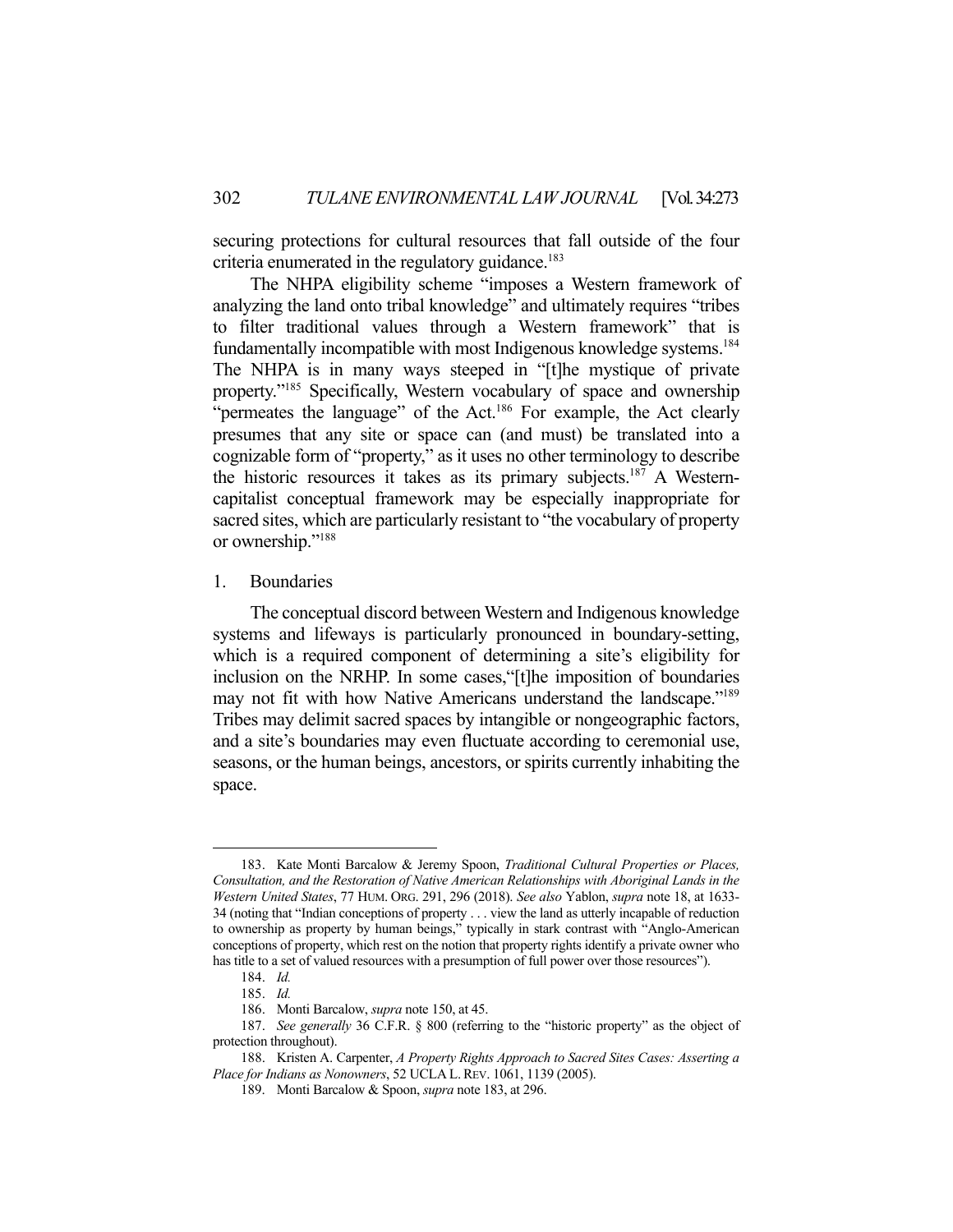securing protections for cultural resources that fall outside of the four criteria enumerated in the regulatory guidance.[183]

The NHPA eligibility scheme "imposes a Western framework of analyzing the land onto tribal knowledge" and ultimately requires "tribes to filter traditional values through a Western framework" that is fundamentally incompatible with most Indigenous knowledge systems.[184] The NHPA is in many ways steeped in "[t]he mystique of private property."[185] Specifically, Western vocabulary of space and ownership "permeates the language" of the Act.[186] For example, the Act clearly presumes that any site or space can (and must) be translated into a cognizable form of "property," as it uses no other terminology to describe the historic resources it takes as its primary subjects.[187] A Western-capitalist conceptual framework may be especially inappropriate for sacred sites, which are particularly resistant to "the vocabulary of property or ownership."[188]

### 1. Boundaries

The conceptual discord between Western and Indigenous knowledge systems and lifeways is particularly pronounced in boundary-setting, which is a required component of determining a site's eligibility for inclusion on the NRHP. In some cases,"[t]he imposition of boundaries may not fit with how Native Americans understand the landscape."[189] Tribes may delimit sacred spaces by intangible or nongeographic factors, and a site's boundaries may even fluctuate according to ceremonial use, seasons, or the human beings, ancestors, or spirits currently inhabiting the space.

---

183. Kate Monti Barcalow & Jeremy Spoon, *Traditional Cultural Properties or Places, Consultation, and the Restoration of Native American Relationships with Aboriginal Lands in the Western United States*, 77 HUM. ORG. 291, 296 (2018). *See also* Yablon, *supra* note 18, at 1633-34 (noting that "Indian conceptions of property . . . view the land as utterly incapable of reduction to ownership as property by human beings," typically in stark contrast with "Anglo-American conceptions of property, which rest on the notion that property rights identify a private owner who has title to a set of valued resources with a presumption of full power over those resources").

184. *Id.*

185. *Id.*

186. Monti Barcalow, *supra* note 150, at 45.

187. *See generally* 36 C.F.R. § 800 (referring to the "historic property" as the object of protection throughout).

188. Kristen A. Carpenter, *A Property Rights Approach to Sacred Sites Cases: Asserting a Place for Indians as Nonowners*, 52 UCLA L. REV. 1061, 1139 (2005).

189. Monti Barcalow & Spoon, *supra* note 183, at 296.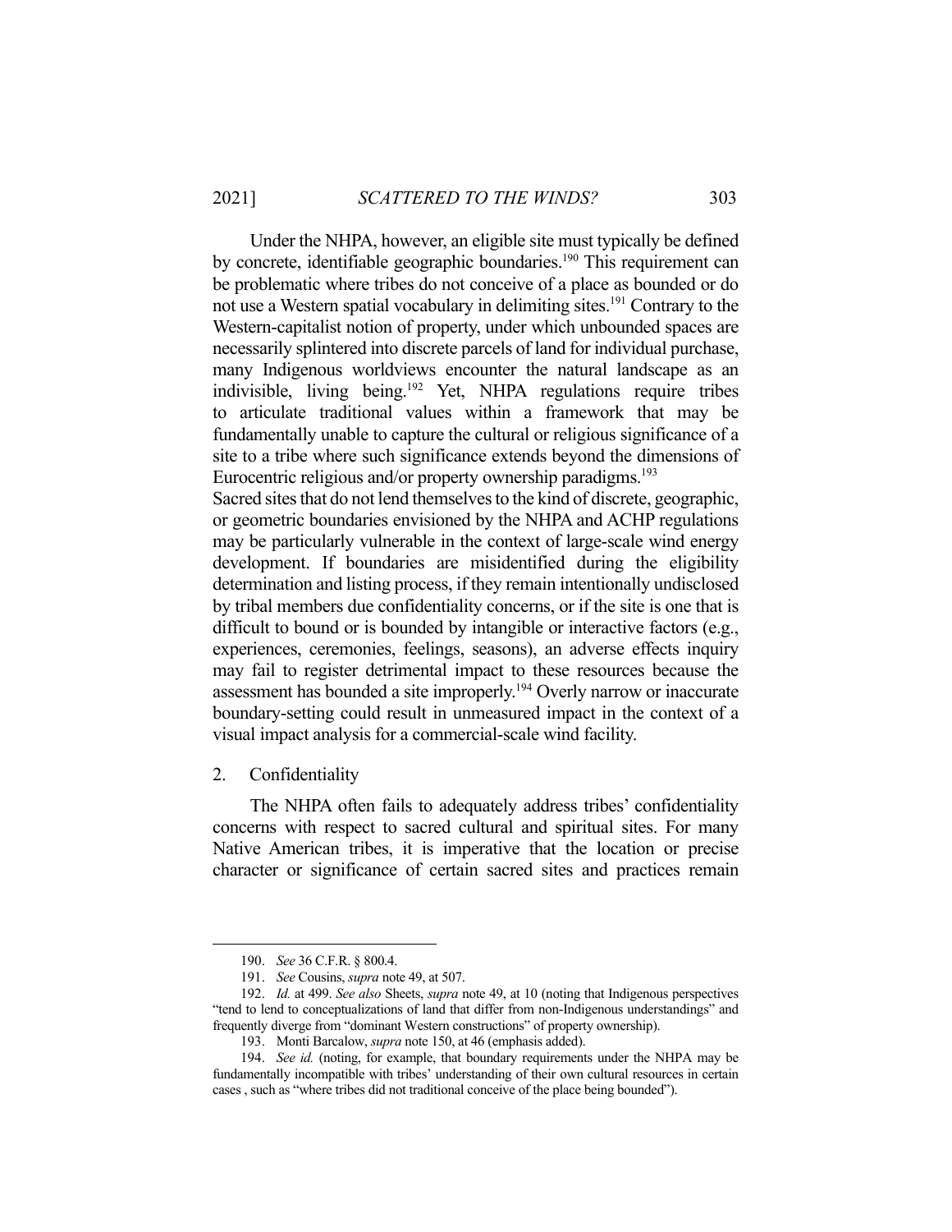Under the NHPA, however, an eligible site must typically be defined by concrete, identifiable geographic boundaries.[190] This requirement can be problematic where tribes do not conceive of a place as bounded or do not use a Western spatial vocabulary in delimiting sites.[191] Contrary to the Western-capitalist notion of property, under which unbounded spaces are necessarily splintered into discrete parcels of land for individual purchase, many Indigenous worldviews encounter the natural landscape as an indivisible, living being.[192] Yet, NHPA regulations require tribes to articulate traditional values within a framework that may be fundamentally unable to capture the cultural or religious significance of a site to a tribe where such significance extends beyond the dimensions of Eurocentric religious and/or property ownership paradigms.[193]

Sacred sites that do not lend themselves to the kind of discrete, geographic, or geometric boundaries envisioned by the NHPA and ACHP regulations may be particularly vulnerable in the context of large-scale wind energy development. If boundaries are misidentified during the eligibility determination and listing process, if they remain intentionally undisclosed by tribal members due confidentiality concerns, or if the site is one that is difficult to bound or is bounded by intangible or interactive factors (e.g., experiences, ceremonies, feelings, seasons), an adverse effects inquiry may fail to register detrimental impact to these resources because the assessment has bounded a site improperly.[194] Overly narrow or inaccurate boundary-setting could result in unmeasured impact in the context of a visual impact analysis for a commercial-scale wind facility.

2. Confidentiality

The NHPA often fails to adequately address tribes' confidentiality concerns with respect to sacred cultural and spiritual sites. For many Native American tribes, it is imperative that the location or precise character or significance of certain sacred sites and practices remain

190. *See* 36 C.F.R. § 800.4.

191. *See* Cousins, *supra* note 49, at 507.

192. *Id.* at 499. *See also* Sheets, *supra* note 49, at 10 (noting that Indigenous perspectives "tend to lend to conceptualizations of land that differ from non-Indigenous understandings" and frequently diverge from "dominant Western constructions" of property ownership).

193. Monti Barcalow, *supra* note 150, at 46 (emphasis added).

194. *See id.* (noting, for example, that boundary requirements under the NHPA may be fundamentally incompatible with tribes' understanding of their own cultural resources in certain cases , such as "where tribes did not traditional conceive of the place being bounded").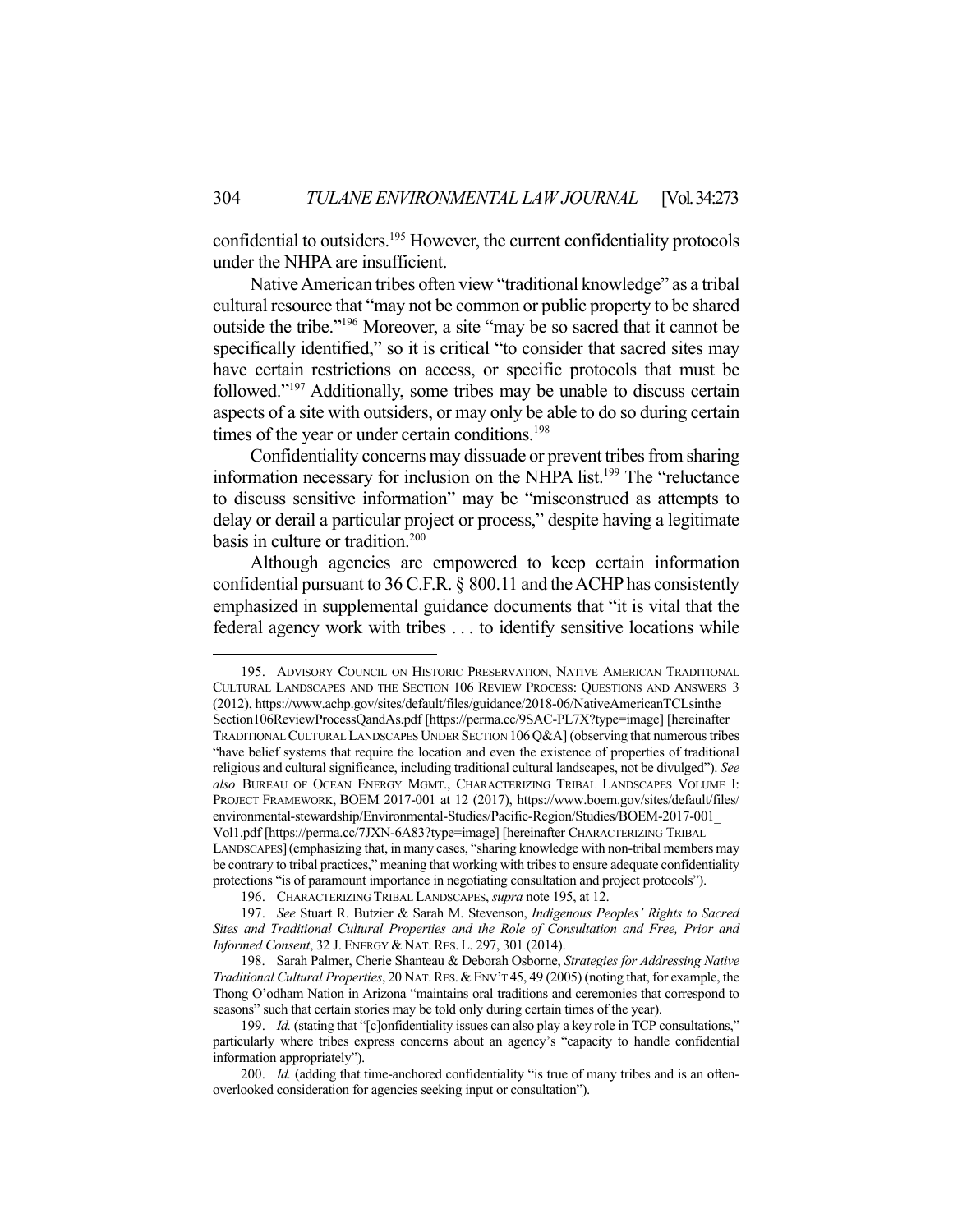confidential to outsiders.[195] However, the current confidentiality protocols under the NHPA are insufficient.

Native American tribes often view "traditional knowledge" as a tribal cultural resource that "may not be common or public property to be shared outside the tribe."[196] Moreover, a site "may be so sacred that it cannot be specifically identified," so it is critical "to consider that sacred sites may have certain restrictions on access, or specific protocols that must be followed."[197] Additionally, some tribes may be unable to discuss certain aspects of a site with outsiders, or may only be able to do so during certain times of the year or under certain conditions.[198]

Confidentiality concerns may dissuade or prevent tribes from sharing information necessary for inclusion on the NHPA list.[199] The "reluctance to discuss sensitive information" may be "misconstrued as attempts to delay or derail a particular project or process," despite having a legitimate basis in culture or tradition.[200]

Although agencies are empowered to keep certain information confidential pursuant to 36 C.F.R. § 800.11 and the ACHP has consistently emphasized in supplemental guidance documents that "it is vital that the federal agency work with tribes . . . to identify sensitive locations while

---

195. ADVISORY COUNCIL ON HISTORIC PRESERVATION, NATIVE AMERICAN TRADITIONAL CULTURAL LANDSCAPES AND THE SECTION 106 REVIEW PROCESS: QUESTIONS AND ANSWERS 3 (2012), https://www.achp.gov/sites/default/files/guidance/2018-06/NativeAmericanTCLsintheSection106ReviewProcessQandAs.pdf [https://perma.cc/9SAC-PL7X?type=image] [hereinafter TRADITIONAL CULTURAL LANDSCAPES UNDER SECTION 106 Q&A] (observing that numerous tribes "have belief systems that require the location and even the existence of properties of traditional religious and cultural significance, including traditional cultural landscapes, not be divulged"). *See also* BUREAU OF OCEAN ENERGY MGMT., CHARACTERIZING TRIBAL LANDSCAPES VOLUME I: PROJECT FRAMEWORK, BOEM 2017-001 at 12 (2017), https://www.boem.gov/sites/default/files/environmental-stewardship/Environmental-Studies/Pacific-Region/Studies/BOEM-2017-001_Vol1.pdf [https://perma.cc/7JXN-6A83?type=image] [hereinafter CHARACTERIZING TRIBAL LANDSCAPES] (emphasizing that, in many cases, "sharing knowledge with non-tribal members may be contrary to tribal practices," meaning that working with tribes to ensure adequate confidentiality protections "is of paramount importance in negotiating consultation and project protocols").

196. CHARACTERIZING TRIBAL LANDSCAPES, *supra* note 195, at 12.

197. *See* Stuart R. Butzier & Sarah M. Stevenson, *Indigenous Peoples' Rights to Sacred Sites and Traditional Cultural Properties and the Role of Consultation and Free, Prior and Informed Consent*, 32 J. ENERGY & NAT. RES. L. 297, 301 (2014).

198. Sarah Palmer, Cherie Shanteau & Deborah Osborne, *Strategies for Addressing Native Traditional Cultural Properties*, 20 NAT. RES. & ENV'T 45, 49 (2005) (noting that, for example, the Thong O'odham Nation in Arizona "maintains oral traditions and ceremonies that correspond to seasons" such that certain stories may be told only during certain times of the year).

199. *Id.* (stating that "[c]onfidentiality issues can also play a key role in TCP consultations," particularly where tribes express concerns about an agency's "capacity to handle confidential information appropriately").

200. *Id.* (adding that time-anchored confidentiality "is true of many tribes and is an often-overlooked consideration for agencies seeking input or consultation").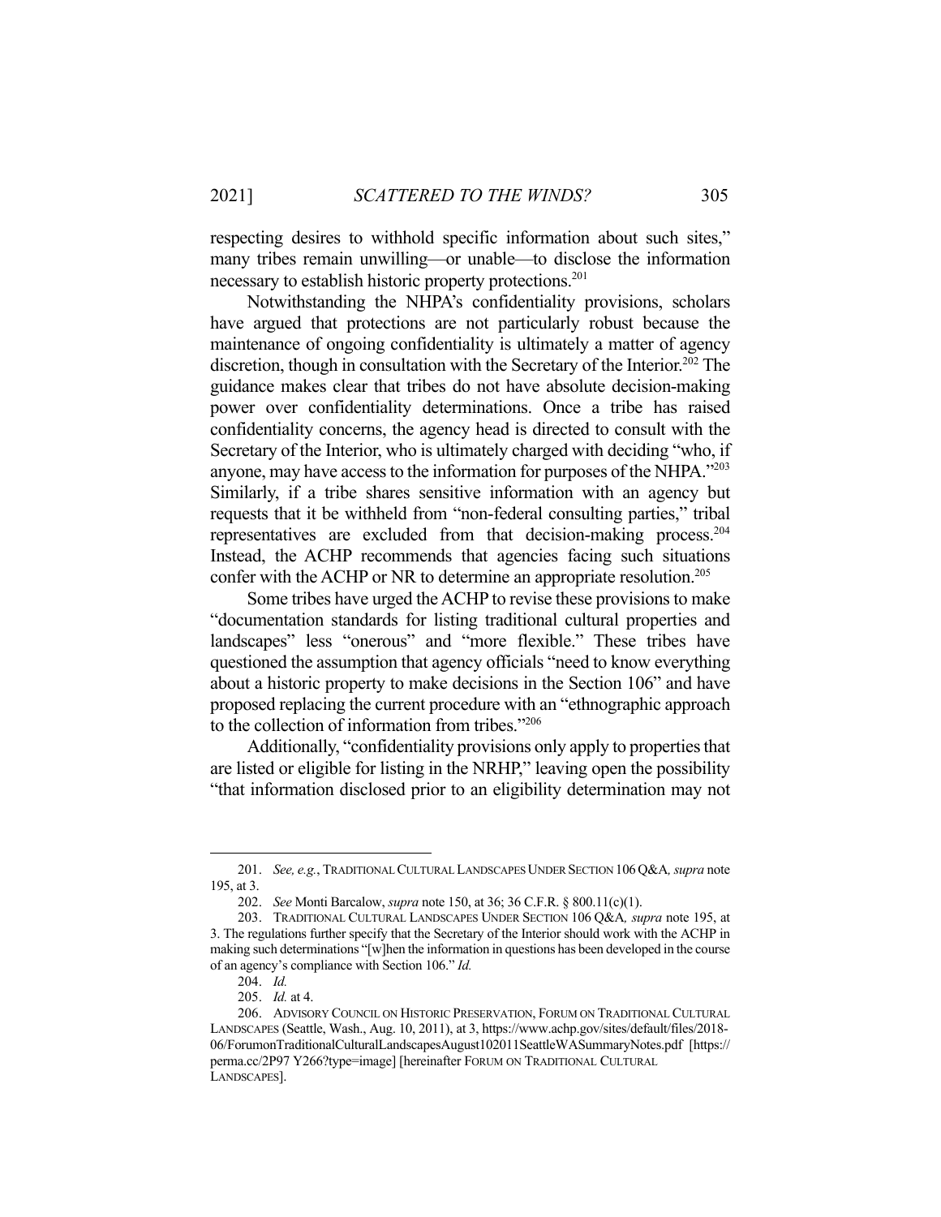respecting desires to withhold specific information about such sites," many tribes remain unwilling—or unable—to disclose the information necessary to establish historic property protections.[201]

Notwithstanding the NHPA's confidentiality provisions, scholars have argued that protections are not particularly robust because the maintenance of ongoing confidentiality is ultimately a matter of agency discretion, though in consultation with the Secretary of the Interior.[202] The guidance makes clear that tribes do not have absolute decision-making power over confidentiality determinations. Once a tribe has raised confidentiality concerns, the agency head is directed to consult with the Secretary of the Interior, who is ultimately charged with deciding "who, if anyone, may have access to the information for purposes of the NHPA."[203] Similarly, if a tribe shares sensitive information with an agency but requests that it be withheld from "non-federal consulting parties," tribal representatives are excluded from that decision-making process.[204] Instead, the ACHP recommends that agencies facing such situations confer with the ACHP or NR to determine an appropriate resolution.[205]

Some tribes have urged the ACHP to revise these provisions to make "documentation standards for listing traditional cultural properties and landscapes" less "onerous" and "more flexible." These tribes have questioned the assumption that agency officials "need to know everything about a historic property to make decisions in the Section 106" and have proposed replacing the current procedure with an "ethnographic approach to the collection of information from tribes."[206]

Additionally, "confidentiality provisions only apply to properties that are listed or eligible for listing in the NRHP," leaving open the possibility "that information disclosed prior to an eligibility determination may not

---

201. *See, e.g.*, TRADITIONAL CULTURAL LANDSCAPES UNDER SECTION 106 Q&A, *supra* note 195, at 3.

202. *See* Monti Barcalow, *supra* note 150, at 36; 36 C.F.R. § 800.11(c)(1).

203. TRADITIONAL CULTURAL LANDSCAPES UNDER SECTION 106 Q&A, *supra* note 195, at 3. The regulations further specify that the Secretary of the Interior should work with the ACHP in making such determinations "[w]hen the information in questions has been developed in the course of an agency's compliance with Section 106." *Id.*

204. *Id.*

205. *Id.* at 4.

206. ADVISORY COUNCIL ON HISTORIC PRESERVATION, FORUM ON TRADITIONAL CULTURAL LANDSCAPES (Seattle, Wash., Aug. 10, 2011), at 3, https://www.achp.gov/sites/default/files/2018-06/ForumonTraditionalCulturalLandscapesAugust102011SeattleWASummaryNotes.pdf [https://perma.cc/2P97 Y266?type=image] [hereinafter FORUM ON TRADITIONAL CULTURAL LANDSCAPES].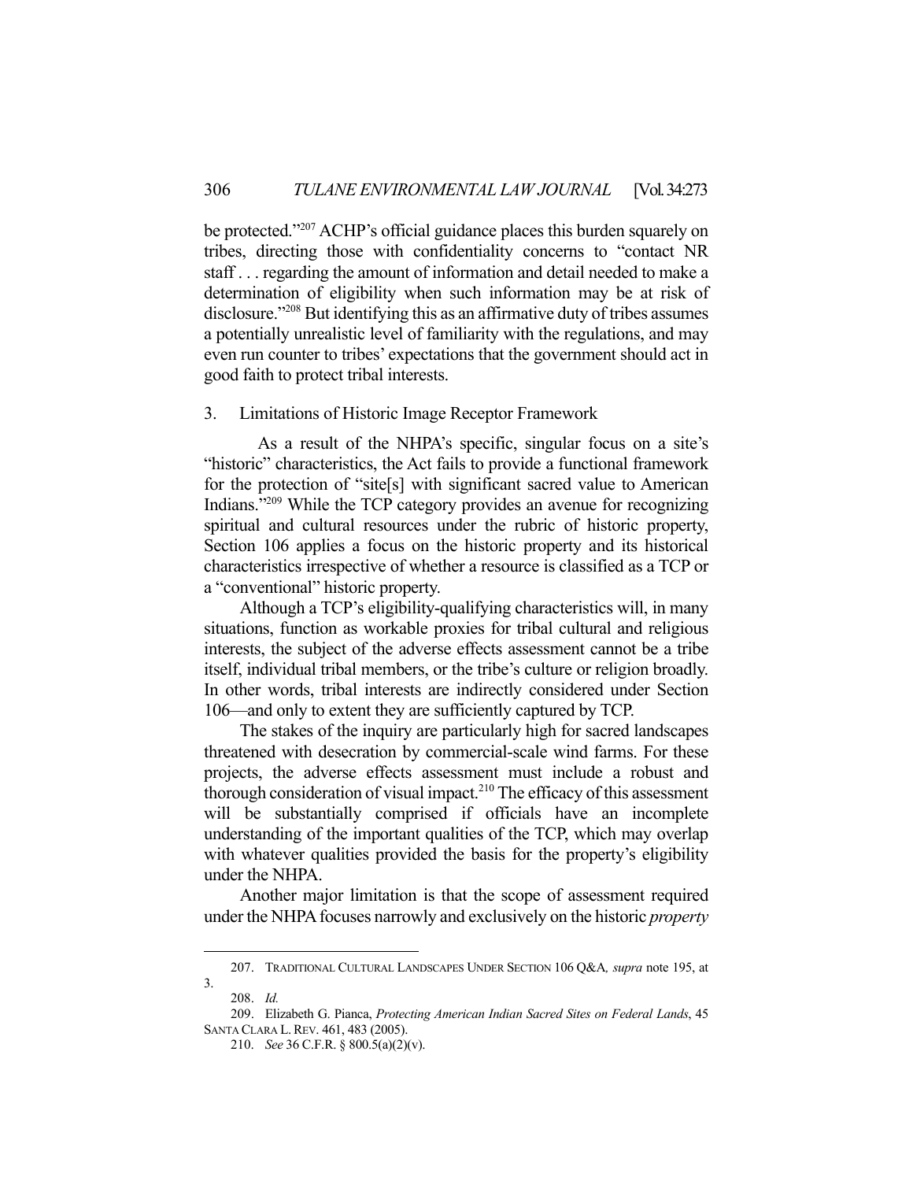be protected."[207] ACHP's official guidance places this burden squarely on tribes, directing those with confidentiality concerns to "contact NR staff . . . regarding the amount of information and detail needed to make a determination of eligibility when such information may be at risk of disclosure."[208] But identifying this as an affirmative duty of tribes assumes a potentially unrealistic level of familiarity with the regulations, and may even run counter to tribes' expectations that the government should act in good faith to protect tribal interests.

### 3. Limitations of Historic Image Receptor Framework

As a result of the NHPA's specific, singular focus on a site's "historic" characteristics, the Act fails to provide a functional framework for the protection of "site[s] with significant sacred value to American Indians."[209] While the TCP category provides an avenue for recognizing spiritual and cultural resources under the rubric of historic property, Section 106 applies a focus on the historic property and its historical characteristics irrespective of whether a resource is classified as a TCP or a "conventional" historic property.

Although a TCP's eligibility-qualifying characteristics will, in many situations, function as workable proxies for tribal cultural and religious interests, the subject of the adverse effects assessment cannot be a tribe itself, individual tribal members, or the tribe's culture or religion broadly. In other words, tribal interests are indirectly considered under Section 106—and only to extent they are sufficiently captured by TCP.

The stakes of the inquiry are particularly high for sacred landscapes threatened with desecration by commercial-scale wind farms. For these projects, the adverse effects assessment must include a robust and thorough consideration of visual impact.[210] The efficacy of this assessment will be substantially comprised if officials have an incomplete understanding of the important qualities of the TCP, which may overlap with whatever qualities provided the basis for the property's eligibility under the NHPA.

Another major limitation is that the scope of assessment required under the NHPA focuses narrowly and exclusively on the historic *property*

---

207. TRADITIONAL CULTURAL LANDSCAPES UNDER SECTION 106 Q&A, *supra* note 195, at 3.

208. *Id.*

209. Elizabeth G. Pianca, *Protecting American Indian Sacred Sites on Federal Lands*, 45 SANTA CLARA L. REV. 461, 483 (2005).

210. *See* 36 C.F.R. § 800.5(a)(2)(v).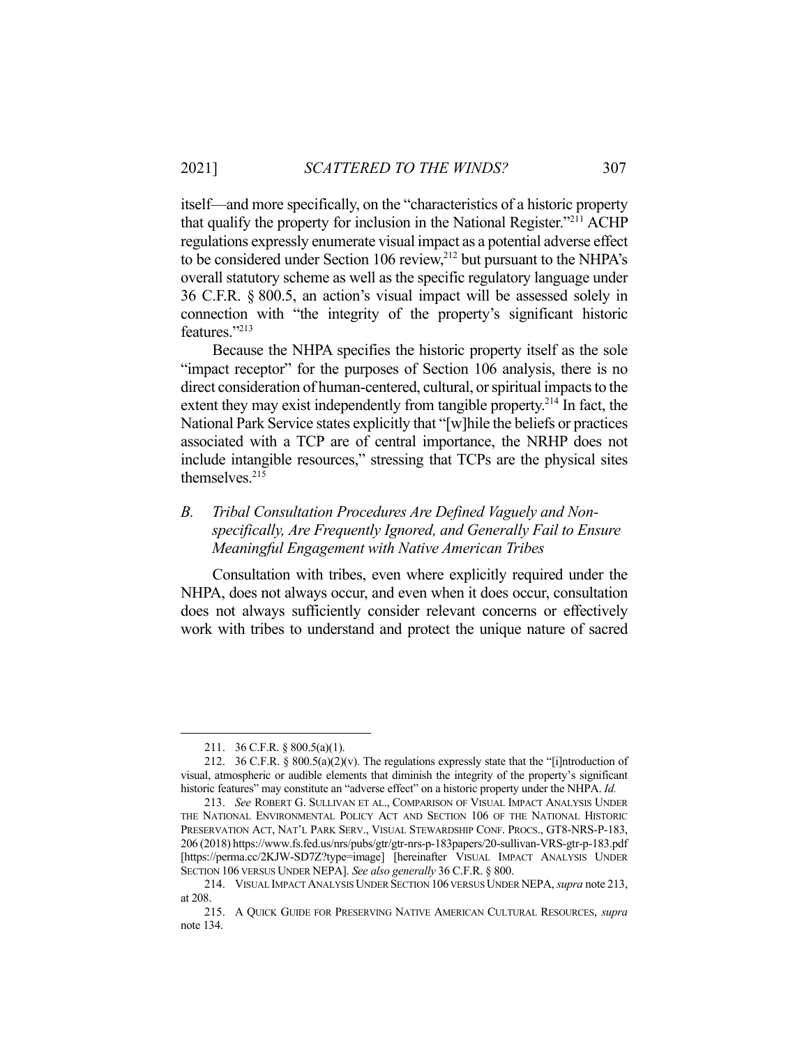itself—and more specifically, on the "characteristics of a historic property that qualify the property for inclusion in the National Register."[211] ACHP regulations expressly enumerate visual impact as a potential adverse effect to be considered under Section 106 review,[212] but pursuant to the NHPA's overall statutory scheme as well as the specific regulatory language under 36 C.F.R. § 800.5, an action's visual impact will be assessed solely in connection with "the integrity of the property's significant historic features."[213]

Because the NHPA specifies the historic property itself as the sole "impact receptor" for the purposes of Section 106 analysis, there is no direct consideration of human-centered, cultural, or spiritual impacts to the extent they may exist independently from tangible property.[214] In fact, the National Park Service states explicitly that "[w]hile the beliefs or practices associated with a TCP are of central importance, the NRHP does not include intangible resources," stressing that TCPs are the physical sites themselves.[215]

### *B. Tribal Consultation Procedures Are Defined Vaguely and Non-specifically, Are Frequently Ignored, and Generally Fail to Ensure Meaningful Engagement with Native American Tribes*

Consultation with tribes, even where explicitly required under the NHPA, does not always occur, and even when it does occur, consultation does not always sufficiently consider relevant concerns or effectively work with tribes to understand and protect the unique nature of sacred

---

211. 36 C.F.R. § 800.5(a)(1).

212. 36 C.F.R. § 800.5(a)(2)(v). The regulations expressly state that the "[i]ntroduction of visual, atmospheric or audible elements that diminish the integrity of the property's significant historic features" may constitute an "adverse effect" on a historic property under the NHPA. *Id.*

213. *See* ROBERT G. SULLIVAN ET AL., COMPARISON OF VISUAL IMPACT ANALYSIS UNDER THE NATIONAL ENVIRONMENTAL POLICY ACT AND SECTION 106 OF THE NATIONAL HISTORIC PRESERVATION ACT, NAT'L PARK SERV., VISUAL STEWARDSHIP CONF. PROCS., GT8-NRS-P-183, 206 (2018) https://www.fs.fed.us/nrs/pubs/gtr/gtr-nrs-p-183papers/20-sullivan-VRS-gtr-p-183.pdf [https://perma.cc/2KJW-SD7Z?type=image] [hereinafter VISUAL IMPACT ANALYSIS UNDER SECTION 106 VERSUS UNDER NEPA]. *See also generally* 36 C.F.R. § 800.

214. VISUAL IMPACT ANALYSIS UNDER SECTION 106 VERSUS UNDER NEPA, *supra* note 213, at 208.

215. A QUICK GUIDE FOR PRESERVING NATIVE AMERICAN CULTURAL RESOURCES, *supra* note 134.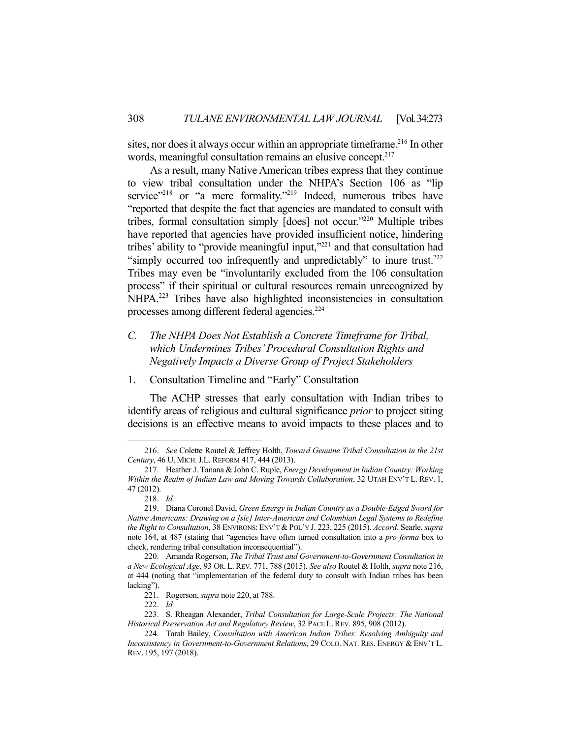sites, nor does it always occur within an appropriate timeframe.[216] In other words, meaningful consultation remains an elusive concept.[217]

As a result, many Native American tribes express that they continue to view tribal consultation under the NHPA's Section 106 as "lip service"[218] or "a mere formality."[219] Indeed, numerous tribes have "reported that despite the fact that agencies are mandated to consult with tribes, formal consultation simply [does] not occur."[220] Multiple tribes have reported that agencies have provided insufficient notice, hindering tribes' ability to "provide meaningful input,"[221] and that consultation had "simply occurred too infrequently and unpredictably" to inure trust.[222] Tribes may even be "involuntarily excluded from the 106 consultation process" if their spiritual or cultural resources remain unrecognized by NHPA.[223] Tribes have also highlighted inconsistencies in consultation processes among different federal agencies.[224]

### *C. The NHPA Does Not Establish a Concrete Timeframe for Tribal, which Undermines Tribes' Procedural Consultation Rights and Negatively Impacts a Diverse Group of Project Stakeholders*

#### 1. Consultation Timeline and "Early" Consultation

The ACHP stresses that early consultation with Indian tribes to identify areas of religious and cultural significance *prior* to project siting decisions is an effective means to avoid impacts to these places and to

---

216. *See* Colette Routel & Jeffrey Holth, *Toward Genuine Tribal Consultation in the 21st Century*, 46 U. MICH. J.L. REFORM 417, 444 (2013).

217. Heather J. Tanana & John C. Ruple, *Energy Development in Indian Country: Working Within the Realm of Indian Law and Moving Towards Collaboration*, 32 UTAH ENV'T L. REV. 1, 47 (2012).

218. *Id.*

219. Diana Coronel David, *Green Energy in Indian Country as a Double-Edged Sword for Native Americans: Drawing on a [sic] Inter-American and Colombian Legal Systems to Redefine the Right to Consultation*, 38 ENVIRONS: ENV'T & POL'Y J. 223, 225 (2015). *Accord.* Searle, *supra* note 164, at 487 (stating that "agencies have often turned consultation into a *pro forma* box to check, rendering tribal consultation inconsequential").

220. Amanda Rogerson, *The Tribal Trust and Government-to-Government Consultation in a New Ecological Age*, 93 OR. L. REV. 771, 788 (2015). *See also* Routel & Holth, *supra* note 216, at 444 (noting that "implementation of the federal duty to consult with Indian tribes has been lacking").

221. Rogerson, *supra* note 220, at 788.

222. *Id.*

223. S. Rheagan Alexander, *Tribal Consultation for Large-Scale Projects: The National Historical Preservation Act and Regulatory Review*, 32 PACE L. REV. 895, 908 (2012).

224. Tarah Bailey, *Consultation with American Indian Tribes: Resolving Ambiguity and Inconsistency in Government-to-Government Relations*, 29 COLO. NAT. RES. ENERGY & ENV'T L. REV. 195, 197 (2018).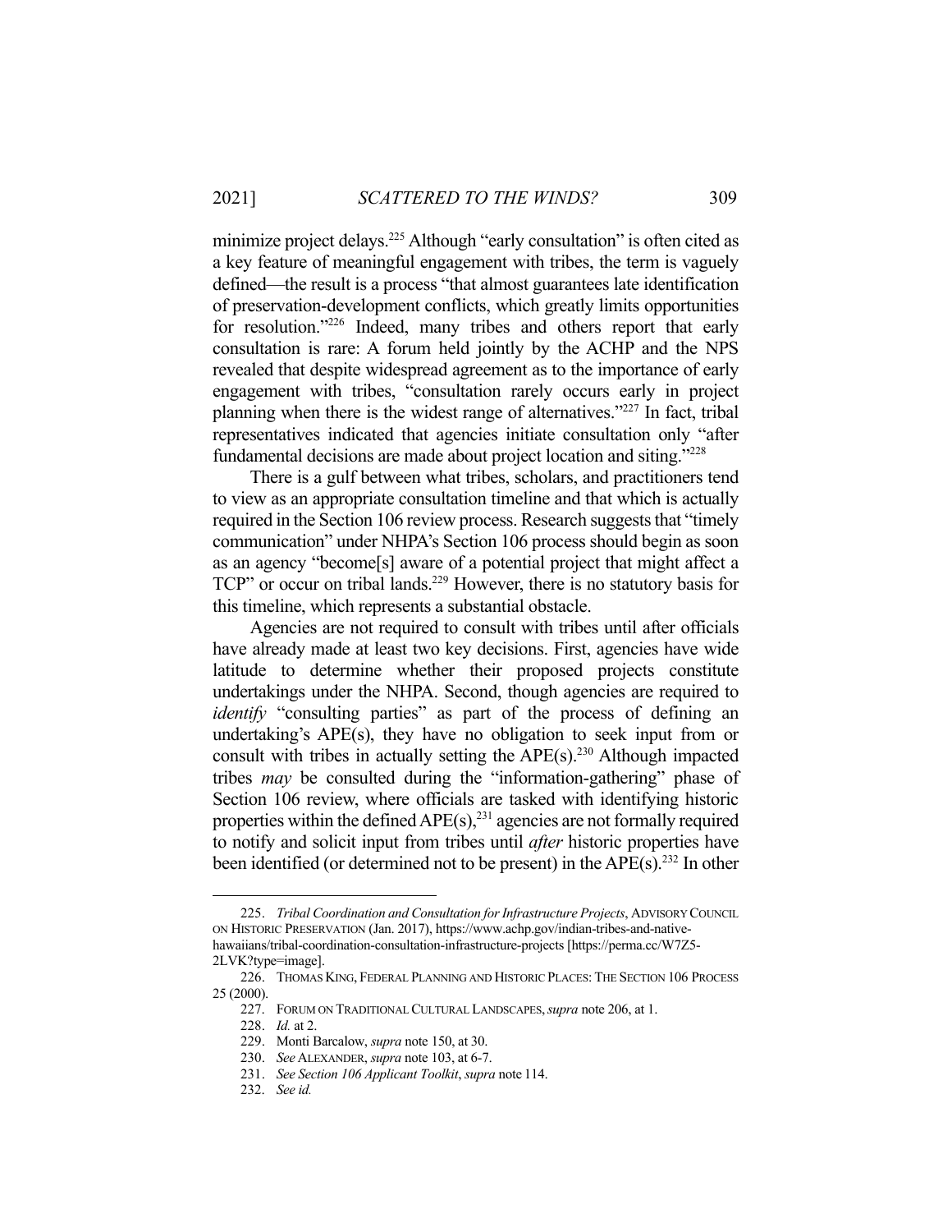minimize project delays.[225] Although "early consultation" is often cited as a key feature of meaningful engagement with tribes, the term is vaguely defined—the result is a process "that almost guarantees late identification of preservation-development conflicts, which greatly limits opportunities for resolution."[226] Indeed, many tribes and others report that early consultation is rare: A forum held jointly by the ACHP and the NPS revealed that despite widespread agreement as to the importance of early engagement with tribes, "consultation rarely occurs early in project planning when there is the widest range of alternatives."[227] In fact, tribal representatives indicated that agencies initiate consultation only "after fundamental decisions are made about project location and siting."[228]

There is a gulf between what tribes, scholars, and practitioners tend to view as an appropriate consultation timeline and that which is actually required in the Section 106 review process. Research suggests that "timely communication" under NHPA's Section 106 process should begin as soon as an agency "become[s] aware of a potential project that might affect a TCP" or occur on tribal lands.[229] However, there is no statutory basis for this timeline, which represents a substantial obstacle.

Agencies are not required to consult with tribes until after officials have already made at least two key decisions. First, agencies have wide latitude to determine whether their proposed projects constitute undertakings under the NHPA. Second, though agencies are required to *identify* "consulting parties" as part of the process of defining an undertaking's APE(s), they have no obligation to seek input from or consult with tribes in actually setting the APE(s).[230] Although impacted tribes *may* be consulted during the "information-gathering" phase of Section 106 review, where officials are tasked with identifying historic properties within the defined APE(s),[231] agencies are not formally required to notify and solicit input from tribes until *after* historic properties have been identified (or determined not to be present) in the APE(s).[232] In other

---

225. *Tribal Coordination and Consultation for Infrastructure Projects*, ADVISORY COUNCIL ON HISTORIC PRESERVATION (Jan. 2017), https://www.achp.gov/indian-tribes-and-native-hawaiians/tribal-coordination-consultation-infrastructure-projects [https://perma.cc/W7Z5-2LVK?type=image].

226. THOMAS KING, FEDERAL PLANNING AND HISTORIC PLACES: THE SECTION 106 PROCESS 25 (2000).

227. FORUM ON TRADITIONAL CULTURAL LANDSCAPES, *supra* note 206, at 1.

228. *Id.* at 2.

229. Monti Barcalow, *supra* note 150, at 30.

230. *See* ALEXANDER, *supra* note 103, at 6-7.

231. *See Section 106 Applicant Toolkit*, *supra* note 114.

232. *See id.*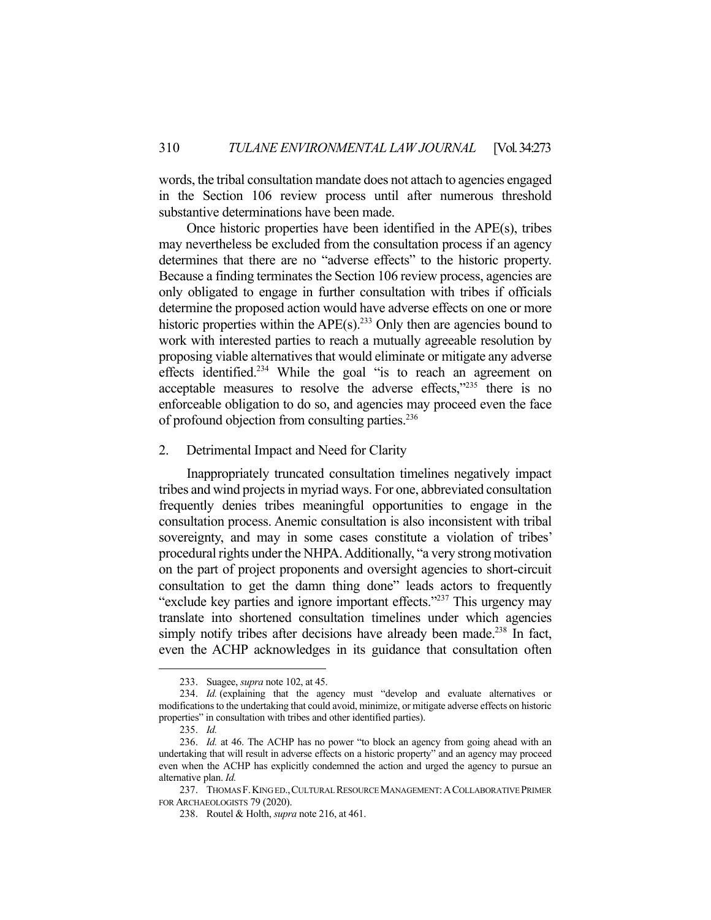words, the tribal consultation mandate does not attach to agencies engaged in the Section 106 review process until after numerous threshold substantive determinations have been made.

Once historic properties have been identified in the APE(s), tribes may nevertheless be excluded from the consultation process if an agency determines that there are no "adverse effects" to the historic property. Because a finding terminates the Section 106 review process, agencies are only obligated to engage in further consultation with tribes if officials determine the proposed action would have adverse effects on one or more historic properties within the APE(s).[233] Only then are agencies bound to work with interested parties to reach a mutually agreeable resolution by proposing viable alternatives that would eliminate or mitigate any adverse effects identified.[234] While the goal "is to reach an agreement on acceptable measures to resolve the adverse effects,"[235] there is no enforceable obligation to do so, and agencies may proceed even the face of profound objection from consulting parties.[236]

### 2. Detrimental Impact and Need for Clarity

Inappropriately truncated consultation timelines negatively impact tribes and wind projects in myriad ways. For one, abbreviated consultation frequently denies tribes meaningful opportunities to engage in the consultation process. Anemic consultation is also inconsistent with tribal sovereignty, and may in some cases constitute a violation of tribes' procedural rights under the NHPA. Additionally, "a very strong motivation on the part of project proponents and oversight agencies to short-circuit consultation to get the damn thing done" leads actors to frequently "exclude key parties and ignore important effects."[237] This urgency may translate into shortened consultation timelines under which agencies simply notify tribes after decisions have already been made.[238] In fact, even the ACHP acknowledges in its guidance that consultation often

---

233. Suagee, *supra* note 102, at 45.

234. *Id.* (explaining that the agency must "develop and evaluate alternatives or modifications to the undertaking that could avoid, minimize, or mitigate adverse effects on historic properties" in consultation with tribes and other identified parties).

235. *Id.*

236. *Id.* at 46. The ACHP has no power "to block an agency from going ahead with an undertaking that will result in adverse effects on a historic property" and an agency may proceed even when the ACHP has explicitly condemned the action and urged the agency to pursue an alternative plan. *Id.*

237. THOMAS F. KING ED., CULTURAL RESOURCE MANAGEMENT: A COLLABORATIVE PRIMER FOR ARCHAEOLOGISTS 79 (2020).

238. Routel & Holth, *supra* note 216, at 461.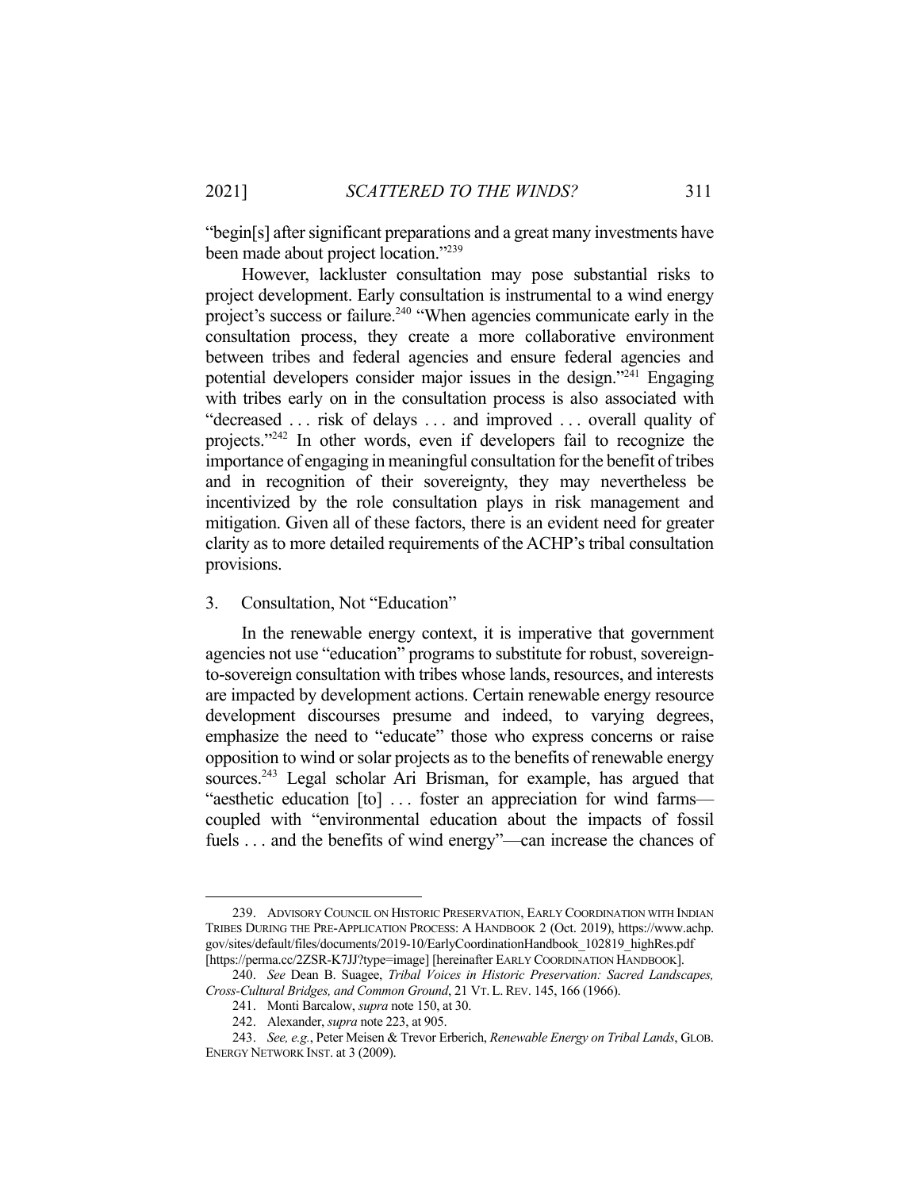"begin[s] after significant preparations and a great many investments have been made about project location."[239]

However, lackluster consultation may pose substantial risks to project development. Early consultation is instrumental to a wind energy project's success or failure.[240] "When agencies communicate early in the consultation process, they create a more collaborative environment between tribes and federal agencies and ensure federal agencies and potential developers consider major issues in the design."[241] Engaging with tribes early on in the consultation process is also associated with "decreased . . . risk of delays . . . and improved . . . overall quality of projects."[242] In other words, even if developers fail to recognize the importance of engaging in meaningful consultation for the benefit of tribes and in recognition of their sovereignty, they may nevertheless be incentivized by the role consultation plays in risk management and mitigation. Given all of these factors, there is an evident need for greater clarity as to more detailed requirements of the ACHP's tribal consultation provisions.

### 3. Consultation, Not "Education"

In the renewable energy context, it is imperative that government agencies not use "education" programs to substitute for robust, sovereign-to-sovereign consultation with tribes whose lands, resources, and interests are impacted by development actions. Certain renewable energy resource development discourses presume and indeed, to varying degrees, emphasize the need to "educate" those who express concerns or raise opposition to wind or solar projects as to the benefits of renewable energy sources.[243] Legal scholar Ari Brisman, for example, has argued that "aesthetic education [to] . . . foster an appreciation for wind farms—coupled with "environmental education about the impacts of fossil fuels . . . and the benefits of wind energy"—can increase the chances of

---

239. ADVISORY COUNCIL ON HISTORIC PRESERVATION, EARLY COORDINATION WITH INDIAN TRIBES DURING THE PRE-APPLICATION PROCESS: A HANDBOOK 2 (Oct. 2019), https://www.achp.gov/sites/default/files/documents/2019-10/EarlyCoordinationHandbook_102819_highRes.pdf [https://perma.cc/2ZSR-K7JJ?type=image] [hereinafter EARLY COORDINATION HANDBOOK].

240. *See* Dean B. Suagee, *Tribal Voices in Historic Preservation: Sacred Landscapes, Cross-Cultural Bridges, and Common Ground*, 21 VT. L. REV. 145, 166 (1966).

241. Monti Barcalow, *supra* note 150, at 30.

242. Alexander, *supra* note 223, at 905.

243. *See, e.g.*, Peter Meisen & Trevor Erberich, *Renewable Energy on Tribal Lands*, GLOB. ENERGY NETWORK INST. at 3 (2009).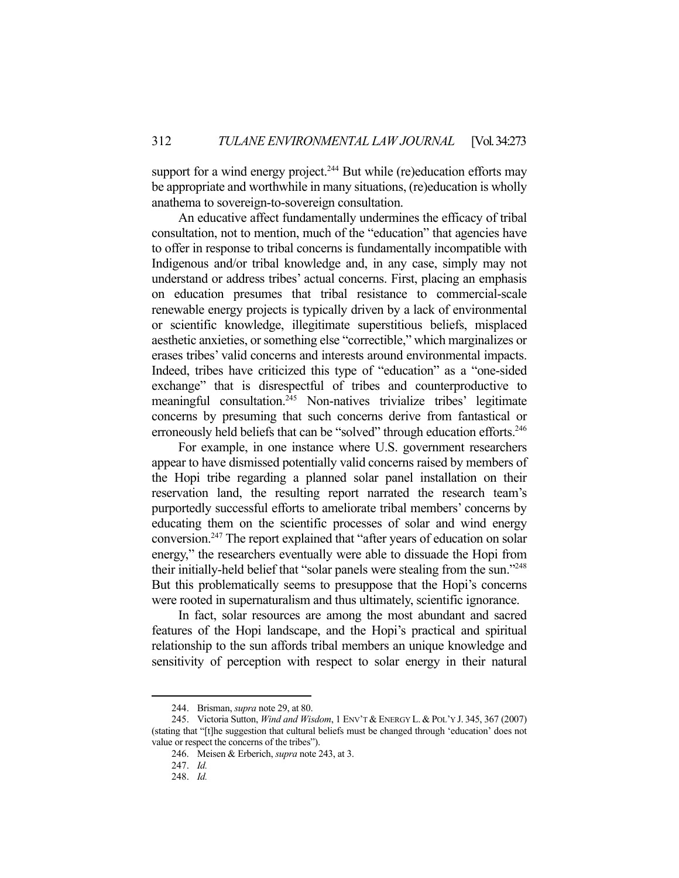support for a wind energy project.[244] But while (re)education efforts may be appropriate and worthwhile in many situations, (re)education is wholly anathema to sovereign-to-sovereign consultation.

An educative affect fundamentally undermines the efficacy of tribal consultation, not to mention, much of the "education" that agencies have to offer in response to tribal concerns is fundamentally incompatible with Indigenous and/or tribal knowledge and, in any case, simply may not understand or address tribes' actual concerns. First, placing an emphasis on education presumes that tribal resistance to commercial-scale renewable energy projects is typically driven by a lack of environmental or scientific knowledge, illegitimate superstitious beliefs, misplaced aesthetic anxieties, or something else "correctible," which marginalizes or erases tribes' valid concerns and interests around environmental impacts. Indeed, tribes have criticized this type of "education" as a "one-sided exchange" that is disrespectful of tribes and counterproductive to meaningful consultation.[245] Non-natives trivialize tribes' legitimate concerns by presuming that such concerns derive from fantastical or erroneously held beliefs that can be "solved" through education efforts.[246]

For example, in one instance where U.S. government researchers appear to have dismissed potentially valid concerns raised by members of the Hopi tribe regarding a planned solar panel installation on their reservation land, the resulting report narrated the research team's purportedly successful efforts to ameliorate tribal members' concerns by educating them on the scientific processes of solar and wind energy conversion.[247] The report explained that "after years of education on solar energy," the researchers eventually were able to dissuade the Hopi from their initially-held belief that "solar panels were stealing from the sun."[248] But this problematically seems to presuppose that the Hopi's concerns were rooted in supernaturalism and thus ultimately, scientific ignorance.

In fact, solar resources are among the most abundant and sacred features of the Hopi landscape, and the Hopi's practical and spiritual relationship to the sun affords tribal members an unique knowledge and sensitivity of perception with respect to solar energy in their natural

---

244. Brisman, *supra* note 29, at 80.

245. Victoria Sutton, *Wind and Wisdom*, 1 ENV'T & ENERGY L. & POL'Y J. 345, 367 (2007) (stating that "[t]he suggestion that cultural beliefs must be changed through 'education' does not value or respect the concerns of the tribes").

246. Meisen & Erberich, *supra* note 243, at 3.

247. *Id.*

248. *Id.*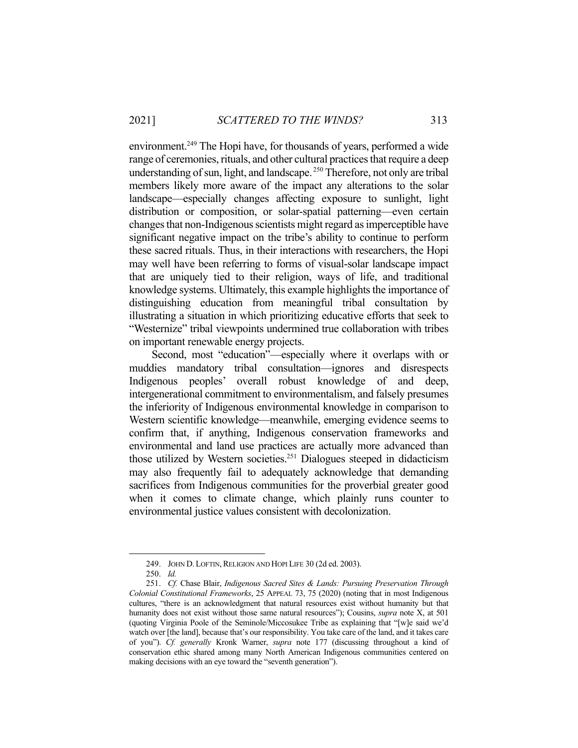environment.[249] The Hopi have, for thousands of years, performed a wide range of ceremonies, rituals, and other cultural practices that require a deep understanding of sun, light, and landscape.[250] Therefore, not only are tribal members likely more aware of the impact any alterations to the solar landscape—especially changes affecting exposure to sunlight, light distribution or composition, or solar-spatial patterning—even certain changes that non-Indigenous scientists might regard as imperceptible have significant negative impact on the tribe's ability to continue to perform these sacred rituals. Thus, in their interactions with researchers, the Hopi may well have been referring to forms of visual-solar landscape impact that are uniquely tied to their religion, ways of life, and traditional knowledge systems. Ultimately, this example highlights the importance of distinguishing education from meaningful tribal consultation by illustrating a situation in which prioritizing educative efforts that seek to "Westernize" tribal viewpoints undermined true collaboration with tribes on important renewable energy projects.

Second, most "education"—especially where it overlaps with or muddies mandatory tribal consultation—ignores and disrespects Indigenous peoples' overall robust knowledge of and deep, intergenerational commitment to environmentalism, and falsely presumes the inferiority of Indigenous environmental knowledge in comparison to Western scientific knowledge—meanwhile, emerging evidence seems to confirm that, if anything, Indigenous conservation frameworks and environmental and land use practices are actually more advanced than those utilized by Western societies.[251] Dialogues steeped in didacticism may also frequently fail to adequately acknowledge that demanding sacrifices from Indigenous communities for the proverbial greater good when it comes to climate change, which plainly runs counter to environmental justice values consistent with decolonization.

---

249. JOHN D. LOFTIN, RELIGION AND HOPI LIFE 30 (2d ed. 2003).

250. *Id.*

251. *Cf.* Chase Blair, *Indigenous Sacred Sites & Lands: Pursuing Preservation Through Colonial Constitutional Frameworks*, 25 APPEAL 73, 75 (2020) (noting that in most Indigenous cultures, "there is an acknowledgment that natural resources exist without humanity but that humanity does not exist without those same natural resources"); Cousins, *supra* note X, at 501 (quoting Virginia Poole of the Seminole/Miccosukee Tribe as explaining that "[w]e said we'd watch over [the land], because that's our responsibility. You take care of the land, and it takes care of you"). *Cf. generally* Kronk Warner, *supra* note 177 (discussing throughout a kind of conservation ethic shared among many North American Indigenous communities centered on making decisions with an eye toward the "seventh generation").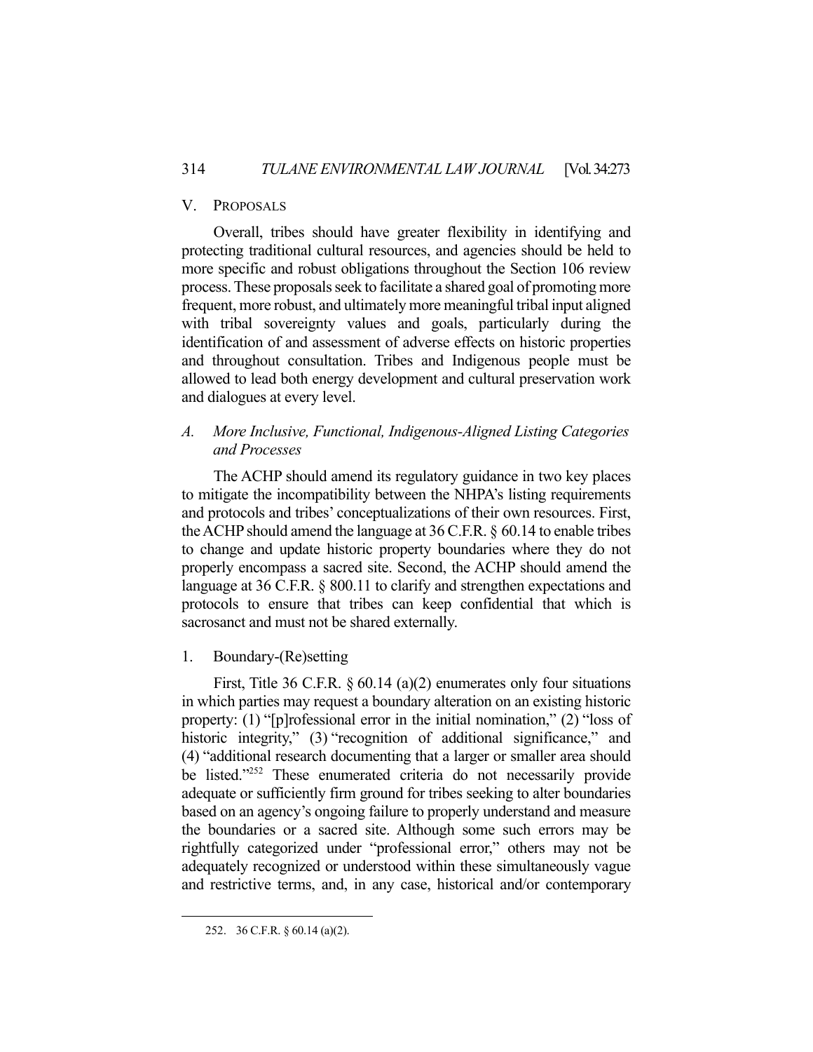## V. PROPOSALS

Overall, tribes should have greater flexibility in identifying and protecting traditional cultural resources, and agencies should be held to more specific and robust obligations throughout the Section 106 review process. These proposals seek to facilitate a shared goal of promoting more frequent, more robust, and ultimately more meaningful tribal input aligned with tribal sovereignty values and goals, particularly during the identification of and assessment of adverse effects on historic properties and throughout consultation. Tribes and Indigenous people must be allowed to lead both energy development and cultural preservation work and dialogues at every level.

### *A. More Inclusive, Functional, Indigenous-Aligned Listing Categories and Processes*

The ACHP should amend its regulatory guidance in two key places to mitigate the incompatibility between the NHPA's listing requirements and protocols and tribes' conceptualizations of their own resources. First, the ACHP should amend the language at 36 C.F.R. § 60.14 to enable tribes to change and update historic property boundaries where they do not properly encompass a sacred site. Second, the ACHP should amend the language at 36 C.F.R. § 800.11 to clarify and strengthen expectations and protocols to ensure that tribes can keep confidential that which is sacrosanct and must not be shared externally.

#### 1. Boundary-(Re)setting

First, Title 36 C.F.R. § 60.14 (a)(2) enumerates only four situations in which parties may request a boundary alteration on an existing historic property: (1) "[p]rofessional error in the initial nomination," (2) "loss of historic integrity," (3) "recognition of additional significance," and (4) "additional research documenting that a larger or smaller area should be listed."[252] These enumerated criteria do not necessarily provide adequate or sufficiently firm ground for tribes seeking to alter boundaries based on an agency's ongoing failure to properly understand and measure the boundaries or a sacred site. Although some such errors may be rightfully categorized under "professional error," others may not be adequately recognized or understood within these simultaneously vague and restrictive terms, and, in any case, historical and/or contemporary

---

252. 36 C.F.R. § 60.14 (a)(2).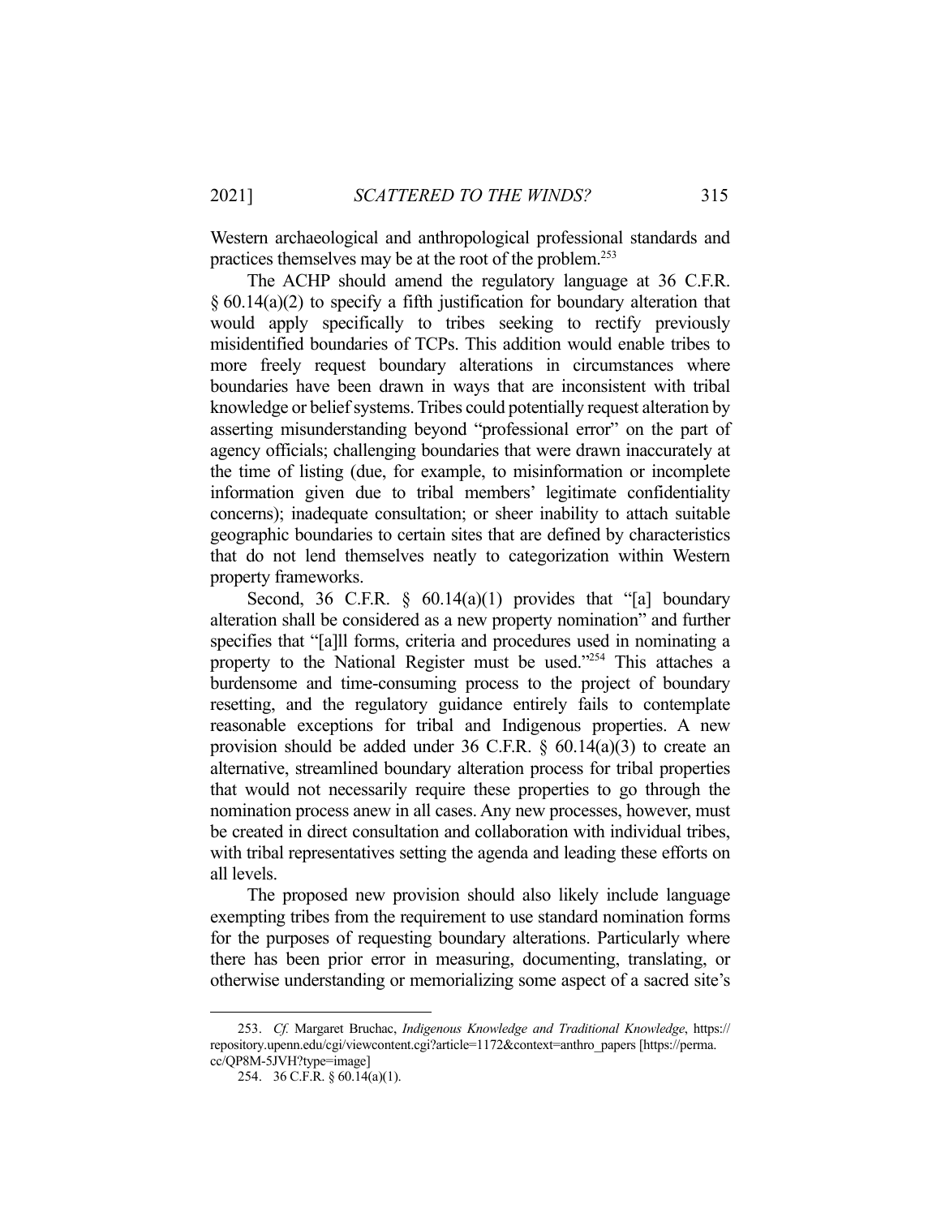Western archaeological and anthropological professional standards and practices themselves may be at the root of the problem.[253]

The ACHP should amend the regulatory language at 36 C.F.R. § 60.14(a)(2) to specify a fifth justification for boundary alteration that would apply specifically to tribes seeking to rectify previously misidentified boundaries of TCPs. This addition would enable tribes to more freely request boundary alterations in circumstances where boundaries have been drawn in ways that are inconsistent with tribal knowledge or belief systems. Tribes could potentially request alteration by asserting misunderstanding beyond "professional error" on the part of agency officials; challenging boundaries that were drawn inaccurately at the time of listing (due, for example, to misinformation or incomplete information given due to tribal members' legitimate confidentiality concerns); inadequate consultation; or sheer inability to attach suitable geographic boundaries to certain sites that are defined by characteristics that do not lend themselves neatly to categorization within Western property frameworks.

Second, 36 C.F.R. § 60.14(a)(1) provides that "[a] boundary alteration shall be considered as a new property nomination" and further specifies that "[a]ll forms, criteria and procedures used in nominating a property to the National Register must be used."[254] This attaches a burdensome and time-consuming process to the project of boundary resetting, and the regulatory guidance entirely fails to contemplate reasonable exceptions for tribal and Indigenous properties. A new provision should be added under 36 C.F.R. § 60.14(a)(3) to create an alternative, streamlined boundary alteration process for tribal properties that would not necessarily require these properties to go through the nomination process anew in all cases. Any new processes, however, must be created in direct consultation and collaboration with individual tribes, with tribal representatives setting the agenda and leading these efforts on all levels.

The proposed new provision should also likely include language exempting tribes from the requirement to use standard nomination forms for the purposes of requesting boundary alterations. Particularly where there has been prior error in measuring, documenting, translating, or otherwise understanding or memorializing some aspect of a sacred site's

---

253. *Cf.* Margaret Bruchac, *Indigenous Knowledge and Traditional Knowledge*, https://repository.upenn.edu/cgi/viewcontent.cgi?article=1172&context=anthro_papers [https://perma.cc/QP8M-5JVH?type=image]

254. 36 C.F.R. § 60.14(a)(1).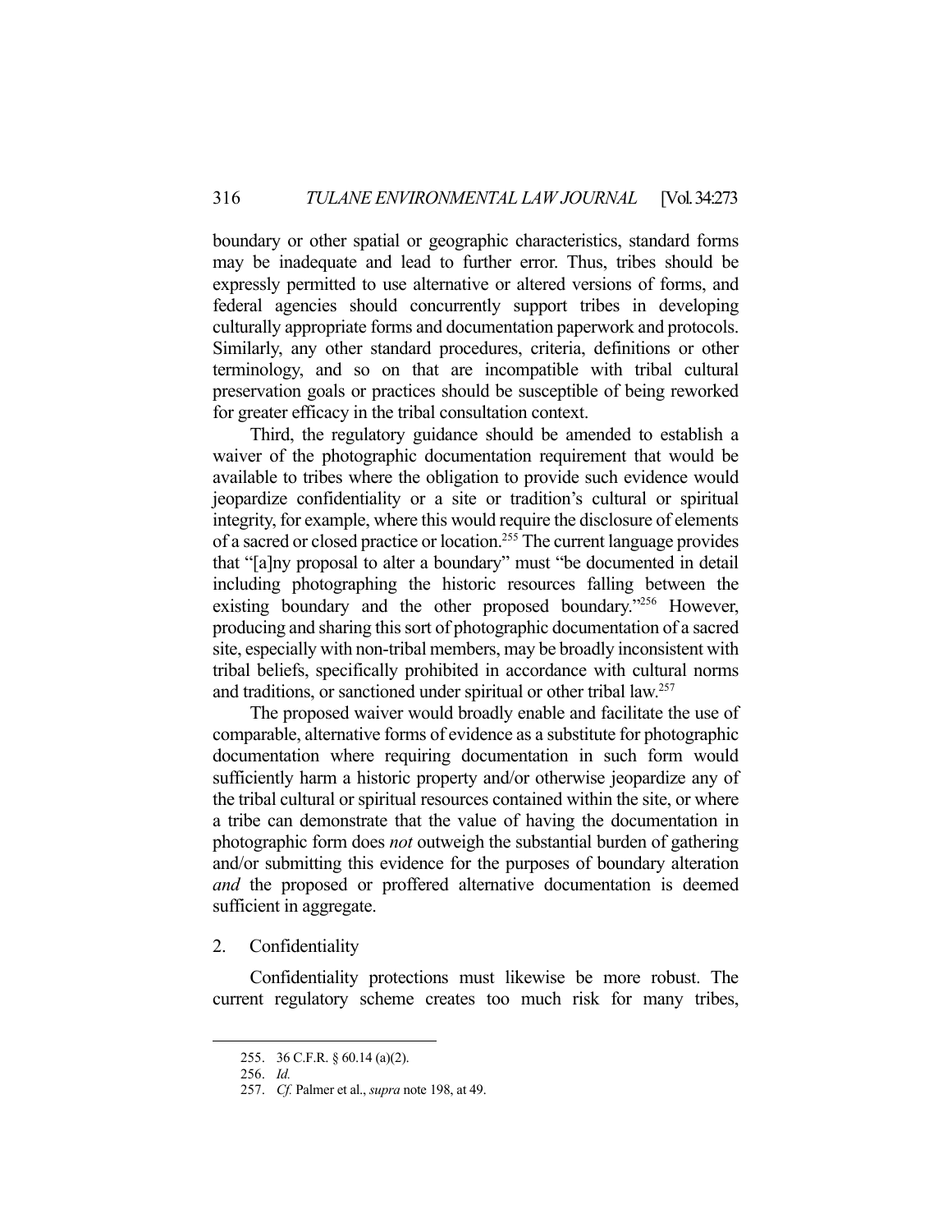boundary or other spatial or geographic characteristics, standard forms may be inadequate and lead to further error. Thus, tribes should be expressly permitted to use alternative or altered versions of forms, and federal agencies should concurrently support tribes in developing culturally appropriate forms and documentation paperwork and protocols. Similarly, any other standard procedures, criteria, definitions or other terminology, and so on that are incompatible with tribal cultural preservation goals or practices should be susceptible of being reworked for greater efficacy in the tribal consultation context.

Third, the regulatory guidance should be amended to establish a waiver of the photographic documentation requirement that would be available to tribes where the obligation to provide such evidence would jeopardize confidentiality or a site or tradition's cultural or spiritual integrity, for example, where this would require the disclosure of elements of a sacred or closed practice or location.[255] The current language provides that "[a]ny proposal to alter a boundary" must "be documented in detail including photographing the historic resources falling between the existing boundary and the other proposed boundary."[256] However, producing and sharing this sort of photographic documentation of a sacred site, especially with non-tribal members, may be broadly inconsistent with tribal beliefs, specifically prohibited in accordance with cultural norms and traditions, or sanctioned under spiritual or other tribal law.[257]

The proposed waiver would broadly enable and facilitate the use of comparable, alternative forms of evidence as a substitute for photographic documentation where requiring documentation in such form would sufficiently harm a historic property and/or otherwise jeopardize any of the tribal cultural or spiritual resources contained within the site, or where a tribe can demonstrate that the value of having the documentation in photographic form does *not* outweigh the substantial burden of gathering and/or submitting this evidence for the purposes of boundary alteration *and* the proposed or proffered alternative documentation is deemed sufficient in aggregate.

2. Confidentiality

Confidentiality protections must likewise be more robust. The current regulatory scheme creates too much risk for many tribes,

255. 36 C.F.R. § 60.14 (a)(2).

256. *Id.*

257. *Cf.* Palmer et al., *supra* note 198, at 49.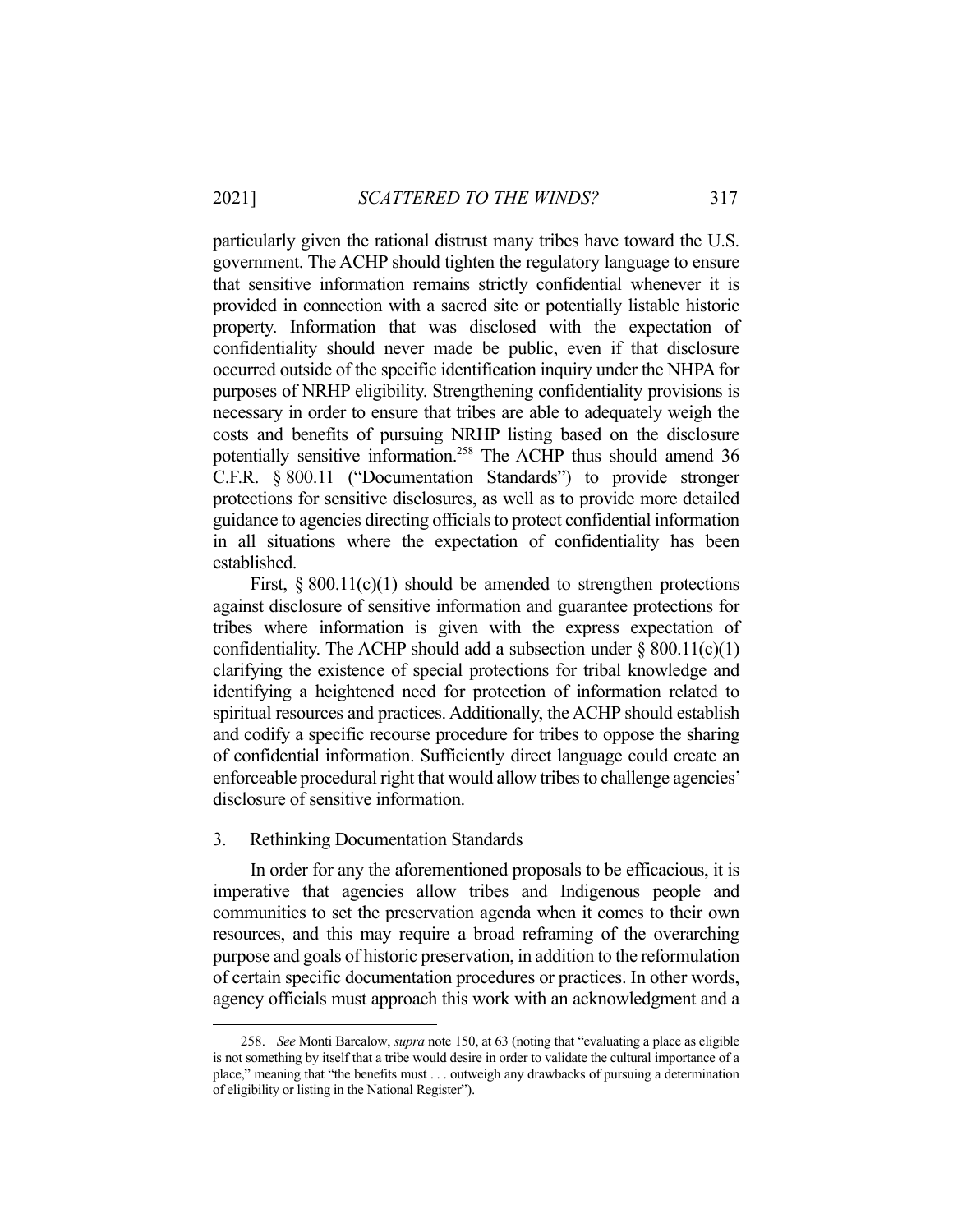particularly given the rational distrust many tribes have toward the U.S. government. The ACHP should tighten the regulatory language to ensure that sensitive information remains strictly confidential whenever it is provided in connection with a sacred site or potentially listable historic property. Information that was disclosed with the expectation of confidentiality should never made be public, even if that disclosure occurred outside of the specific identification inquiry under the NHPA for purposes of NRHP eligibility. Strengthening confidentiality provisions is necessary in order to ensure that tribes are able to adequately weigh the costs and benefits of pursuing NRHP listing based on the disclosure potentially sensitive information.[258] The ACHP thus should amend 36 C.F.R. § 800.11 ("Documentation Standards") to provide stronger protections for sensitive disclosures, as well as to provide more detailed guidance to agencies directing officials to protect confidential information in all situations where the expectation of confidentiality has been established.

First, § 800.11(c)(1) should be amended to strengthen protections against disclosure of sensitive information and guarantee protections for tribes where information is given with the express expectation of confidentiality. The ACHP should add a subsection under § 800.11(c)(1) clarifying the existence of special protections for tribal knowledge and identifying a heightened need for protection of information related to spiritual resources and practices. Additionally, the ACHP should establish and codify a specific recourse procedure for tribes to oppose the sharing of confidential information. Sufficiently direct language could create an enforceable procedural right that would allow tribes to challenge agencies' disclosure of sensitive information.

### 3. Rethinking Documentation Standards

In order for any the aforementioned proposals to be efficacious, it is imperative that agencies allow tribes and Indigenous people and communities to set the preservation agenda when it comes to their own resources, and this may require a broad reframing of the overarching purpose and goals of historic preservation, in addition to the reformulation of certain specific documentation procedures or practices. In other words, agency officials must approach this work with an acknowledgment and a

---

258. *See* Monti Barcalow, *supra* note 150, at 63 (noting that "evaluating a place as eligible is not something by itself that a tribe would desire in order to validate the cultural importance of a place," meaning that "the benefits must . . . outweigh any drawbacks of pursuing a determination of eligibility or listing in the National Register").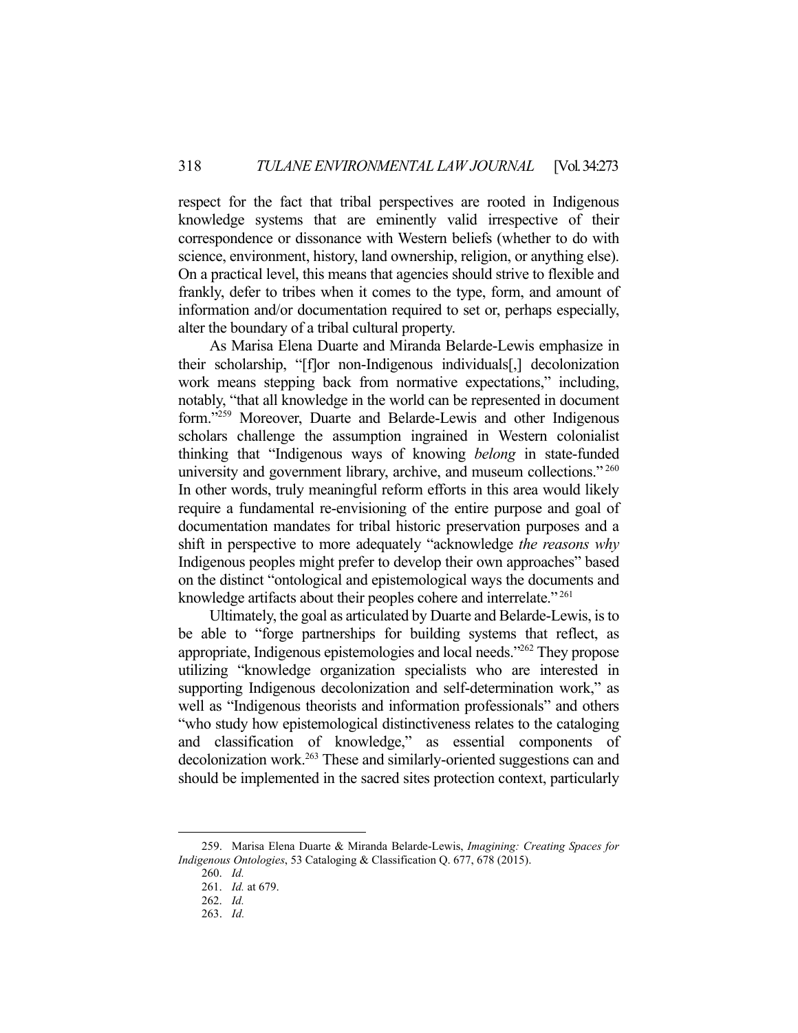respect for the fact that tribal perspectives are rooted in Indigenous knowledge systems that are eminently valid irrespective of their correspondence or dissonance with Western beliefs (whether to do with science, environment, history, land ownership, religion, or anything else). On a practical level, this means that agencies should strive to flexible and frankly, defer to tribes when it comes to the type, form, and amount of information and/or documentation required to set or, perhaps especially, alter the boundary of a tribal cultural property.

As Marisa Elena Duarte and Miranda Belarde-Lewis emphasize in their scholarship, "[f]or non-Indigenous individuals[,] decolonization work means stepping back from normative expectations," including, notably, "that all knowledge in the world can be represented in document form."[259] Moreover, Duarte and Belarde-Lewis and other Indigenous scholars challenge the assumption ingrained in Western colonialist thinking that "Indigenous ways of knowing *belong* in state-funded university and government library, archive, and museum collections."[260] In other words, truly meaningful reform efforts in this area would likely require a fundamental re-envisioning of the entire purpose and goal of documentation mandates for tribal historic preservation purposes and a shift in perspective to more adequately "acknowledge *the reasons why* Indigenous peoples might prefer to develop their own approaches" based on the distinct "ontological and epistemological ways the documents and knowledge artifacts about their peoples cohere and interrelate."[261]

Ultimately, the goal as articulated by Duarte and Belarde-Lewis, is to be able to "forge partnerships for building systems that reflect, as appropriate, Indigenous epistemologies and local needs."[262] They propose utilizing "knowledge organization specialists who are interested in supporting Indigenous decolonization and self-determination work," as well as "Indigenous theorists and information professionals" and others "who study how epistemological distinctiveness relates to the cataloging and classification of knowledge," as essential components of decolonization work.[263] These and similarly-oriented suggestions can and should be implemented in the sacred sites protection context, particularly

---

259. Marisa Elena Duarte & Miranda Belarde-Lewis, *Imagining: Creating Spaces for Indigenous Ontologies*, 53 Cataloging & Classification Q. 677, 678 (2015).

260. *Id.*

261. *Id.* at 679.

262. *Id.*

263. *Id.*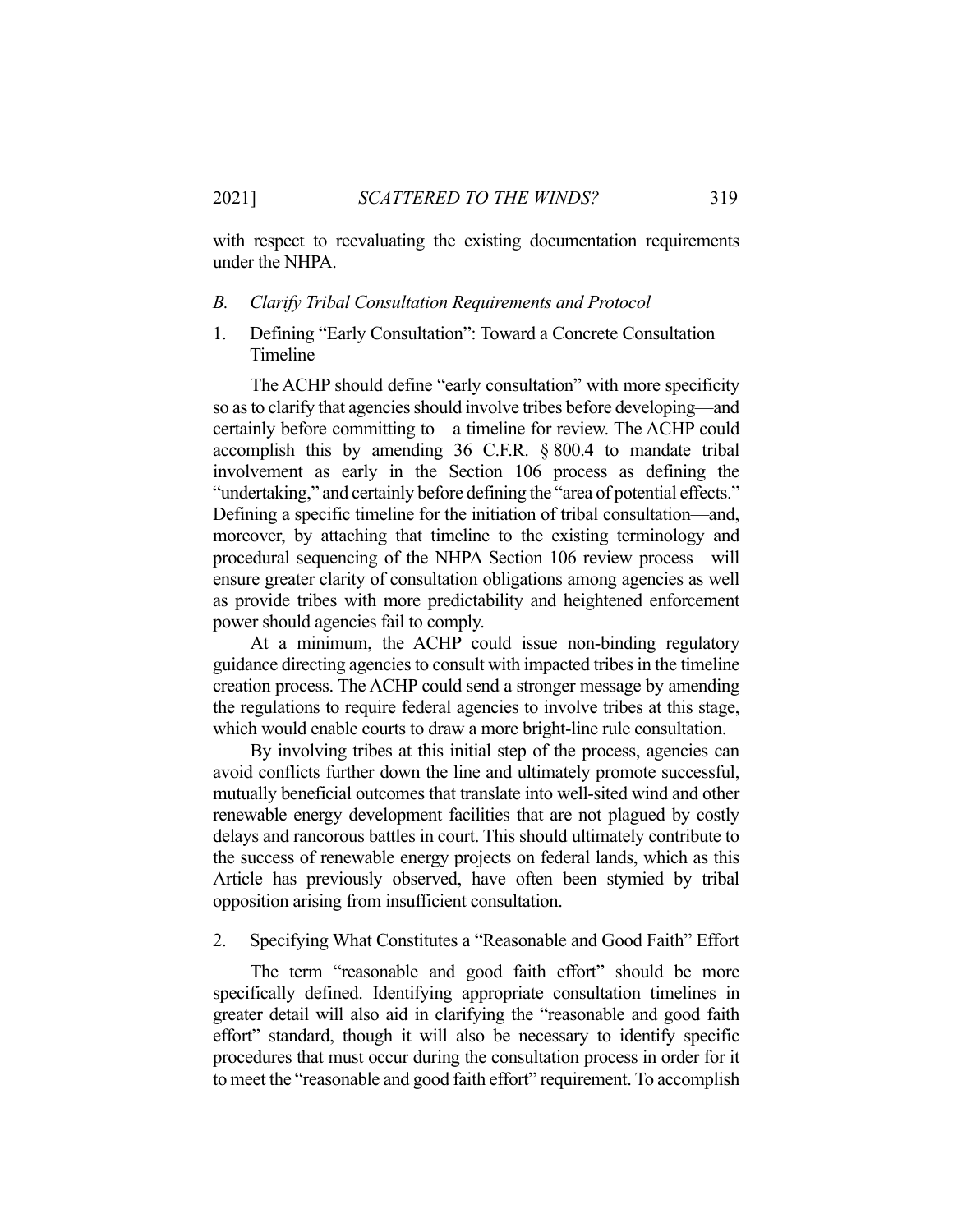with respect to reevaluating the existing documentation requirements under the NHPA.

### *B. Clarify Tribal Consultation Requirements and Protocol*

#### 1. Defining "Early Consultation": Toward a Concrete Consultation Timeline

The ACHP should define "early consultation" with more specificity so as to clarify that agencies should involve tribes before developing—and certainly before committing to—a timeline for review. The ACHP could accomplish this by amending 36 C.F.R. § 800.4 to mandate tribal involvement as early in the Section 106 process as defining the "undertaking," and certainly before defining the "area of potential effects." Defining a specific timeline for the initiation of tribal consultation—and, moreover, by attaching that timeline to the existing terminology and procedural sequencing of the NHPA Section 106 review process—will ensure greater clarity of consultation obligations among agencies as well as provide tribes with more predictability and heightened enforcement power should agencies fail to comply.

At a minimum, the ACHP could issue non-binding regulatory guidance directing agencies to consult with impacted tribes in the timeline creation process. The ACHP could send a stronger message by amending the regulations to require federal agencies to involve tribes at this stage, which would enable courts to draw a more bright-line rule consultation.

By involving tribes at this initial step of the process, agencies can avoid conflicts further down the line and ultimately promote successful, mutually beneficial outcomes that translate into well-sited wind and other renewable energy development facilities that are not plagued by costly delays and rancorous battles in court. This should ultimately contribute to the success of renewable energy projects on federal lands, which as this Article has previously observed, have often been stymied by tribal opposition arising from insufficient consultation.

#### 2. Specifying What Constitutes a "Reasonable and Good Faith" Effort

The term "reasonable and good faith effort" should be more specifically defined. Identifying appropriate consultation timelines in greater detail will also aid in clarifying the "reasonable and good faith effort" standard, though it will also be necessary to identify specific procedures that must occur during the consultation process in order for it to meet the "reasonable and good faith effort" requirement. To accomplish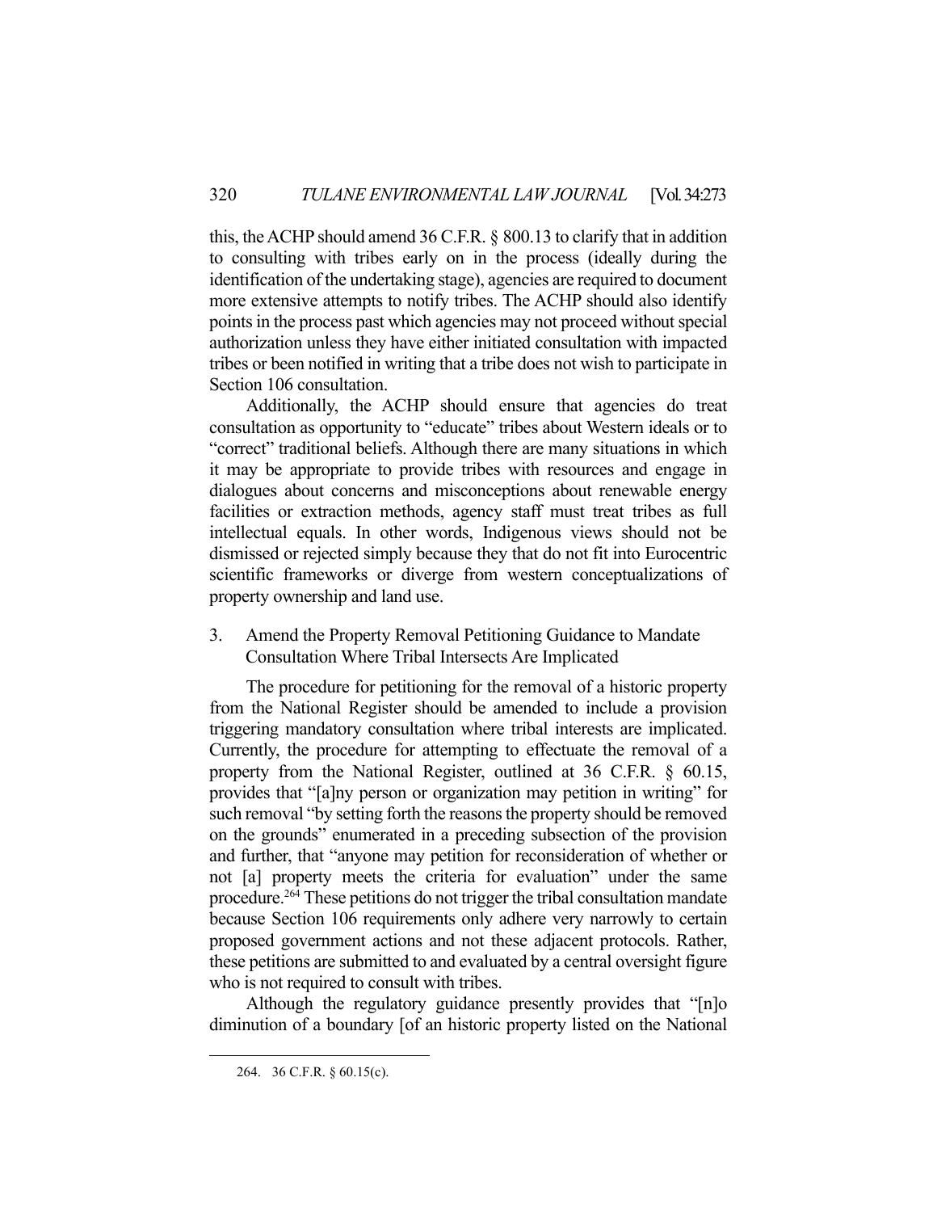this, the ACHP should amend 36 C.F.R. § 800.13 to clarify that in addition to consulting with tribes early on in the process (ideally during the identification of the undertaking stage), agencies are required to document more extensive attempts to notify tribes. The ACHP should also identify points in the process past which agencies may not proceed without special authorization unless they have either initiated consultation with impacted tribes or been notified in writing that a tribe does not wish to participate in Section 106 consultation.

Additionally, the ACHP should ensure that agencies do treat consultation as opportunity to "educate" tribes about Western ideals or to "correct" traditional beliefs. Although there are many situations in which it may be appropriate to provide tribes with resources and engage in dialogues about concerns and misconceptions about renewable energy facilities or extraction methods, agency staff must treat tribes as full intellectual equals. In other words, Indigenous views should not be dismissed or rejected simply because they that do not fit into Eurocentric scientific frameworks or diverge from western conceptualizations of property ownership and land use.

3. Amend the Property Removal Petitioning Guidance to Mandate Consultation Where Tribal Intersects Are Implicated

The procedure for petitioning for the removal of a historic property from the National Register should be amended to include a provision triggering mandatory consultation where tribal interests are implicated. Currently, the procedure for attempting to effectuate the removal of a property from the National Register, outlined at 36 C.F.R. § 60.15, provides that "[a]ny person or organization may petition in writing" for such removal "by setting forth the reasons the property should be removed on the grounds" enumerated in a preceding subsection of the provision and further, that "anyone may petition for reconsideration of whether or not [a] property meets the criteria for evaluation" under the same procedure.[264] These petitions do not trigger the tribal consultation mandate because Section 106 requirements only adhere very narrowly to certain proposed government actions and not these adjacent protocols. Rather, these petitions are submitted to and evaluated by a central oversight figure who is not required to consult with tribes.

Although the regulatory guidance presently provides that "[n]o diminution of a boundary [of an historic property listed on the National

264. 36 C.F.R. § 60.15(c).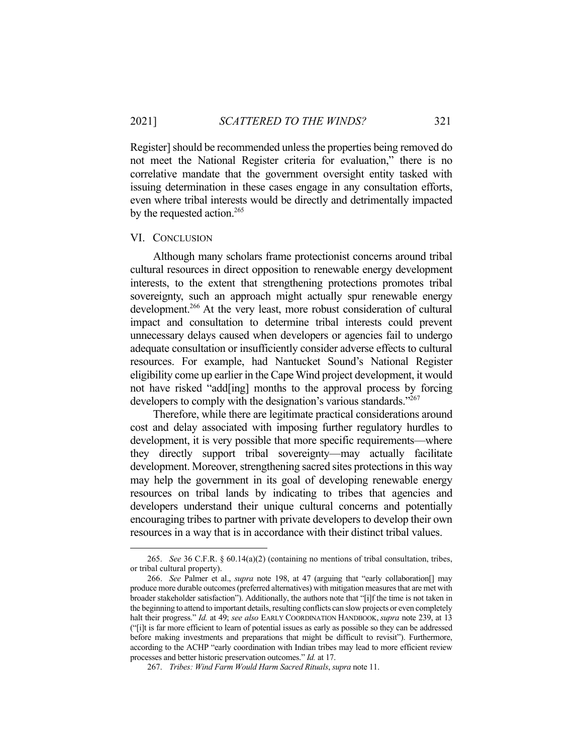Register] should be recommended unless the properties being removed do not meet the National Register criteria for evaluation," there is no correlative mandate that the government oversight entity tasked with issuing determination in these cases engage in any consultation efforts, even where tribal interests would be directly and detrimentally impacted by the requested action.[265]

## VI. CONCLUSION

Although many scholars frame protectionist concerns around tribal cultural resources in direct opposition to renewable energy development interests, to the extent that strengthening protections promotes tribal sovereignty, such an approach might actually spur renewable energy development.[266] At the very least, more robust consideration of cultural impact and consultation to determine tribal interests could prevent unnecessary delays caused when developers or agencies fail to undergo adequate consultation or insufficiently consider adverse effects to cultural resources. For example, had Nantucket Sound's National Register eligibility come up earlier in the Cape Wind project development, it would not have risked "add[ing] months to the approval process by forcing developers to comply with the designation's various standards."[267]

Therefore, while there are legitimate practical considerations around cost and delay associated with imposing further regulatory hurdles to development, it is very possible that more specific requirements—where they directly support tribal sovereignty—may actually facilitate development. Moreover, strengthening sacred sites protections in this way may help the government in its goal of developing renewable energy resources on tribal lands by indicating to tribes that agencies and developers understand their unique cultural concerns and potentially encouraging tribes to partner with private developers to develop their own resources in a way that is in accordance with their distinct tribal values.

---

265. *See* 36 C.F.R. § 60.14(a)(2) (containing no mentions of tribal consultation, tribes, or tribal cultural property).

266. *See* Palmer et al., *supra* note 198, at 47 (arguing that "early collaboration[] may produce more durable outcomes (preferred alternatives) with mitigation measures that are met with broader stakeholder satisfaction"). Additionally, the authors note that "[i]f the time is not taken in the beginning to attend to important details, resulting conflicts can slow projects or even completely halt their progress." *Id.* at 49; *see also* EARLY COORDINATION HANDBOOK, *supra* note 239, at 13 ("[i]t is far more efficient to learn of potential issues as early as possible so they can be addressed before making investments and preparations that might be difficult to revisit"). Furthermore, according to the ACHP "early coordination with Indian tribes may lead to more efficient review processes and better historic preservation outcomes." *Id.* at 17.

267. *Tribes: Wind Farm Would Harm Sacred Rituals*, *supra* note 11.